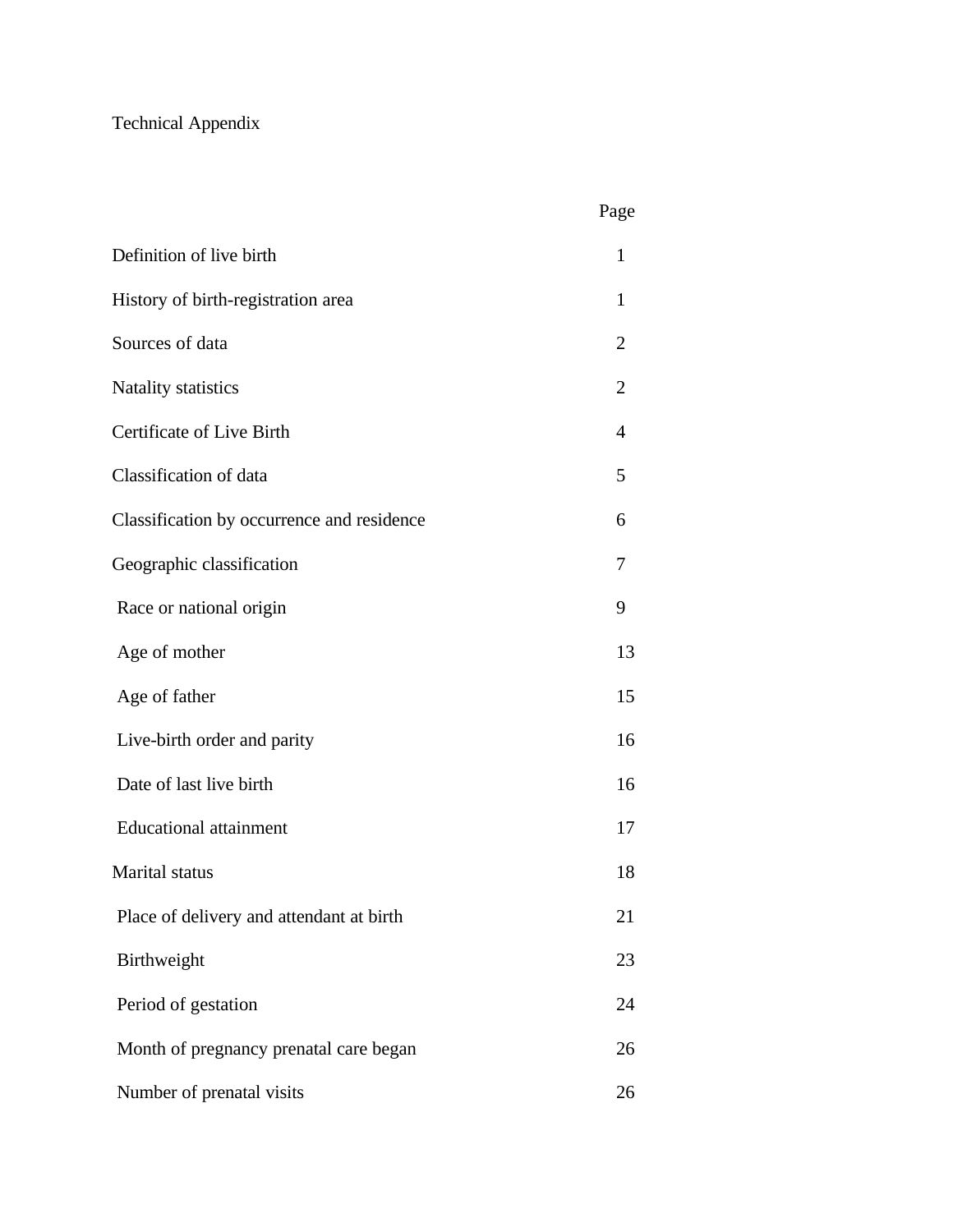# Technical Appendix

| | Page |
|---|---|
| Definition of live birth | 1 |
| History of birth-registration area | 1 |
| Sources of data | 2 |
| Natality statistics | 2 |
| Certificate of Live Birth | 4 |
| Classification of data | 5 |
| Classification by occurrence and residence | 6 |
| Geographic classification | 7 |
| Race or national origin | 9 |
| Age of mother | 13 |
| Age of father | 15 |
| Live-birth order and parity | 16 |
| Date of last live birth | 16 |
| Educational attainment | 17 |
| Marital status | 18 |
| Place of delivery and attendant at birth | 21 |
| Birthweight | 23 |
| Period of gestation | 24 |
| Month of pregnancy prenatal care began | 26 |
| Number of prenatal visits | 26 |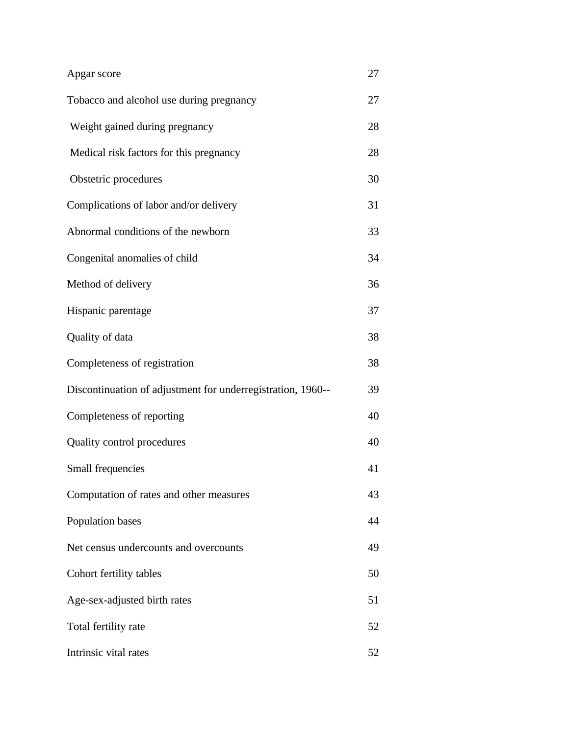| | |
|---|---|
| Apgar score | 27 |
| Tobacco and alcohol use during pregnancy | 27 |
| Weight gained during pregnancy | 28 |
| Medical risk factors for this pregnancy | 28 |
| Obstetric procedures | 30 |
| Complications of labor and/or delivery | 31 |
| Abnormal conditions of the newborn | 33 |
| Congenital anomalies of child | 34 |
| Method of delivery | 36 |
| Hispanic parentage | 37 |
| Quality of data | 38 |
| Completeness of registration | 38 |
| Discontinuation of adjustment for underregistration, 1960-- | 39 |
| Completeness of reporting | 40 |
| Quality control procedures | 40 |
| Small frequencies | 41 |
| Computation of rates and other measures | 43 |
| Population bases | 44 |
| Net census undercounts and overcounts | 49 |
| Cohort fertility tables | 50 |
| Age-sex-adjusted birth rates | 51 |
| Total fertility rate | 52 |
| Intrinsic vital rates | 52 |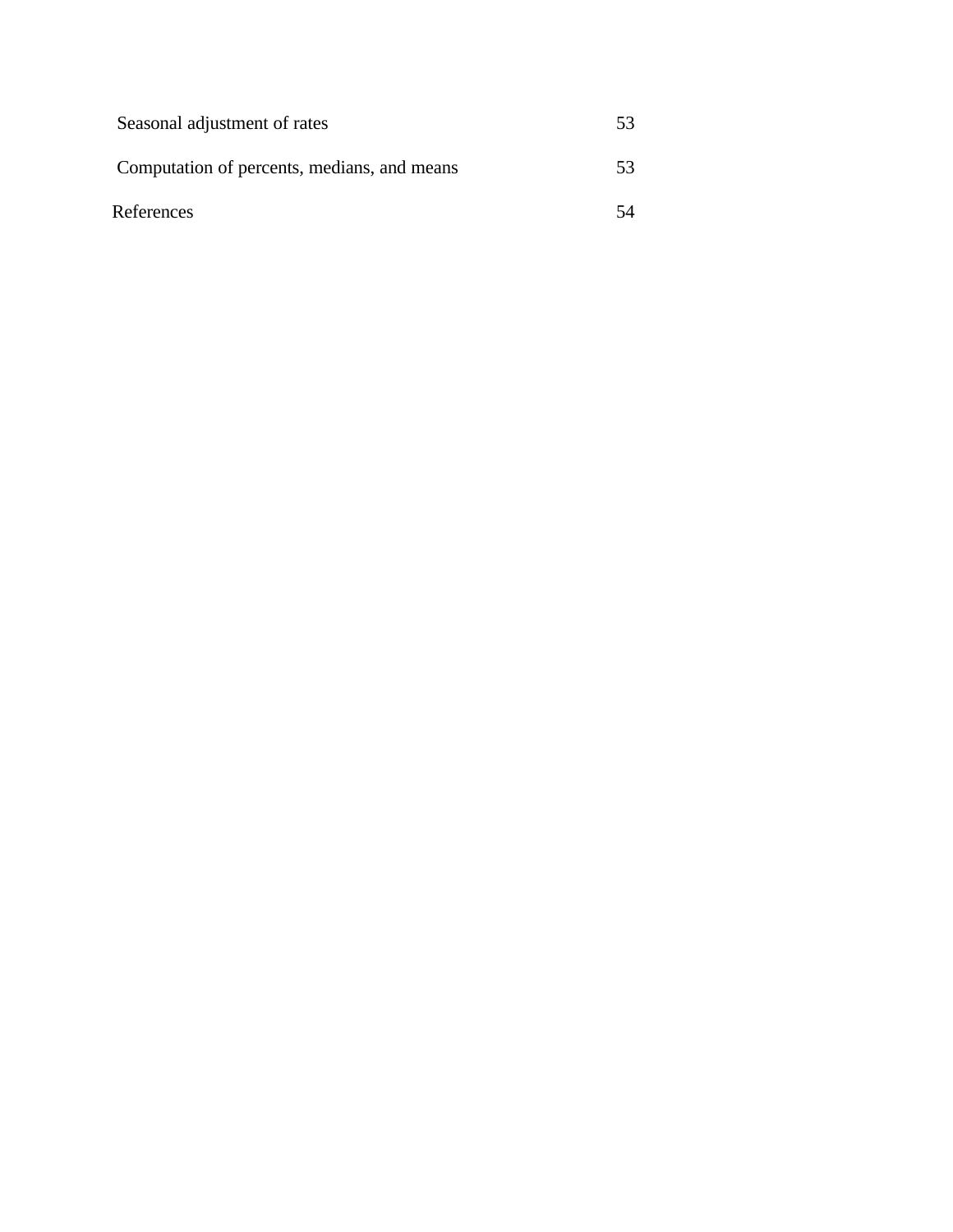| | |
|---|---|
| Seasonal adjustment of rates | 53 |
| Computation of percents, medians, and means | 53 |
| References | 54 |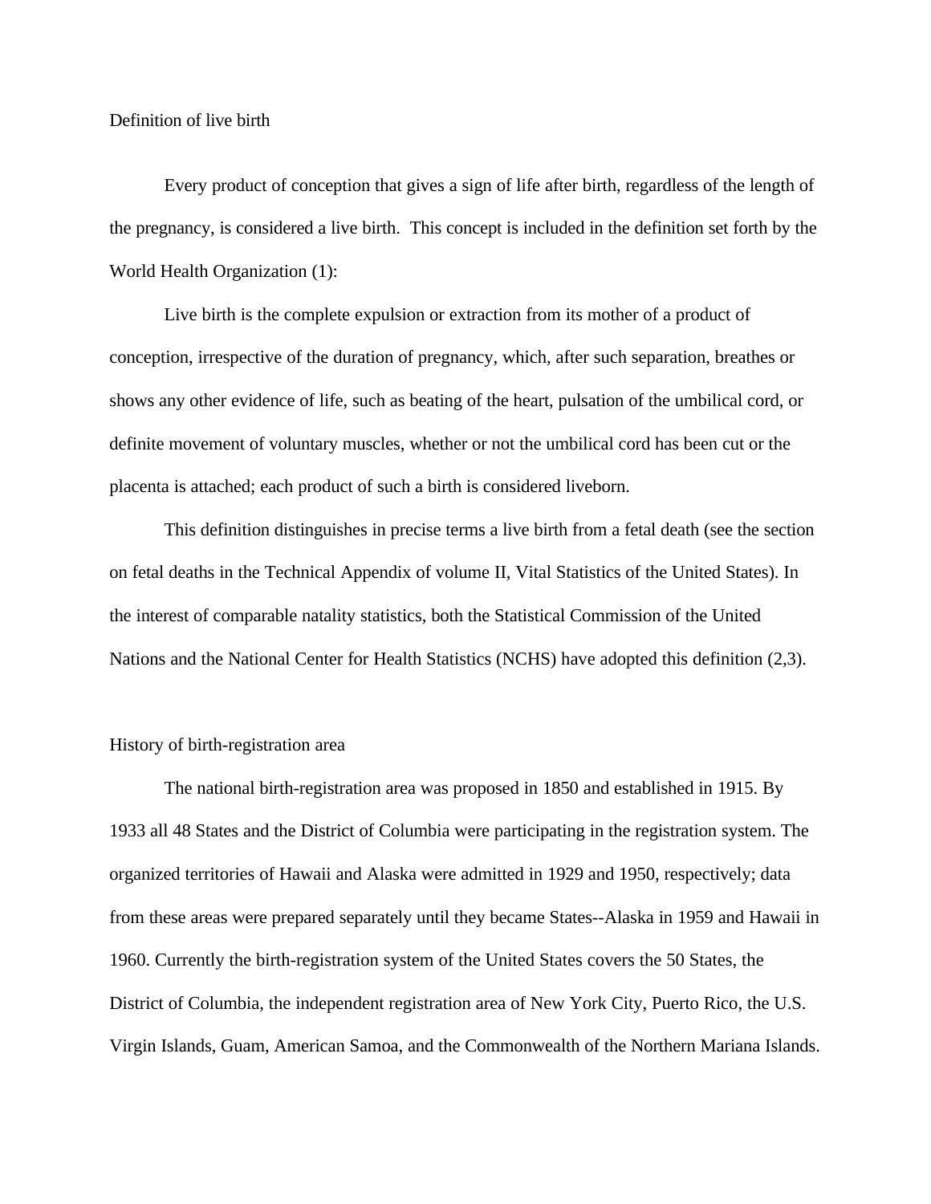## Definition of live birth

Every product of conception that gives a sign of life after birth, regardless of the length of the pregnancy, is considered a live birth. This concept is included in the definition set forth by the World Health Organization (1):

Live birth is the complete expulsion or extraction from its mother of a product of conception, irrespective of the duration of pregnancy, which, after such separation, breathes or shows any other evidence of life, such as beating of the heart, pulsation of the umbilical cord, or definite movement of voluntary muscles, whether or not the umbilical cord has been cut or the placenta is attached; each product of such a birth is considered liveborn.

This definition distinguishes in precise terms a live birth from a fetal death (see the section on fetal deaths in the Technical Appendix of volume II, Vital Statistics of the United States). In the interest of comparable natality statistics, both the Statistical Commission of the United Nations and the National Center for Health Statistics (NCHS) have adopted this definition (2,3).

## History of birth-registration area

The national birth-registration area was proposed in 1850 and established in 1915. By 1933 all 48 States and the District of Columbia were participating in the registration system. The organized territories of Hawaii and Alaska were admitted in 1929 and 1950, respectively; data from these areas were prepared separately until they became States--Alaska in 1959 and Hawaii in 1960. Currently the birth-registration system of the United States covers the 50 States, the District of Columbia, the independent registration area of New York City, Puerto Rico, the U.S. Virgin Islands, Guam, American Samoa, and the Commonwealth of the Northern Mariana Islands.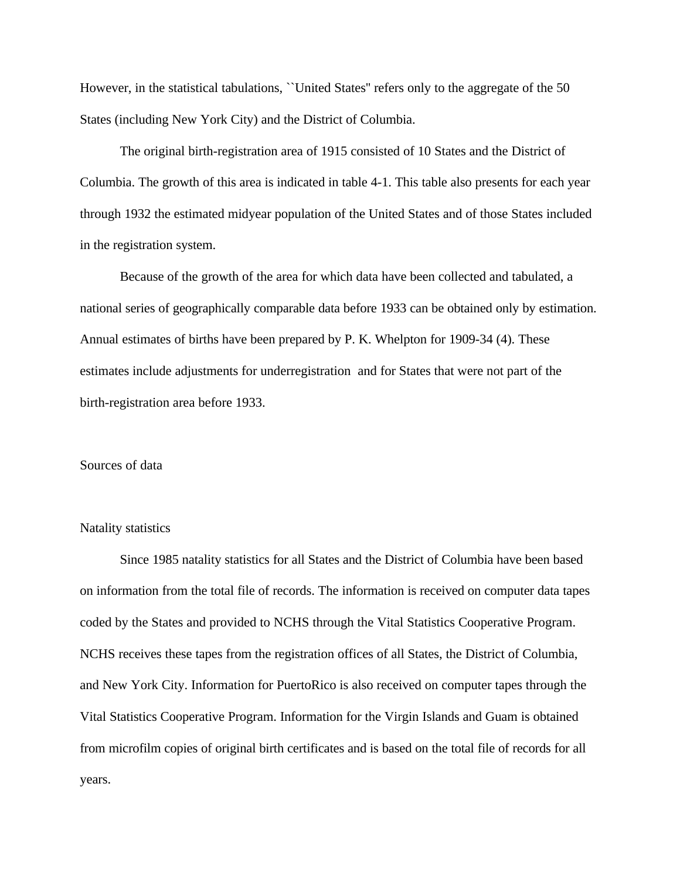However, in the statistical tabulations, ``United States'' refers only to the aggregate of the 50 States (including New York City) and the District of Columbia.

The original birth-registration area of 1915 consisted of 10 States and the District of Columbia. The growth of this area is indicated in table 4-1. This table also presents for each year through 1932 the estimated midyear population of the United States and of those States included in the registration system.

Because of the growth of the area for which data have been collected and tabulated, a national series of geographically comparable data before 1933 can be obtained only by estimation. Annual estimates of births have been prepared by P. K. Whelpton for 1909-34 (4). These estimates include adjustments for underregistration and for States that were not part of the birth-registration area before 1933.

## Sources of data

### Natality statistics

Since 1985 natality statistics for all States and the District of Columbia have been based on information from the total file of records. The information is received on computer data tapes coded by the States and provided to NCHS through the Vital Statistics Cooperative Program. NCHS receives these tapes from the registration offices of all States, the District of Columbia, and New York City. Information for PuertoRico is also received on computer tapes through the Vital Statistics Cooperative Program. Information for the Virgin Islands and Guam is obtained from microfilm copies of original birth certificates and is based on the total file of records for all years.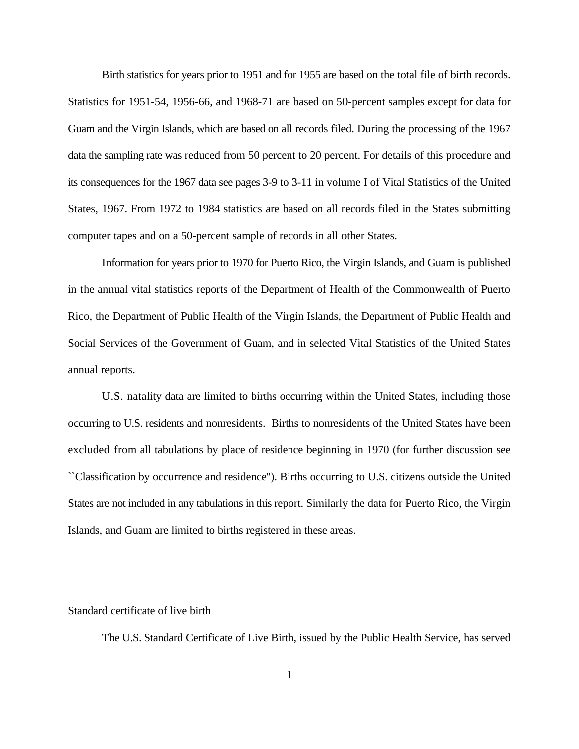Birth statistics for years prior to 1951 and for 1955 are based on the total file of birth records. Statistics for 1951-54, 1956-66, and 1968-71 are based on 50-percent samples except for data for Guam and the Virgin Islands, which are based on all records filed. During the processing of the 1967 data the sampling rate was reduced from 50 percent to 20 percent. For details of this procedure and its consequences for the 1967 data see pages 3-9 to 3-11 in volume I of Vital Statistics of the United States, 1967. From 1972 to 1984 statistics are based on all records filed in the States submitting computer tapes and on a 50-percent sample of records in all other States.

Information for years prior to 1970 for Puerto Rico, the Virgin Islands, and Guam is published in the annual vital statistics reports of the Department of Health of the Commonwealth of Puerto Rico, the Department of Public Health of the Virgin Islands, the Department of Public Health and Social Services of the Government of Guam, and in selected Vital Statistics of the United States annual reports.

U.S. natality data are limited to births occurring within the United States, including those occurring to U.S. residents and nonresidents. Births to nonresidents of the United States have been excluded from all tabulations by place of residence beginning in 1970 (for further discussion see ``Classification by occurrence and residence''). Births occurring to U.S. citizens outside the United States are not included in any tabulations in this report. Similarly the data for Puerto Rico, the Virgin Islands, and Guam are limited to births registered in these areas.

## Standard certificate of live birth

The U.S. Standard Certificate of Live Birth, issued by the Public Health Service, has served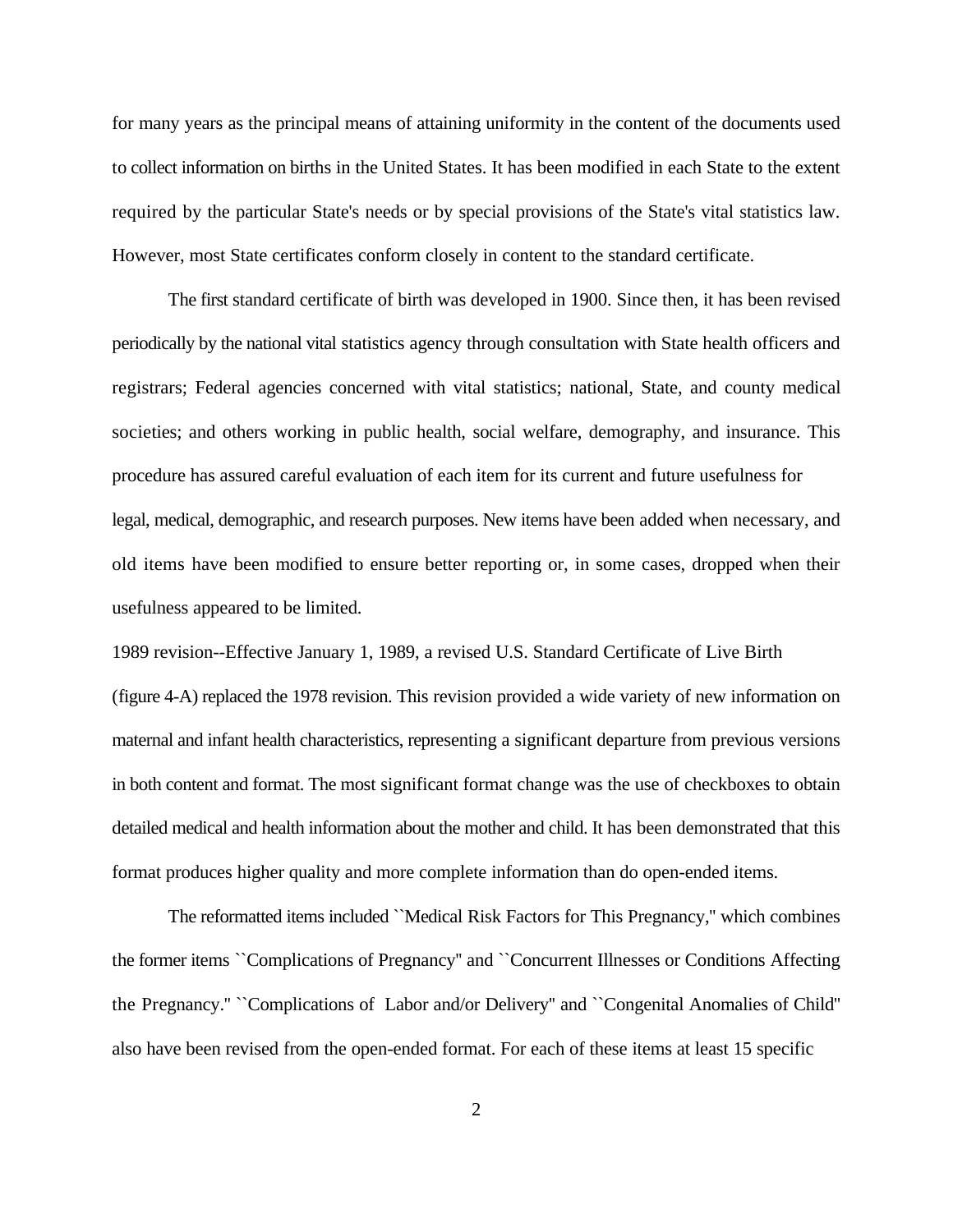for many years as the principal means of attaining uniformity in the content of the documents used to collect information on births in the United States. It has been modified in each State to the extent required by the particular State's needs or by special provisions of the State's vital statistics law. However, most State certificates conform closely in content to the standard certificate.

The first standard certificate of birth was developed in 1900. Since then, it has been revised periodically by the national vital statistics agency through consultation with State health officers and registrars; Federal agencies concerned with vital statistics; national, State, and county medical societies; and others working in public health, social welfare, demography, and insurance. This procedure has assured careful evaluation of each item for its current and future usefulness for legal, medical, demographic, and research purposes. New items have been added when necessary, and old items have been modified to ensure better reporting or, in some cases, dropped when their usefulness appeared to be limited.

1989 revision--Effective January 1, 1989, a revised U.S. Standard Certificate of Live Birth (figure 4-A) replaced the 1978 revision. This revision provided a wide variety of new information on maternal and infant health characteristics, representing a significant departure from previous versions in both content and format. The most significant format change was the use of checkboxes to obtain detailed medical and health information about the mother and child. It has been demonstrated that this format produces higher quality and more complete information than do open-ended items.

The reformatted items included ``Medical Risk Factors for This Pregnancy,'' which combines the former items ``Complications of Pregnancy'' and ``Concurrent Illnesses or Conditions Affecting the Pregnancy.'' ``Complications of Labor and/or Delivery'' and ``Congenital Anomalies of Child'' also have been revised from the open-ended format. For each of these items at least 15 specific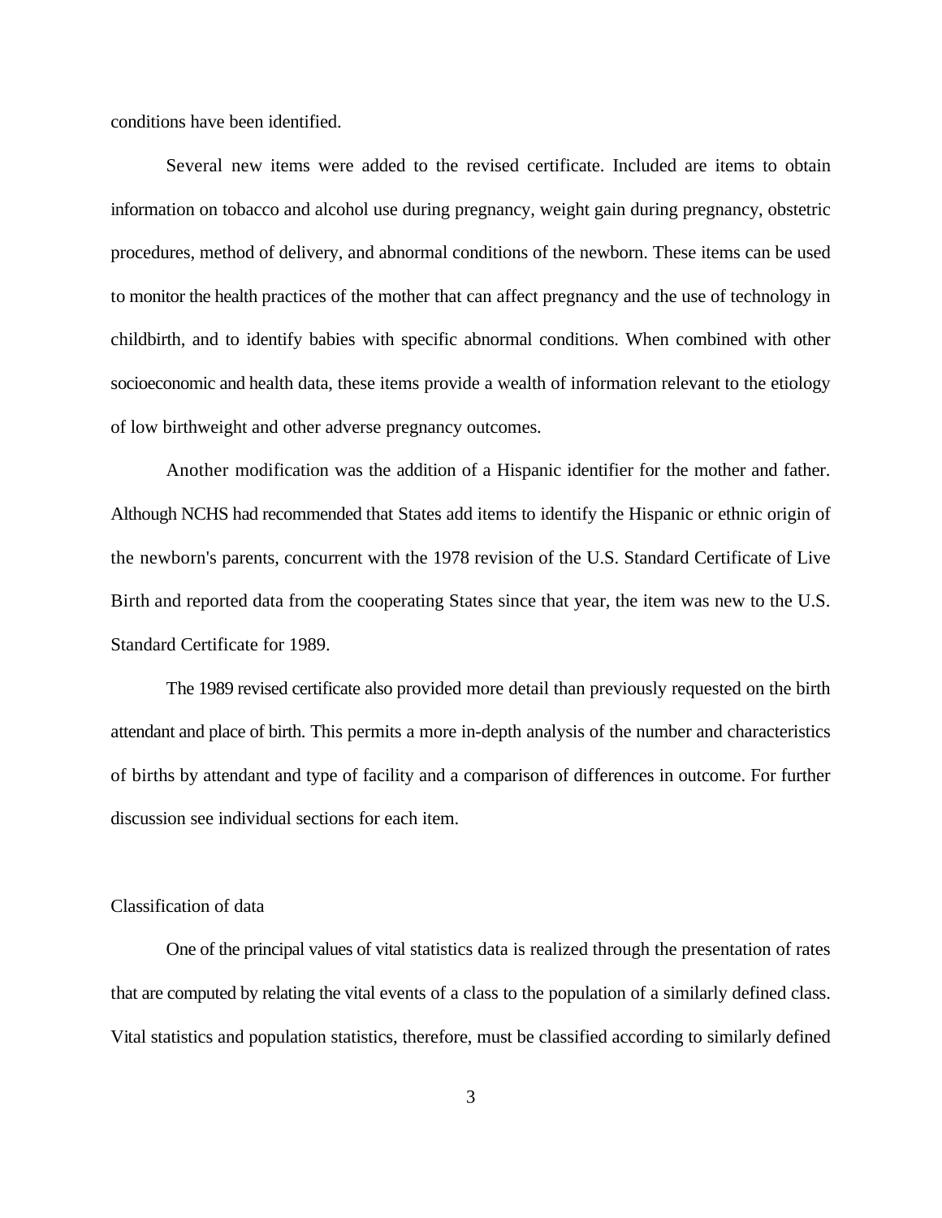conditions have been identified.

Several new items were added to the revised certificate. Included are items to obtain information on tobacco and alcohol use during pregnancy, weight gain during pregnancy, obstetric procedures, method of delivery, and abnormal conditions of the newborn. These items can be used to monitor the health practices of the mother that can affect pregnancy and the use of technology in childbirth, and to identify babies with specific abnormal conditions. When combined with other socioeconomic and health data, these items provide a wealth of information relevant to the etiology of low birthweight and other adverse pregnancy outcomes.

Another modification was the addition of a Hispanic identifier for the mother and father. Although NCHS had recommended that States add items to identify the Hispanic or ethnic origin of the newborn's parents, concurrent with the 1978 revision of the U.S. Standard Certificate of Live Birth and reported data from the cooperating States since that year, the item was new to the U.S. Standard Certificate for 1989.

The 1989 revised certificate also provided more detail than previously requested on the birth attendant and place of birth. This permits a more in-depth analysis of the number and characteristics of births by attendant and type of facility and a comparison of differences in outcome. For further discussion see individual sections for each item.

## Classification of data

One of the principal values of vital statistics data is realized through the presentation of rates that are computed by relating the vital events of a class to the population of a similarly defined class. Vital statistics and population statistics, therefore, must be classified according to similarly defined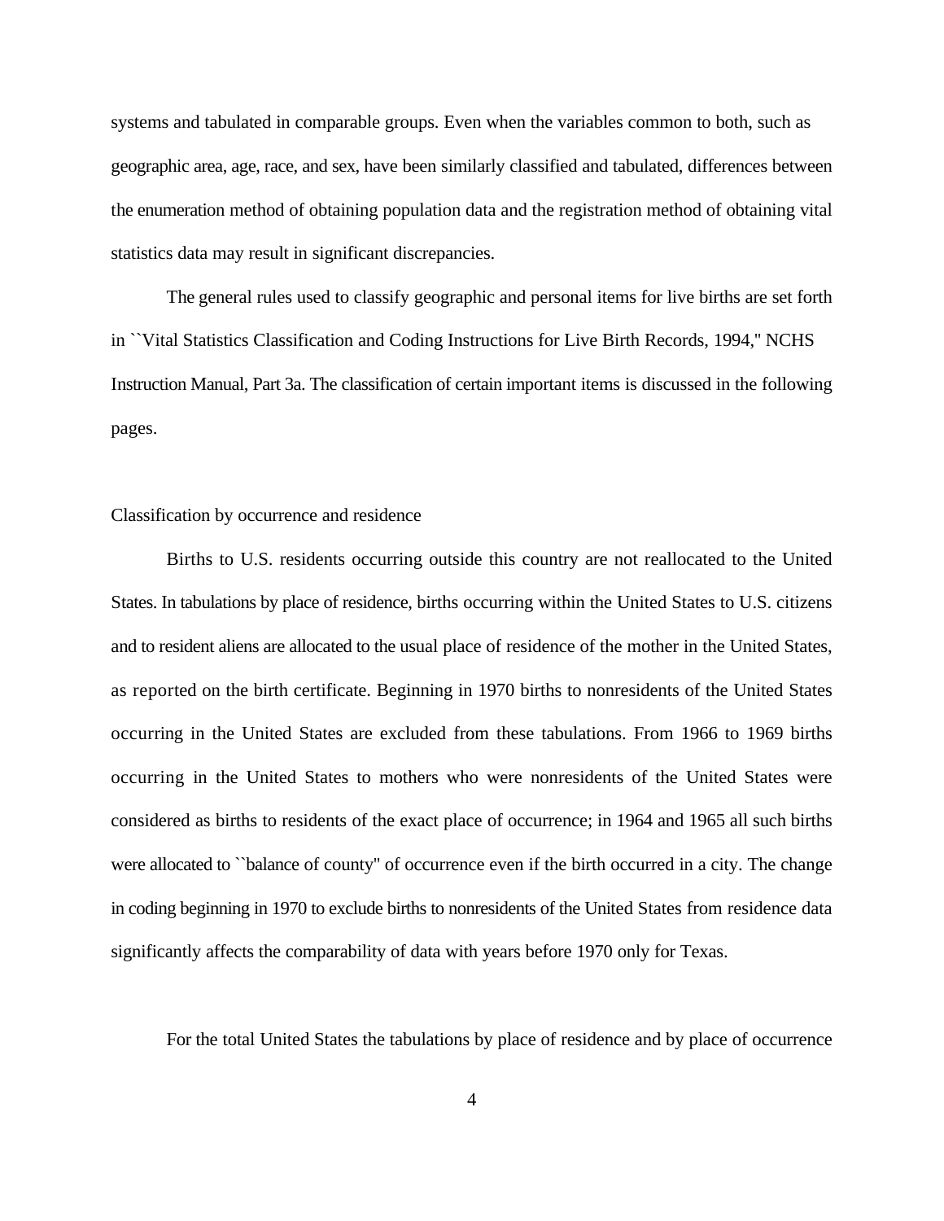systems and tabulated in comparable groups. Even when the variables common to both, such as geographic area, age, race, and sex, have been similarly classified and tabulated, differences between the enumeration method of obtaining population data and the registration method of obtaining vital statistics data may result in significant discrepancies.

The general rules used to classify geographic and personal items for live births are set forth in ``Vital Statistics Classification and Coding Instructions for Live Birth Records, 1994,'' NCHS Instruction Manual, Part 3a. The classification of certain important items is discussed in the following pages.

## Classification by occurrence and residence

Births to U.S. residents occurring outside this country are not reallocated to the United States. In tabulations by place of residence, births occurring within the United States to U.S. citizens and to resident aliens are allocated to the usual place of residence of the mother in the United States, as reported on the birth certificate. Beginning in 1970 births to nonresidents of the United States occurring in the United States are excluded from these tabulations. From 1966 to 1969 births occurring in the United States to mothers who were nonresidents of the United States were considered as births to residents of the exact place of occurrence; in 1964 and 1965 all such births were allocated to ``balance of county'' of occurrence even if the birth occurred in a city. The change in coding beginning in 1970 to exclude births to nonresidents of the United States from residence data significantly affects the comparability of data with years before 1970 only for Texas.

For the total United States the tabulations by place of residence and by place of occurrence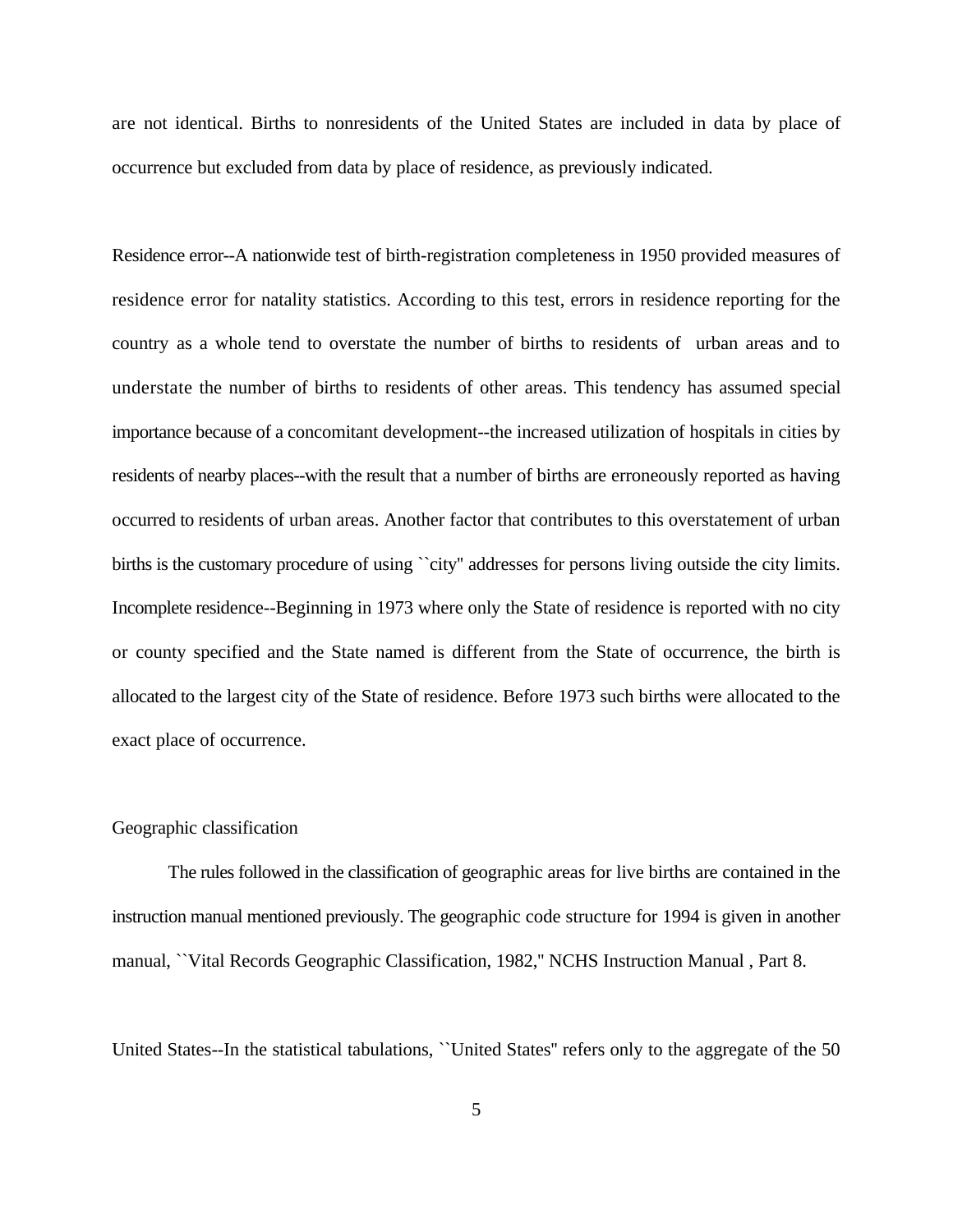are not identical. Births to nonresidents of the United States are included in data by place of occurrence but excluded from data by place of residence, as previously indicated.

Residence error--A nationwide test of birth-registration completeness in 1950 provided measures of residence error for natality statistics. According to this test, errors in residence reporting for the country as a whole tend to overstate the number of births to residents of urban areas and to understate the number of births to residents of other areas. This tendency has assumed special importance because of a concomitant development--the increased utilization of hospitals in cities by residents of nearby places--with the result that a number of births are erroneously reported as having occurred to residents of urban areas. Another factor that contributes to this overstatement of urban births is the customary procedure of using ``city'' addresses for persons living outside the city limits. Incomplete residence--Beginning in 1973 where only the State of residence is reported with no city or county specified and the State named is different from the State of occurrence, the birth is allocated to the largest city of the State of residence. Before 1973 such births were allocated to the exact place of occurrence.

Geographic classification

The rules followed in the classification of geographic areas for live births are contained in the instruction manual mentioned previously. The geographic code structure for 1994 is given in another manual, ``Vital Records Geographic Classification, 1982,'' NCHS Instruction Manual , Part 8.

United States--In the statistical tabulations, ``United States'' refers only to the aggregate of the 50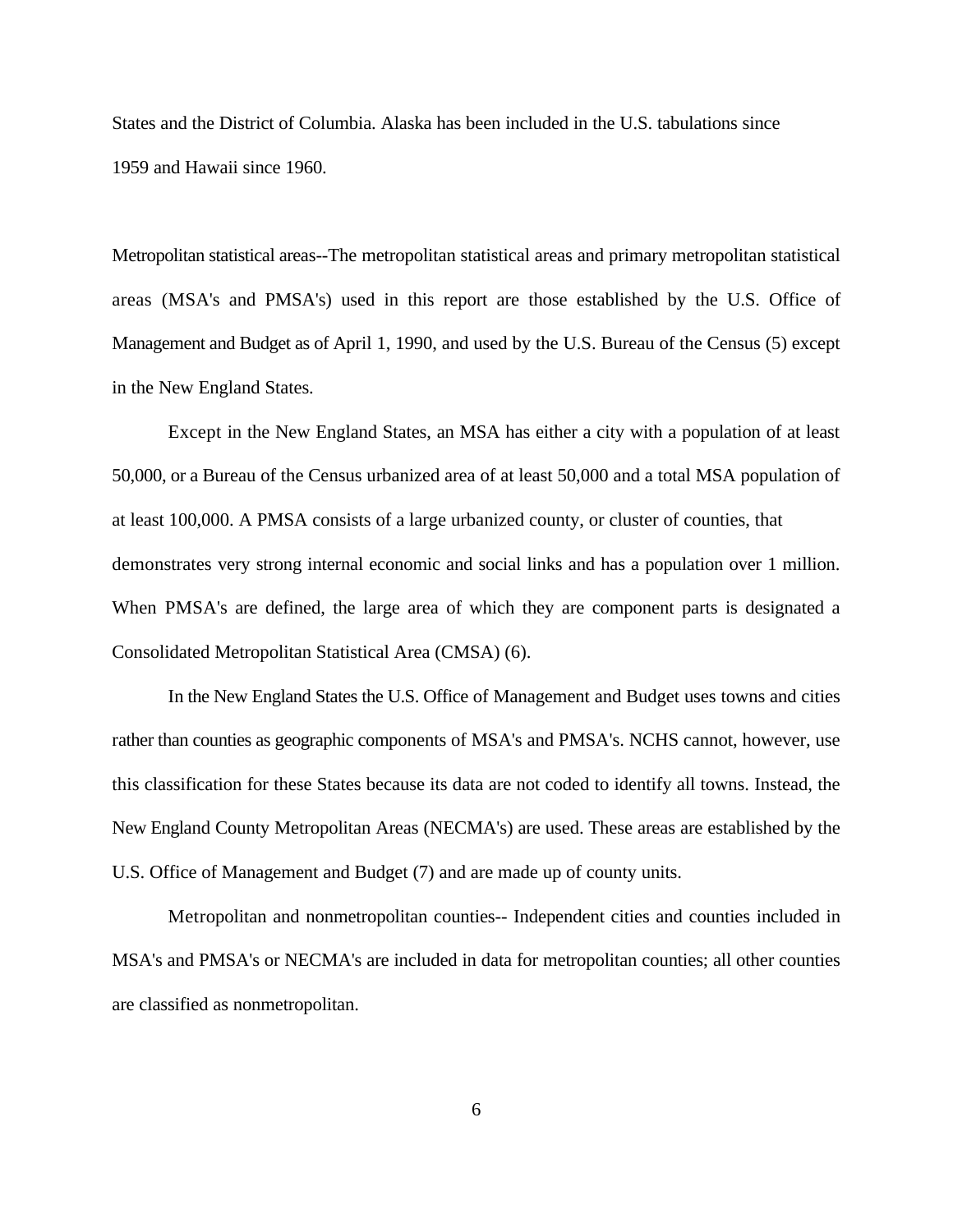States and the District of Columbia. Alaska has been included in the U.S. tabulations since 1959 and Hawaii since 1960.

Metropolitan statistical areas--The metropolitan statistical areas and primary metropolitan statistical areas (MSA's and PMSA's) used in this report are those established by the U.S. Office of Management and Budget as of April 1, 1990, and used by the U.S. Bureau of the Census (5) except in the New England States.

Except in the New England States, an MSA has either a city with a population of at least 50,000, or a Bureau of the Census urbanized area of at least 50,000 and a total MSA population of at least 100,000. A PMSA consists of a large urbanized county, or cluster of counties, that demonstrates very strong internal economic and social links and has a population over 1 million. When PMSA's are defined, the large area of which they are component parts is designated a Consolidated Metropolitan Statistical Area (CMSA) (6).

In the New England States the U.S. Office of Management and Budget uses towns and cities rather than counties as geographic components of MSA's and PMSA's. NCHS cannot, however, use this classification for these States because its data are not coded to identify all towns. Instead, the New England County Metropolitan Areas (NECMA's) are used. These areas are established by the U.S. Office of Management and Budget (7) and are made up of county units.

Metropolitan and nonmetropolitan counties-- Independent cities and counties included in MSA's and PMSA's or NECMA's are included in data for metropolitan counties; all other counties are classified as nonmetropolitan.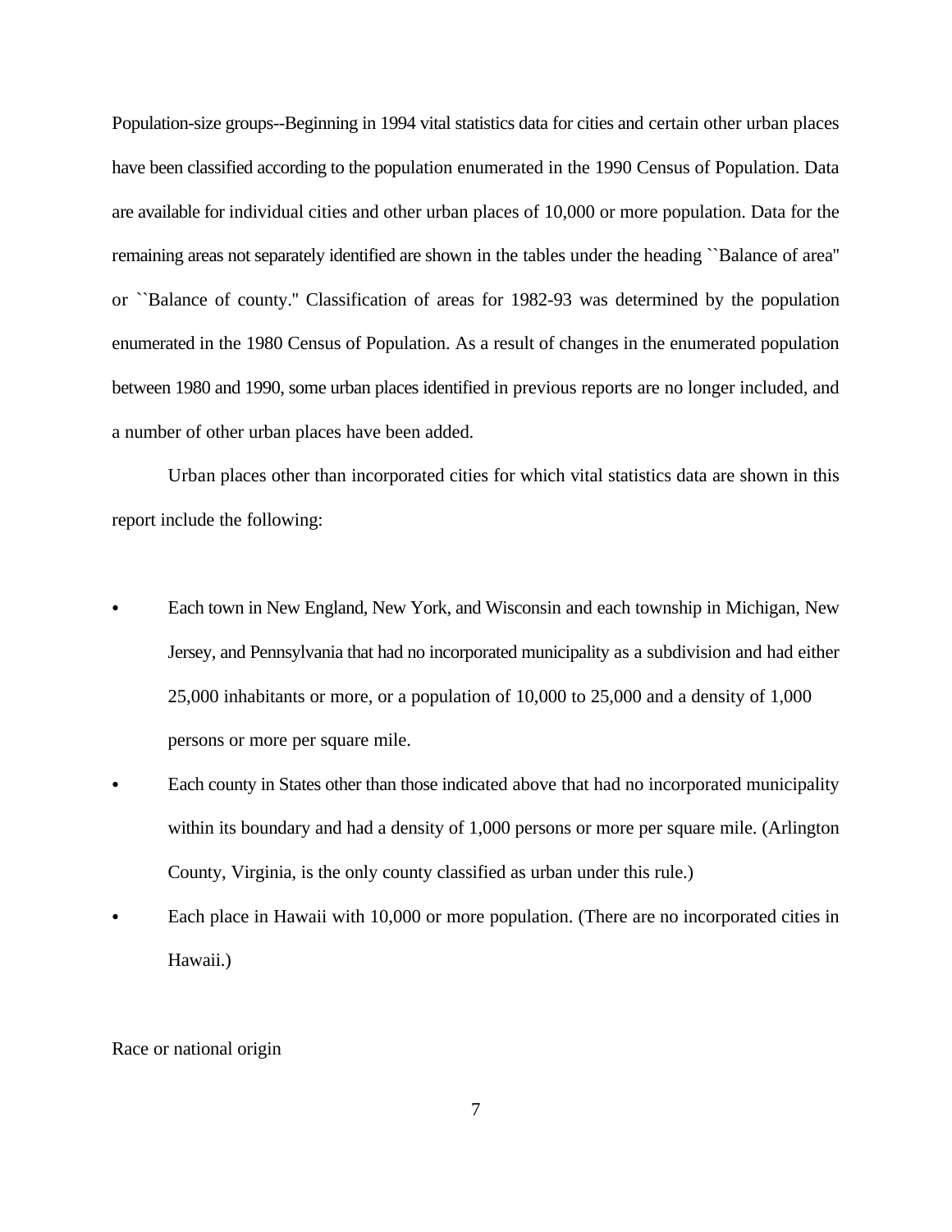Population-size groups--Beginning in 1994 vital statistics data for cities and certain other urban places have been classified according to the population enumerated in the 1990 Census of Population. Data are available for individual cities and other urban places of 10,000 or more population. Data for the remaining areas not separately identified are shown in the tables under the heading ``Balance of area'' or ``Balance of county.'' Classification of areas for 1982-93 was determined by the population enumerated in the 1980 Census of Population. As a result of changes in the enumerated population between 1980 and 1990, some urban places identified in previous reports are no longer included, and a number of other urban places have been added.

Urban places other than incorporated cities for which vital statistics data are shown in this report include the following:

- Each town in New England, New York, and Wisconsin and each township in Michigan, New Jersey, and Pennsylvania that had no incorporated municipality as a subdivision and had either 25,000 inhabitants or more, or a population of 10,000 to 25,000 and a density of 1,000 persons or more per square mile.
- Each county in States other than those indicated above that had no incorporated municipality within its boundary and had a density of 1,000 persons or more per square mile. (Arlington County, Virginia, is the only county classified as urban under this rule.)
- Each place in Hawaii with 10,000 or more population. (There are no incorporated cities in Hawaii.)

Race or national origin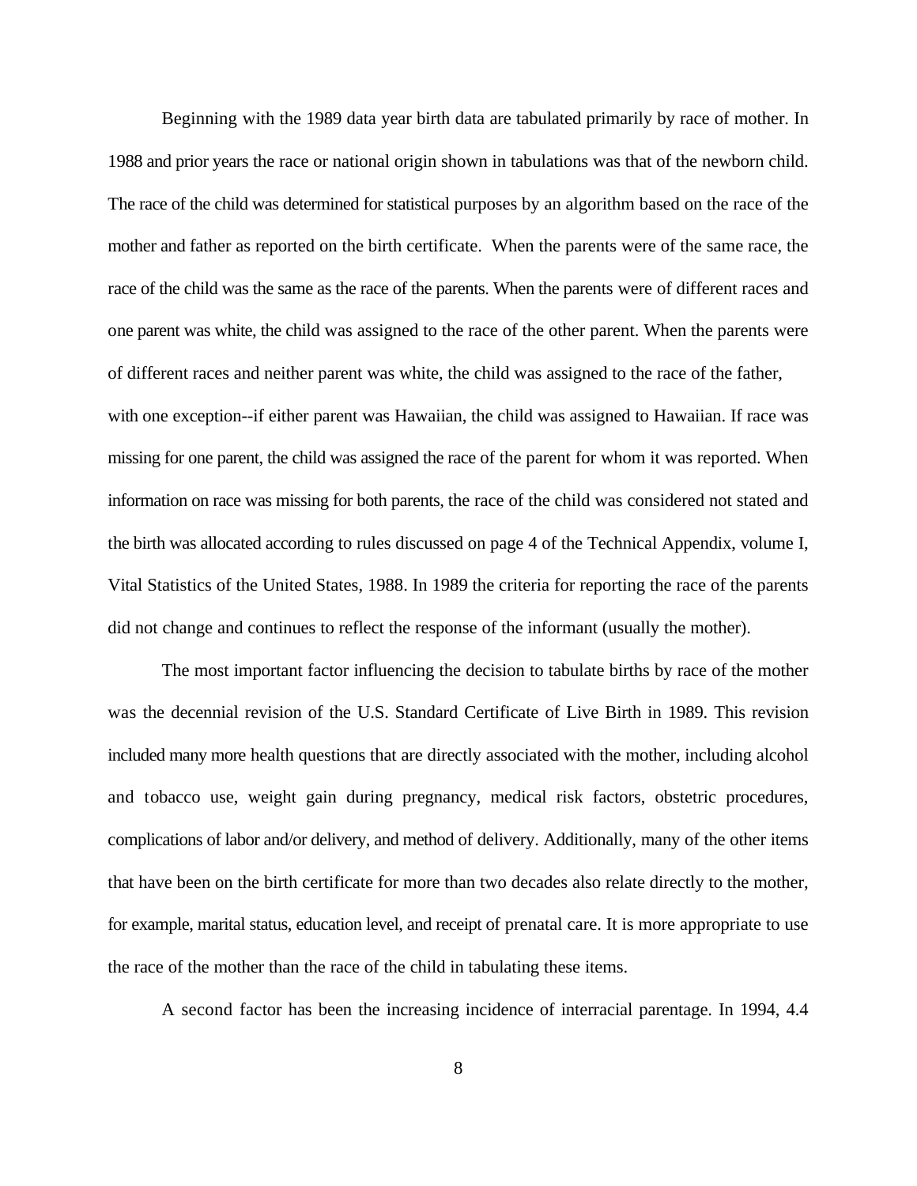Beginning with the 1989 data year birth data are tabulated primarily by race of mother. In 1988 and prior years the race or national origin shown in tabulations was that of the newborn child. The race of the child was determined for statistical purposes by an algorithm based on the race of the mother and father as reported on the birth certificate. When the parents were of the same race, the race of the child was the same as the race of the parents. When the parents were of different races and one parent was white, the child was assigned to the race of the other parent. When the parents were of different races and neither parent was white, the child was assigned to the race of the father, with one exception--if either parent was Hawaiian, the child was assigned to Hawaiian. If race was missing for one parent, the child was assigned the race of the parent for whom it was reported. When information on race was missing for both parents, the race of the child was considered not stated and the birth was allocated according to rules discussed on page 4 of the Technical Appendix, volume I, Vital Statistics of the United States, 1988. In 1989 the criteria for reporting the race of the parents did not change and continues to reflect the response of the informant (usually the mother).

The most important factor influencing the decision to tabulate births by race of the mother was the decennial revision of the U.S. Standard Certificate of Live Birth in 1989. This revision included many more health questions that are directly associated with the mother, including alcohol and tobacco use, weight gain during pregnancy, medical risk factors, obstetric procedures, complications of labor and/or delivery, and method of delivery. Additionally, many of the other items that have been on the birth certificate for more than two decades also relate directly to the mother, for example, marital status, education level, and receipt of prenatal care. It is more appropriate to use the race of the mother than the race of the child in tabulating these items.

A second factor has been the increasing incidence of interracial parentage. In 1994, 4.4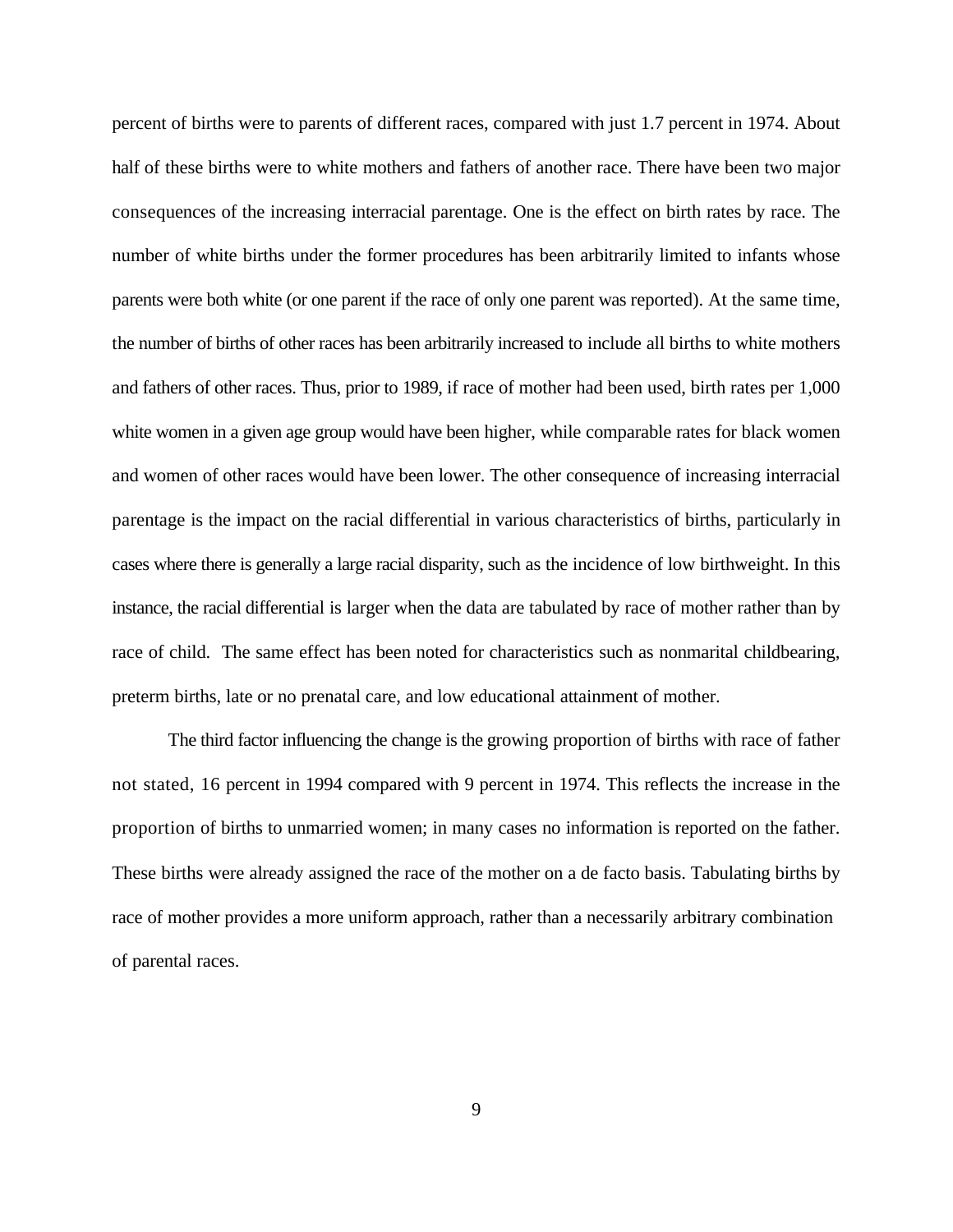percent of births were to parents of different races, compared with just 1.7 percent in 1974. About half of these births were to white mothers and fathers of another race. There have been two major consequences of the increasing interracial parentage. One is the effect on birth rates by race. The number of white births under the former procedures has been arbitrarily limited to infants whose parents were both white (or one parent if the race of only one parent was reported). At the same time, the number of births of other races has been arbitrarily increased to include all births to white mothers and fathers of other races. Thus, prior to 1989, if race of mother had been used, birth rates per 1,000 white women in a given age group would have been higher, while comparable rates for black women and women of other races would have been lower. The other consequence of increasing interracial parentage is the impact on the racial differential in various characteristics of births, particularly in cases where there is generally a large racial disparity, such as the incidence of low birthweight. In this instance, the racial differential is larger when the data are tabulated by race of mother rather than by race of child.  The same effect has been noted for characteristics such as nonmarital childbearing, preterm births, late or no prenatal care, and low educational attainment of mother.

The third factor influencing the change is the growing proportion of births with race of father not stated, 16 percent in 1994 compared with 9 percent in 1974. This reflects the increase in the proportion of births to unmarried women; in many cases no information is reported on the father. These births were already assigned the race of the mother on a de facto basis. Tabulating births by race of mother provides a more uniform approach, rather than a necessarily arbitrary combination of parental races.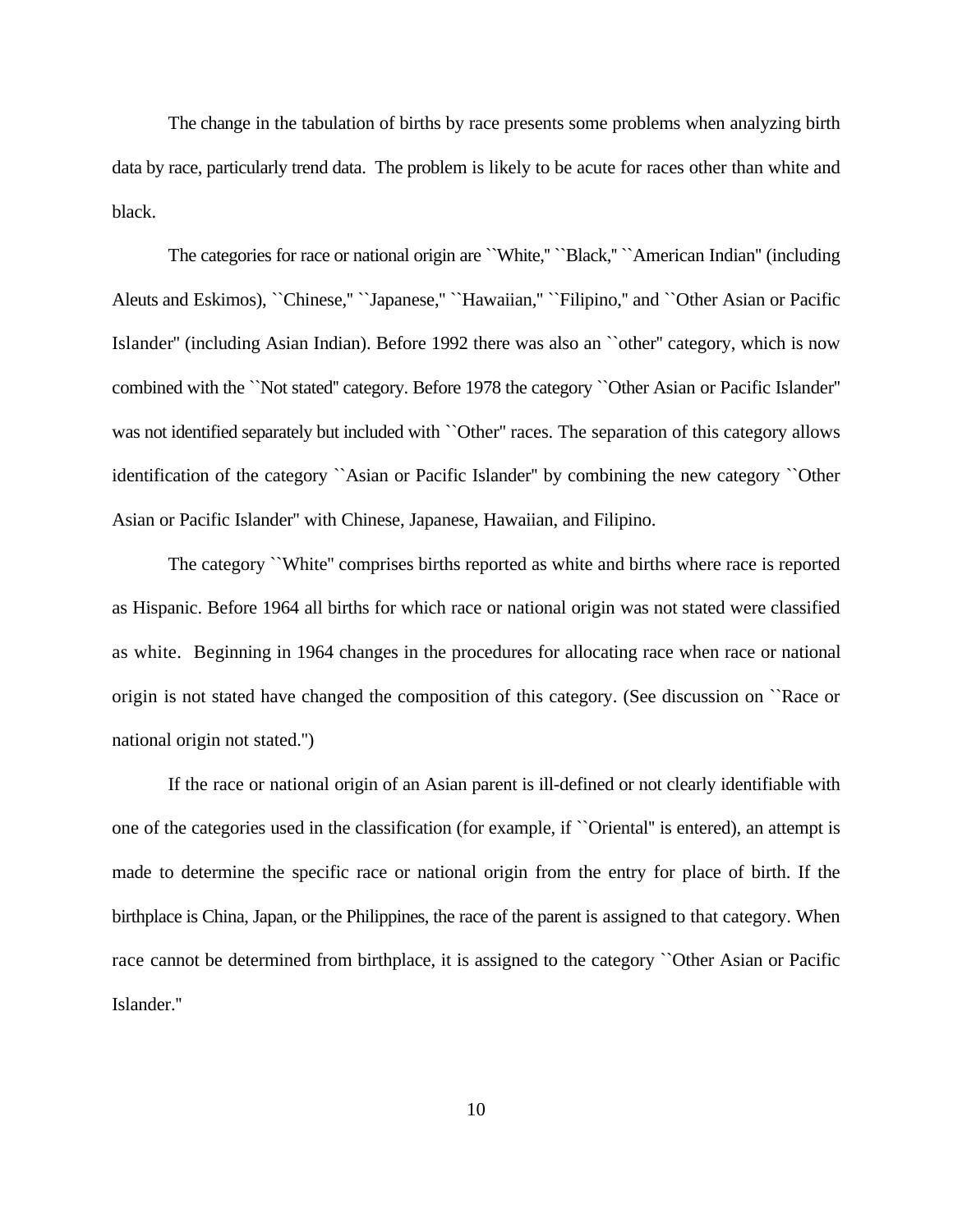The change in the tabulation of births by race presents some problems when analyzing birth data by race, particularly trend data. The problem is likely to be acute for races other than white and black.

The categories for race or national origin are ``White,'' ``Black,'' ``American Indian'' (including Aleuts and Eskimos), ``Chinese,'' ``Japanese,'' ``Hawaiian,'' ``Filipino,'' and ``Other Asian or Pacific Islander'' (including Asian Indian). Before 1992 there was also an ``other'' category, which is now combined with the ``Not stated'' category. Before 1978 the category ``Other Asian or Pacific Islander'' was not identified separately but included with ``Other'' races. The separation of this category allows identification of the category ``Asian or Pacific Islander'' by combining the new category ``Other Asian or Pacific Islander'' with Chinese, Japanese, Hawaiian, and Filipino.

The category ``White'' comprises births reported as white and births where race is reported as Hispanic. Before 1964 all births for which race or national origin was not stated were classified as white. Beginning in 1964 changes in the procedures for allocating race when race or national origin is not stated have changed the composition of this category. (See discussion on ``Race or national origin not stated.'')

If the race or national origin of an Asian parent is ill-defined or not clearly identifiable with one of the categories used in the classification (for example, if ``Oriental'' is entered), an attempt is made to determine the specific race or national origin from the entry for place of birth. If the birthplace is China, Japan, or the Philippines, the race of the parent is assigned to that category. When race cannot be determined from birthplace, it is assigned to the category ``Other Asian or Pacific Islander.''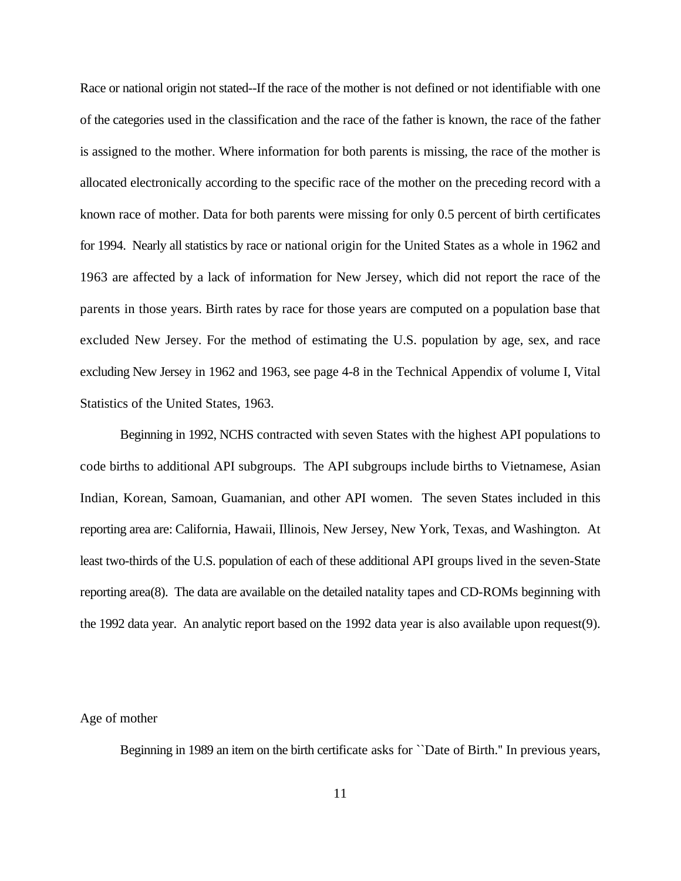Race or national origin not stated--If the race of the mother is not defined or not identifiable with one of the categories used in the classification and the race of the father is known, the race of the father is assigned to the mother. Where information for both parents is missing, the race of the mother is allocated electronically according to the specific race of the mother on the preceding record with a known race of mother. Data for both parents were missing for only 0.5 percent of birth certificates for 1994. Nearly all statistics by race or national origin for the United States as a whole in 1962 and 1963 are affected by a lack of information for New Jersey, which did not report the race of the parents in those years. Birth rates by race for those years are computed on a population base that excluded New Jersey. For the method of estimating the U.S. population by age, sex, and race excluding New Jersey in 1962 and 1963, see page 4-8 in the Technical Appendix of volume I, Vital Statistics of the United States, 1963.

Beginning in 1992, NCHS contracted with seven States with the highest API populations to code births to additional API subgroups. The API subgroups include births to Vietnamese, Asian Indian, Korean, Samoan, Guamanian, and other API women. The seven States included in this reporting area are: California, Hawaii, Illinois, New Jersey, New York, Texas, and Washington. At least two-thirds of the U.S. population of each of these additional API groups lived in the seven-State reporting area(8). The data are available on the detailed natality tapes and CD-ROMs beginning with the 1992 data year. An analytic report based on the 1992 data year is also available upon request(9).

## Age of mother

Beginning in 1989 an item on the birth certificate asks for ``Date of Birth.'' In previous years,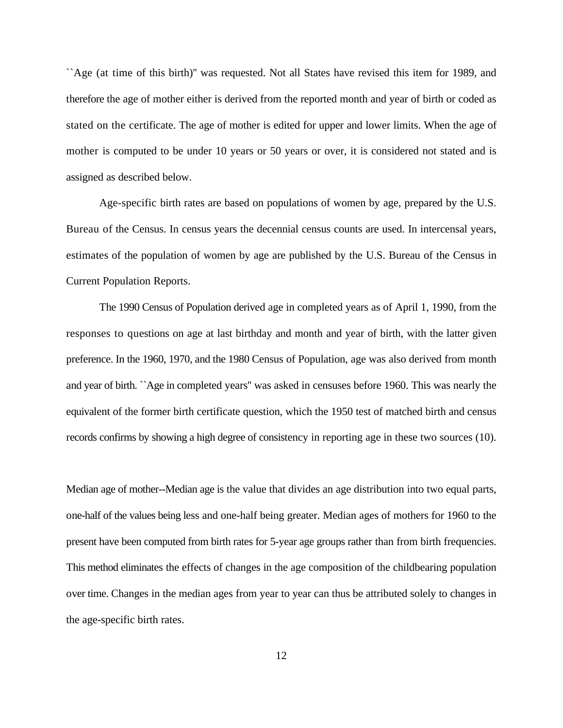``Age (at time of this birth)'' was requested. Not all States have revised this item for 1989, and therefore the age of mother either is derived from the reported month and year of birth or coded as stated on the certificate. The age of mother is edited for upper and lower limits. When the age of mother is computed to be under 10 years or 50 years or over, it is considered not stated and is assigned as described below.

Age-specific birth rates are based on populations of women by age, prepared by the U.S. Bureau of the Census. In census years the decennial census counts are used. In intercensal years, estimates of the population of women by age are published by the U.S. Bureau of the Census in Current Population Reports.

The 1990 Census of Population derived age in completed years as of April 1, 1990, from the responses to questions on age at last birthday and month and year of birth, with the latter given preference. In the 1960, 1970, and the 1980 Census of Population, age was also derived from month and year of birth. ``Age in completed years'' was asked in censuses before 1960. This was nearly the equivalent of the former birth certificate question, which the 1950 test of matched birth and census records confirms by showing a high degree of consistency in reporting age in these two sources (10).

Median age of mother--Median age is the value that divides an age distribution into two equal parts, one-half of the values being less and one-half being greater. Median ages of mothers for 1960 to the present have been computed from birth rates for 5-year age groups rather than from birth frequencies. This method eliminates the effects of changes in the age composition of the childbearing population over time. Changes in the median ages from year to year can thus be attributed solely to changes in the age-specific birth rates.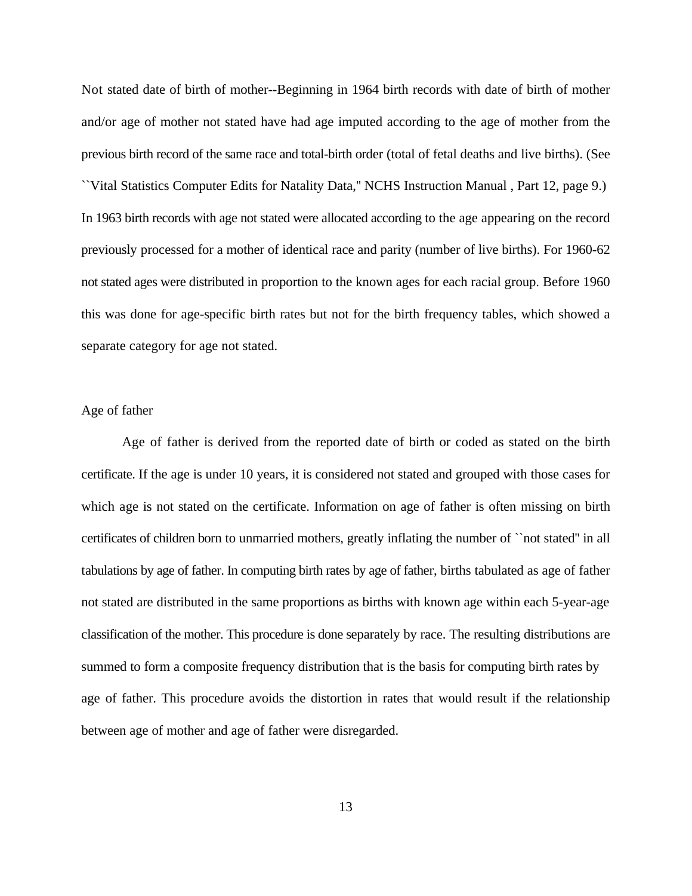Not stated date of birth of mother--Beginning in 1964 birth records with date of birth of mother and/or age of mother not stated have had age imputed according to the age of mother from the previous birth record of the same race and total-birth order (total of fetal deaths and live births). (See ``Vital Statistics Computer Edits for Natality Data,'' NCHS Instruction Manual , Part 12, page 9.) In 1963 birth records with age not stated were allocated according to the age appearing on the record previously processed for a mother of identical race and parity (number of live births). For 1960-62 not stated ages were distributed in proportion to the known ages for each racial group. Before 1960 this was done for age-specific birth rates but not for the birth frequency tables, which showed a separate category for age not stated.

## Age of father

Age of father is derived from the reported date of birth or coded as stated on the birth certificate. If the age is under 10 years, it is considered not stated and grouped with those cases for which age is not stated on the certificate. Information on age of father is often missing on birth certificates of children born to unmarried mothers, greatly inflating the number of ``not stated'' in all tabulations by age of father. In computing birth rates by age of father, births tabulated as age of father not stated are distributed in the same proportions as births with known age within each 5-year-age classification of the mother. This procedure is done separately by race. The resulting distributions are summed to form a composite frequency distribution that is the basis for computing birth rates by age of father. This procedure avoids the distortion in rates that would result if the relationship between age of mother and age of father were disregarded.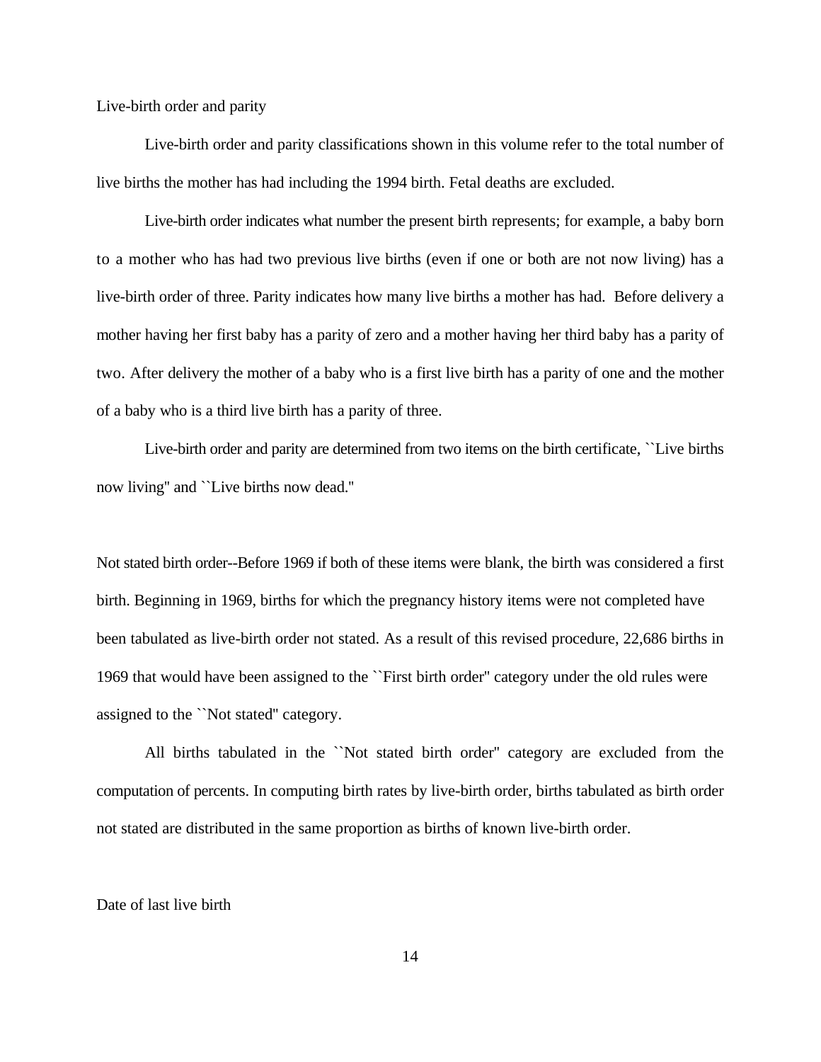## Live-birth order and parity

Live-birth order and parity classifications shown in this volume refer to the total number of live births the mother has had including the 1994 birth. Fetal deaths are excluded.

Live-birth order indicates what number the present birth represents; for example, a baby born to a mother who has had two previous live births (even if one or both are not now living) has a live-birth order of three. Parity indicates how many live births a mother has had. Before delivery a mother having her first baby has a parity of zero and a mother having her third baby has a parity of two. After delivery the mother of a baby who is a first live birth has a parity of one and the mother of a baby who is a third live birth has a parity of three.

Live-birth order and parity are determined from two items on the birth certificate, ``Live births now living'' and ``Live births now dead.''

Not stated birth order--Before 1969 if both of these items were blank, the birth was considered a first birth. Beginning in 1969, births for which the pregnancy history items were not completed have been tabulated as live-birth order not stated. As a result of this revised procedure, 22,686 births in 1969 that would have been assigned to the ``First birth order'' category under the old rules were assigned to the ``Not stated'' category.

All births tabulated in the ``Not stated birth order'' category are excluded from the computation of percents. In computing birth rates by live-birth order, births tabulated as birth order not stated are distributed in the same proportion as births of known live-birth order.

## Date of last live birth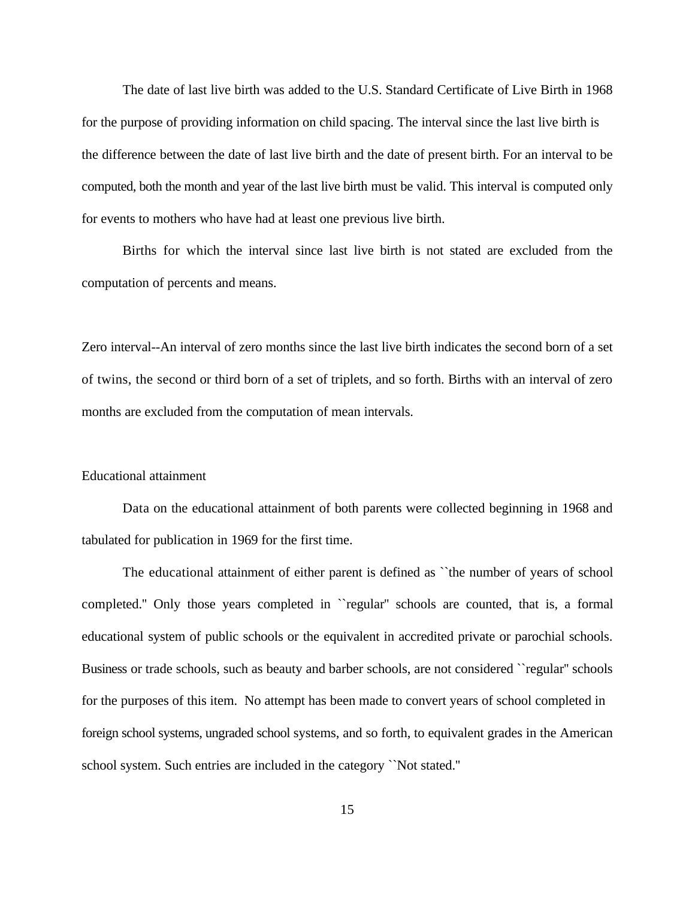The date of last live birth was added to the U.S. Standard Certificate of Live Birth in 1968 for the purpose of providing information on child spacing. The interval since the last live birth is the difference between the date of last live birth and the date of present birth. For an interval to be computed, both the month and year of the last live birth must be valid. This interval is computed only for events to mothers who have had at least one previous live birth.

Births for which the interval since last live birth is not stated are excluded from the computation of percents and means.

Zero interval--An interval of zero months since the last live birth indicates the second born of a set of twins, the second or third born of a set of triplets, and so forth. Births with an interval of zero months are excluded from the computation of mean intervals.

Educational attainment

Data on the educational attainment of both parents were collected beginning in 1968 and tabulated for publication in 1969 for the first time.

The educational attainment of either parent is defined as ``the number of years of school completed.'' Only those years completed in ``regular'' schools are counted, that is, a formal educational system of public schools or the equivalent in accredited private or parochial schools. Business or trade schools, such as beauty and barber schools, are not considered ``regular'' schools for the purposes of this item. No attempt has been made to convert years of school completed in foreign school systems, ungraded school systems, and so forth, to equivalent grades in the American school system. Such entries are included in the category ``Not stated.''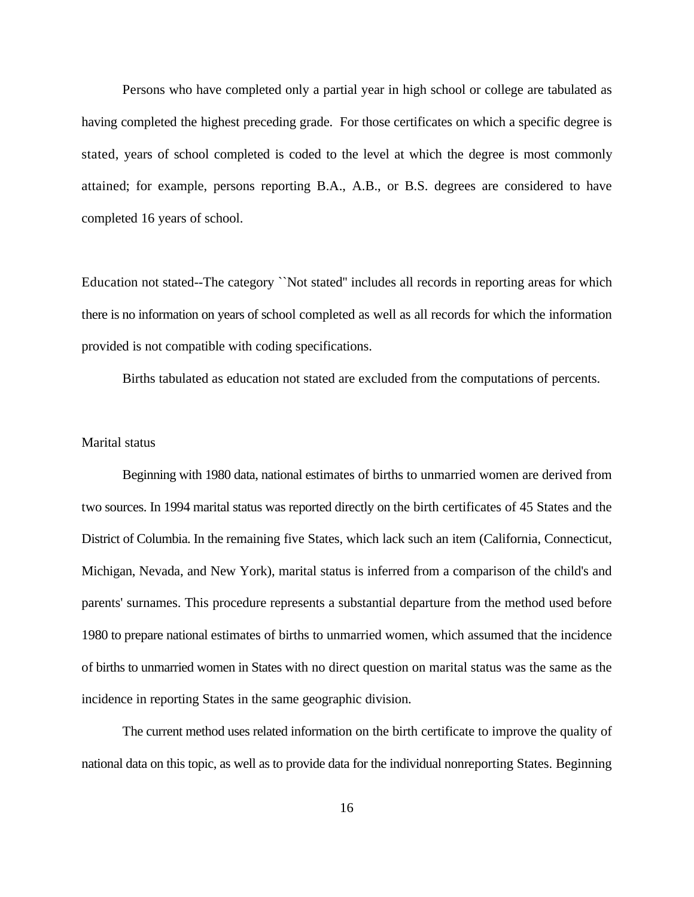Persons who have completed only a partial year in high school or college are tabulated as having completed the highest preceding grade. For those certificates on which a specific degree is stated, years of school completed is coded to the level at which the degree is most commonly attained; for example, persons reporting B.A., A.B., or B.S. degrees are considered to have completed 16 years of school.

Education not stated--The category ``Not stated'' includes all records in reporting areas for which there is no information on years of school completed as well as all records for which the information provided is not compatible with coding specifications.

Births tabulated as education not stated are excluded from the computations of percents.

## Marital status

Beginning with 1980 data, national estimates of births to unmarried women are derived from two sources. In 1994 marital status was reported directly on the birth certificates of 45 States and the District of Columbia. In the remaining five States, which lack such an item (California, Connecticut, Michigan, Nevada, and New York), marital status is inferred from a comparison of the child's and parents' surnames. This procedure represents a substantial departure from the method used before 1980 to prepare national estimates of births to unmarried women, which assumed that the incidence of births to unmarried women in States with no direct question on marital status was the same as the incidence in reporting States in the same geographic division.

The current method uses related information on the birth certificate to improve the quality of national data on this topic, as well as to provide data for the individual nonreporting States. Beginning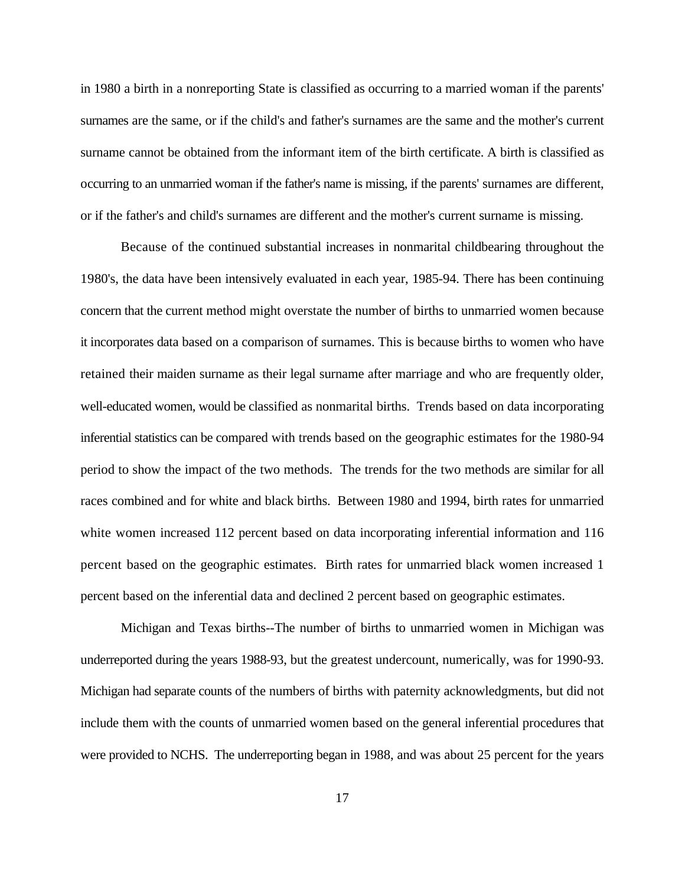in 1980 a birth in a nonreporting State is classified as occurring to a married woman if the parents' surnames are the same, or if the child's and father's surnames are the same and the mother's current surname cannot be obtained from the informant item of the birth certificate. A birth is classified as occurring to an unmarried woman if the father's name is missing, if the parents' surnames are different, or if the father's and child's surnames are different and the mother's current surname is missing.

Because of the continued substantial increases in nonmarital childbearing throughout the 1980's, the data have been intensively evaluated in each year, 1985-94. There has been continuing concern that the current method might overstate the number of births to unmarried women because it incorporates data based on a comparison of surnames. This is because births to women who have retained their maiden surname as their legal surname after marriage and who are frequently older, well-educated women, would be classified as nonmarital births. Trends based on data incorporating inferential statistics can be compared with trends based on the geographic estimates for the 1980-94 period to show the impact of the two methods. The trends for the two methods are similar for all races combined and for white and black births. Between 1980 and 1994, birth rates for unmarried white women increased 112 percent based on data incorporating inferential information and 116 percent based on the geographic estimates. Birth rates for unmarried black women increased 1 percent based on the inferential data and declined 2 percent based on geographic estimates.

Michigan and Texas births--The number of births to unmarried women in Michigan was underreported during the years 1988-93, but the greatest undercount, numerically, was for 1990-93. Michigan had separate counts of the numbers of births with paternity acknowledgments, but did not include them with the counts of unmarried women based on the general inferential procedures that were provided to NCHS. The underreporting began in 1988, and was about 25 percent for the years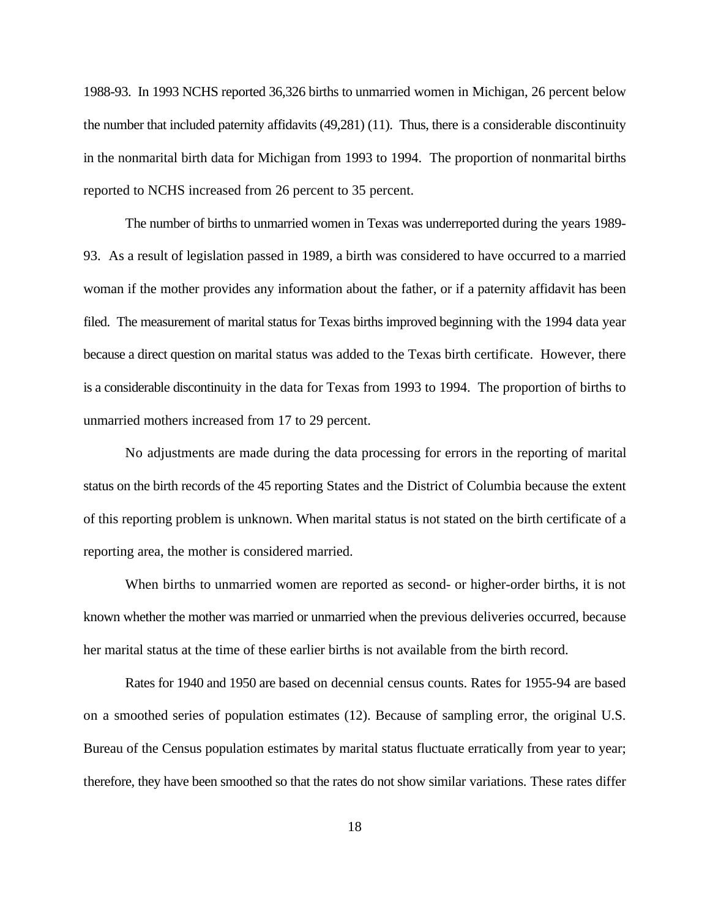1988-93. In 1993 NCHS reported 36,326 births to unmarried women in Michigan, 26 percent below the number that included paternity affidavits (49,281) (11). Thus, there is a considerable discontinuity in the nonmarital birth data for Michigan from 1993 to 1994. The proportion of nonmarital births reported to NCHS increased from 26 percent to 35 percent.

The number of births to unmarried women in Texas was underreported during the years 1989-93. As a result of legislation passed in 1989, a birth was considered to have occurred to a married woman if the mother provides any information about the father, or if a paternity affidavit has been filed. The measurement of marital status for Texas births improved beginning with the 1994 data year because a direct question on marital status was added to the Texas birth certificate. However, there is a considerable discontinuity in the data for Texas from 1993 to 1994. The proportion of births to unmarried mothers increased from 17 to 29 percent.

No adjustments are made during the data processing for errors in the reporting of marital status on the birth records of the 45 reporting States and the District of Columbia because the extent of this reporting problem is unknown. When marital status is not stated on the birth certificate of a reporting area, the mother is considered married.

When births to unmarried women are reported as second- or higher-order births, it is not known whether the mother was married or unmarried when the previous deliveries occurred, because her marital status at the time of these earlier births is not available from the birth record.

Rates for 1940 and 1950 are based on decennial census counts. Rates for 1955-94 are based on a smoothed series of population estimates (12). Because of sampling error, the original U.S. Bureau of the Census population estimates by marital status fluctuate erratically from year to year; therefore, they have been smoothed so that the rates do not show similar variations. These rates differ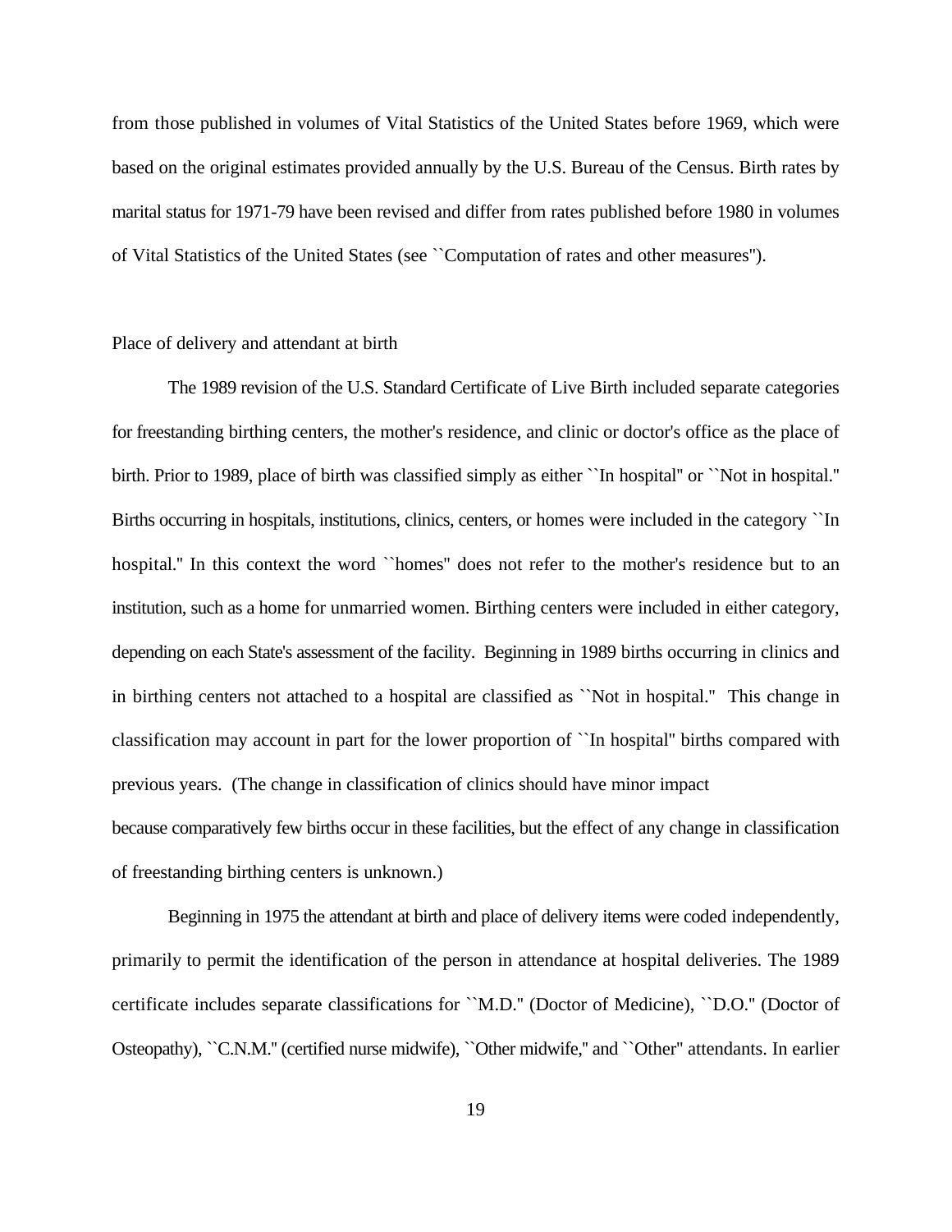from those published in volumes of Vital Statistics of the United States before 1969, which were based on the original estimates provided annually by the U.S. Bureau of the Census. Birth rates by marital status for 1971-79 have been revised and differ from rates published before 1980 in volumes of Vital Statistics of the United States (see ``Computation of rates and other measures'').

## Place of delivery and attendant at birth

The 1989 revision of the U.S. Standard Certificate of Live Birth included separate categories for freestanding birthing centers, the mother's residence, and clinic or doctor's office as the place of birth. Prior to 1989, place of birth was classified simply as either ``In hospital'' or ``Not in hospital.'' Births occurring in hospitals, institutions, clinics, centers, or homes were included in the category ``In hospital.'' In this context the word ``homes'' does not refer to the mother's residence but to an institution, such as a home for unmarried women. Birthing centers were included in either category, depending on each State's assessment of the facility. Beginning in 1989 births occurring in clinics and in birthing centers not attached to a hospital are classified as ``Not in hospital.'' This change in classification may account in part for the lower proportion of ``In hospital'' births compared with previous years. (The change in classification of clinics should have minor impact because comparatively few births occur in these facilities, but the effect of any change in classification of freestanding birthing centers is unknown.)

Beginning in 1975 the attendant at birth and place of delivery items were coded independently, primarily to permit the identification of the person in attendance at hospital deliveries. The 1989 certificate includes separate classifications for ``M.D.'' (Doctor of Medicine), ``D.O.'' (Doctor of Osteopathy), ``C.N.M.'' (certified nurse midwife), ``Other midwife,'' and ``Other'' attendants. In earlier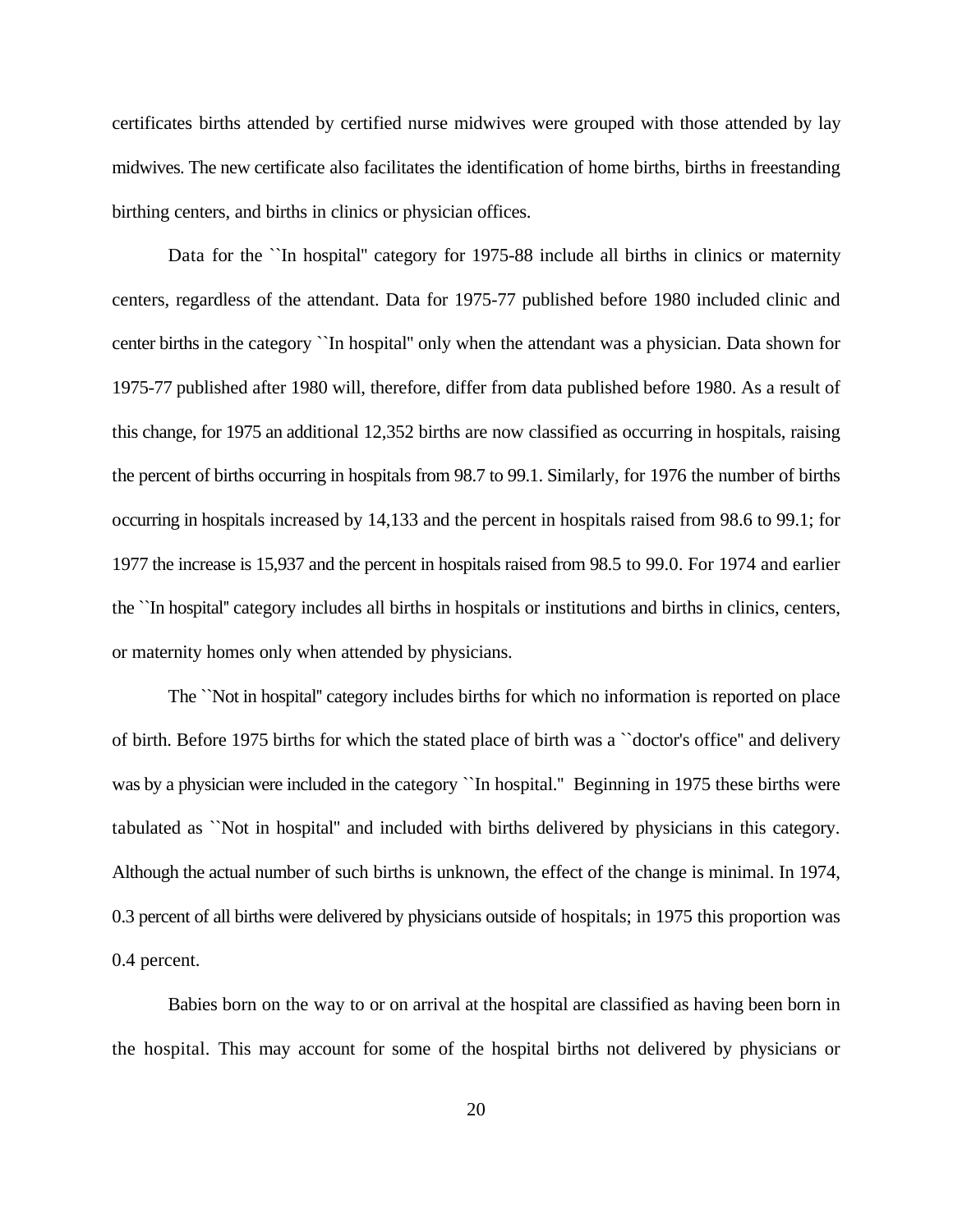certificates births attended by certified nurse midwives were grouped with those attended by lay midwives. The new certificate also facilitates the identification of home births, births in freestanding birthing centers, and births in clinics or physician offices.

Data for the ``In hospital'' category for 1975-88 include all births in clinics or maternity centers, regardless of the attendant. Data for 1975-77 published before 1980 included clinic and center births in the category ``In hospital'' only when the attendant was a physician. Data shown for 1975-77 published after 1980 will, therefore, differ from data published before 1980. As a result of this change, for 1975 an additional 12,352 births are now classified as occurring in hospitals, raising the percent of births occurring in hospitals from 98.7 to 99.1. Similarly, for 1976 the number of births occurring in hospitals increased by 14,133 and the percent in hospitals raised from 98.6 to 99.1; for 1977 the increase is 15,937 and the percent in hospitals raised from 98.5 to 99.0. For 1974 and earlier the ``In hospital'' category includes all births in hospitals or institutions and births in clinics, centers, or maternity homes only when attended by physicians.

The ``Not in hospital'' category includes births for which no information is reported on place of birth. Before 1975 births for which the stated place of birth was a ``doctor's office'' and delivery was by a physician were included in the category ``In hospital.'' Beginning in 1975 these births were tabulated as ``Not in hospital'' and included with births delivered by physicians in this category. Although the actual number of such births is unknown, the effect of the change is minimal. In 1974, 0.3 percent of all births were delivered by physicians outside of hospitals; in 1975 this proportion was 0.4 percent.

Babies born on the way to or on arrival at the hospital are classified as having been born in the hospital. This may account for some of the hospital births not delivered by physicians or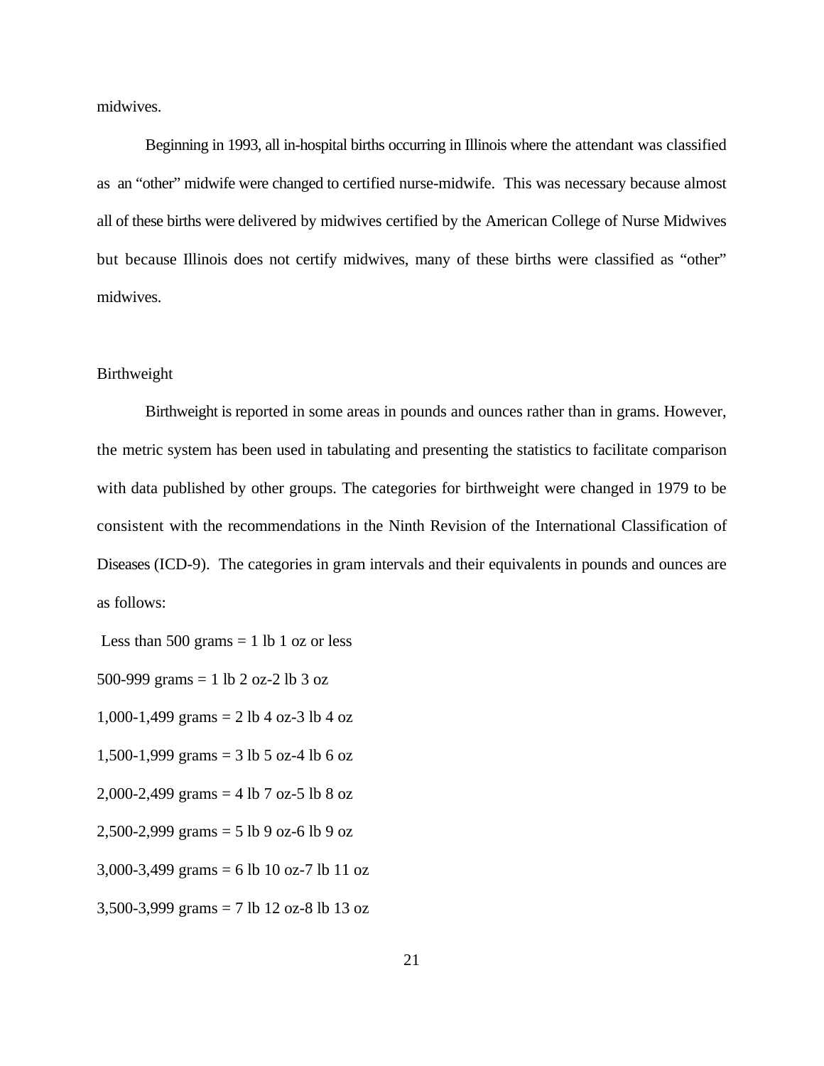midwives.

Beginning in 1993, all in-hospital births occurring in Illinois where the attendant was classified as an “other” midwife were changed to certified nurse-midwife. This was necessary because almost all of these births were delivered by midwives certified by the American College of Nurse Midwives but because Illinois does not certify midwives, many of these births were classified as “other” midwives.

## Birthweight

Birthweight is reported in some areas in pounds and ounces rather than in grams. However, the metric system has been used in tabulating and presenting the statistics to facilitate comparison with data published by other groups. The categories for birthweight were changed in 1979 to be consistent with the recommendations in the Ninth Revision of the International Classification of Diseases (ICD-9). The categories in gram intervals and their equivalents in pounds and ounces are as follows:

Less than 500 grams = 1 lb 1 oz or less

500-999 grams = 1 lb 2 oz-2 lb 3 oz

1,000-1,499 grams = 2 lb 4 oz-3 lb 4 oz

1,500-1,999 grams = 3 lb 5 oz-4 lb 6 oz

2,000-2,499 grams = 4 lb 7 oz-5 lb 8 oz

2,500-2,999 grams = 5 lb 9 oz-6 lb 9 oz

3,000-3,499 grams = 6 lb 10 oz-7 lb 11 oz

3,500-3,999 grams = 7 lb 12 oz-8 lb 13 oz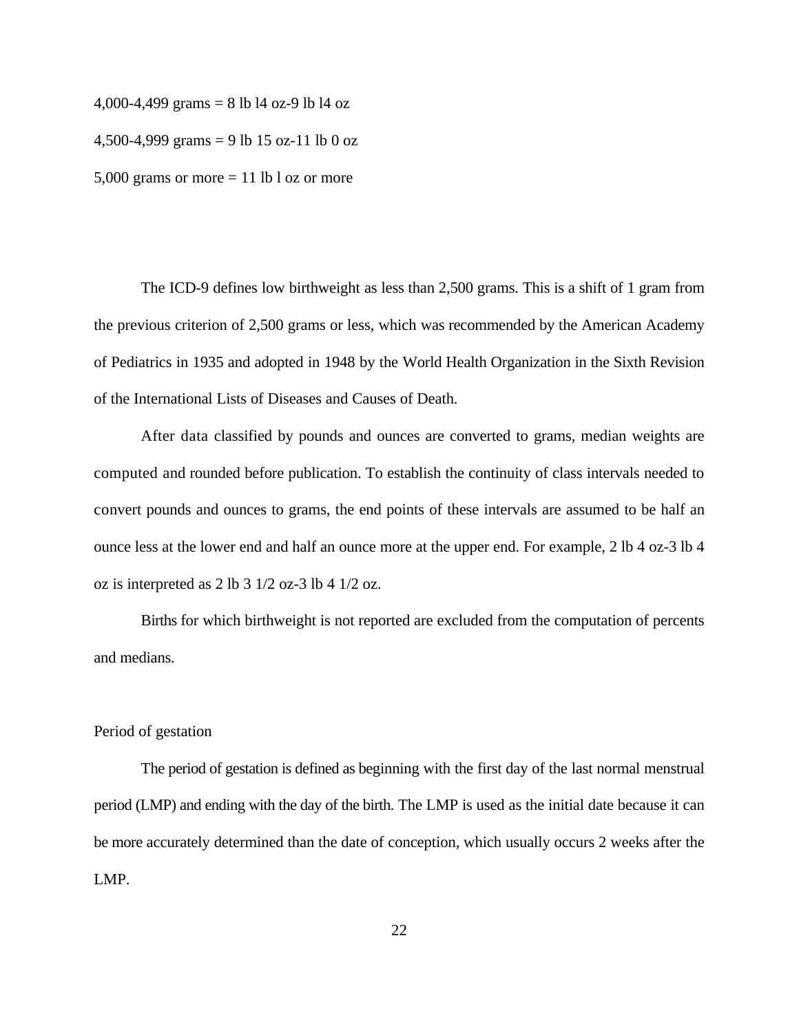4,000-4,499 grams = 8 lb l4 oz-9 lb l4 oz

4,500-4,999 grams = 9 lb 15 oz-11 lb 0 oz

5,000 grams or more = 11 lb l oz or more

The ICD-9 defines low birthweight as less than 2,500 grams. This is a shift of 1 gram from the previous criterion of 2,500 grams or less, which was recommended by the American Academy of Pediatrics in 1935 and adopted in 1948 by the World Health Organization in the Sixth Revision of the International Lists of Diseases and Causes of Death.

After data classified by pounds and ounces are converted to grams, median weights are computed and rounded before publication. To establish the continuity of class intervals needed to convert pounds and ounces to grams, the end points of these intervals are assumed to be half an ounce less at the lower end and half an ounce more at the upper end. For example, 2 lb 4 oz-3 lb 4 oz is interpreted as 2 lb 3 1/2 oz-3 lb 4 1/2 oz.

Births for which birthweight is not reported are excluded from the computation of percents and medians.

## Period of gestation

The period of gestation is defined as beginning with the first day of the last normal menstrual period (LMP) and ending with the day of the birth. The LMP is used as the initial date because it can be more accurately determined than the date of conception, which usually occurs 2 weeks after the LMP.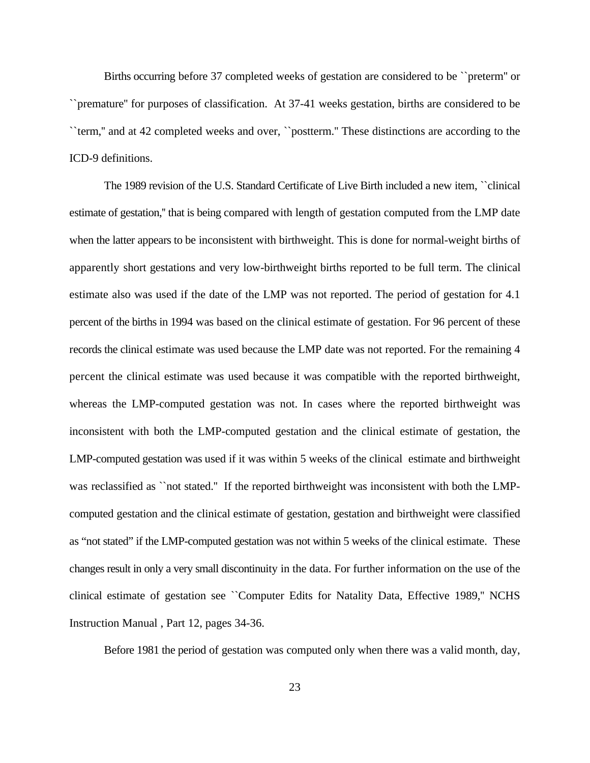Births occurring before 37 completed weeks of gestation are considered to be ``preterm'' or ``premature'' for purposes of classification. At 37-41 weeks gestation, births are considered to be ``term,'' and at 42 completed weeks and over, ``postterm.'' These distinctions are according to the ICD-9 definitions.

The 1989 revision of the U.S. Standard Certificate of Live Birth included a new item, ``clinical estimate of gestation,'' that is being compared with length of gestation computed from the LMP date when the latter appears to be inconsistent with birthweight. This is done for normal-weight births of apparently short gestations and very low-birthweight births reported to be full term. The clinical estimate also was used if the date of the LMP was not reported. The period of gestation for 4.1 percent of the births in 1994 was based on the clinical estimate of gestation. For 96 percent of these records the clinical estimate was used because the LMP date was not reported. For the remaining 4 percent the clinical estimate was used because it was compatible with the reported birthweight, whereas the LMP-computed gestation was not. In cases where the reported birthweight was inconsistent with both the LMP-computed gestation and the clinical estimate of gestation, the LMP-computed gestation was used if it was within 5 weeks of the clinical estimate and birthweight was reclassified as ``not stated.'' If the reported birthweight was inconsistent with both the LMP-computed gestation and the clinical estimate of gestation, gestation and birthweight were classified as "not stated" if the LMP-computed gestation was not within 5 weeks of the clinical estimate. These changes result in only a very small discontinuity in the data. For further information on the use of the clinical estimate of gestation see ``Computer Edits for Natality Data, Effective 1989,'' NCHS Instruction Manual , Part 12, pages 34-36.

Before 1981 the period of gestation was computed only when there was a valid month, day,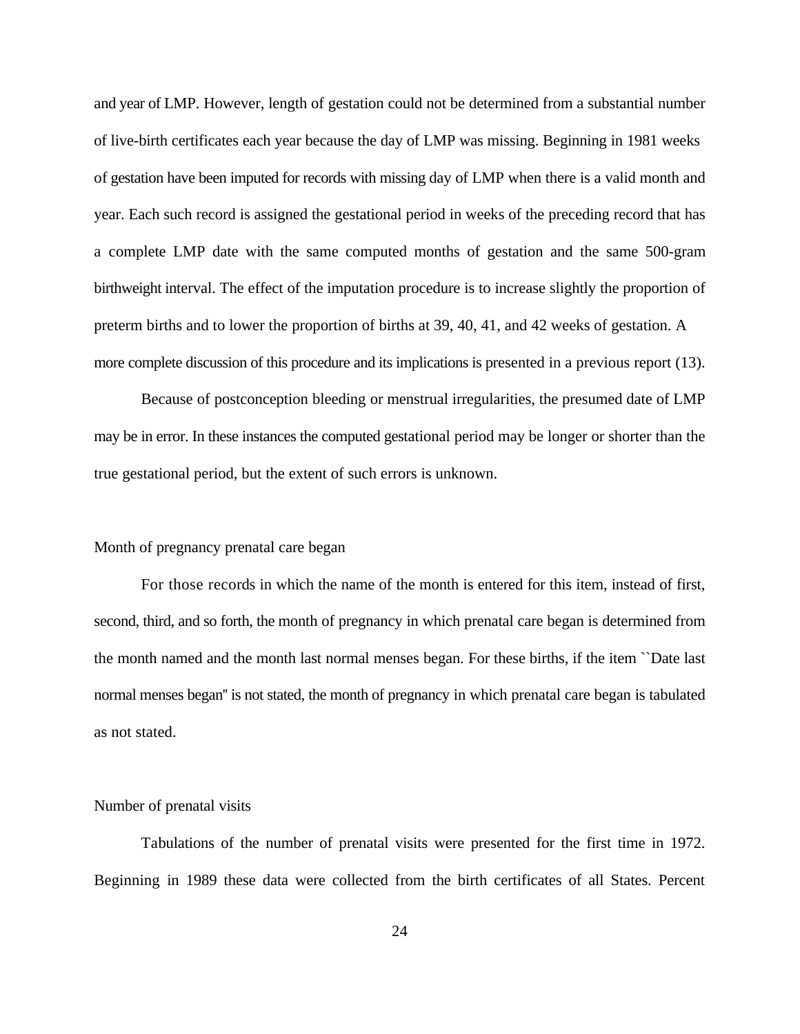and year of LMP. However, length of gestation could not be determined from a substantial number of live-birth certificates each year because the day of LMP was missing. Beginning in 1981 weeks of gestation have been imputed for records with missing day of LMP when there is a valid month and year. Each such record is assigned the gestational period in weeks of the preceding record that has a complete LMP date with the same computed months of gestation and the same 500-gram birthweight interval. The effect of the imputation procedure is to increase slightly the proportion of preterm births and to lower the proportion of births at 39, 40, 41, and 42 weeks of gestation. A more complete discussion of this procedure and its implications is presented in a previous report (13).

Because of postconception bleeding or menstrual irregularities, the presumed date of LMP may be in error. In these instances the computed gestational period may be longer or shorter than the true gestational period, but the extent of such errors is unknown.

### Month of pregnancy prenatal care began

For those records in which the name of the month is entered for this item, instead of first, second, third, and so forth, the month of pregnancy in which prenatal care began is determined from the month named and the month last normal menses began. For these births, if the item ``Date last normal menses began'' is not stated, the month of pregnancy in which prenatal care began is tabulated as not stated.

### Number of prenatal visits

Tabulations of the number of prenatal visits were presented for the first time in 1972. Beginning in 1989 these data were collected from the birth certificates of all States. Percent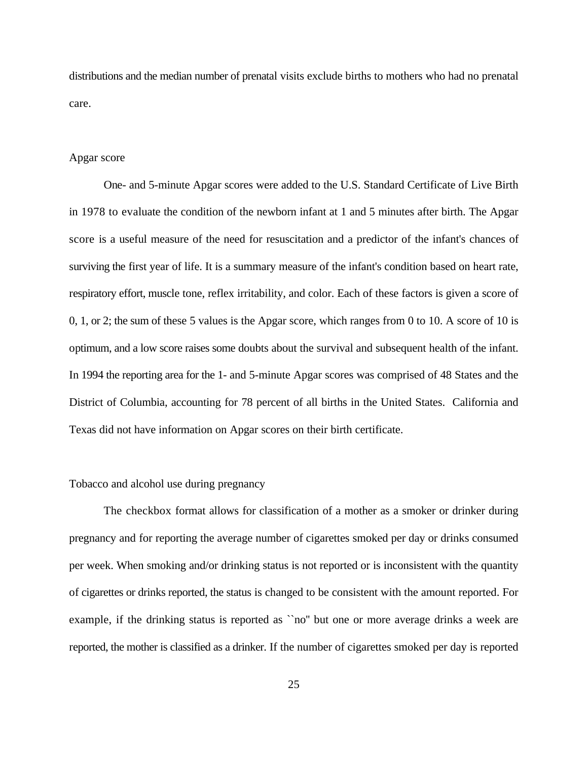distributions and the median number of prenatal visits exclude births to mothers who had no prenatal care.

## Apgar score

One- and 5-minute Apgar scores were added to the U.S. Standard Certificate of Live Birth in 1978 to evaluate the condition of the newborn infant at 1 and 5 minutes after birth. The Apgar score is a useful measure of the need for resuscitation and a predictor of the infant's chances of surviving the first year of life. It is a summary measure of the infant's condition based on heart rate, respiratory effort, muscle tone, reflex irritability, and color. Each of these factors is given a score of 0, 1, or 2; the sum of these 5 values is the Apgar score, which ranges from 0 to 10. A score of 10 is optimum, and a low score raises some doubts about the survival and subsequent health of the infant. In 1994 the reporting area for the 1- and 5-minute Apgar scores was comprised of 48 States and the District of Columbia, accounting for 78 percent of all births in the United States. California and Texas did not have information on Apgar scores on their birth certificate.

## Tobacco and alcohol use during pregnancy

The checkbox format allows for classification of a mother as a smoker or drinker during pregnancy and for reporting the average number of cigarettes smoked per day or drinks consumed per week. When smoking and/or drinking status is not reported or is inconsistent with the quantity of cigarettes or drinks reported, the status is changed to be consistent with the amount reported. For example, if the drinking status is reported as ``no'' but one or more average drinks a week are reported, the mother is classified as a drinker. If the number of cigarettes smoked per day is reported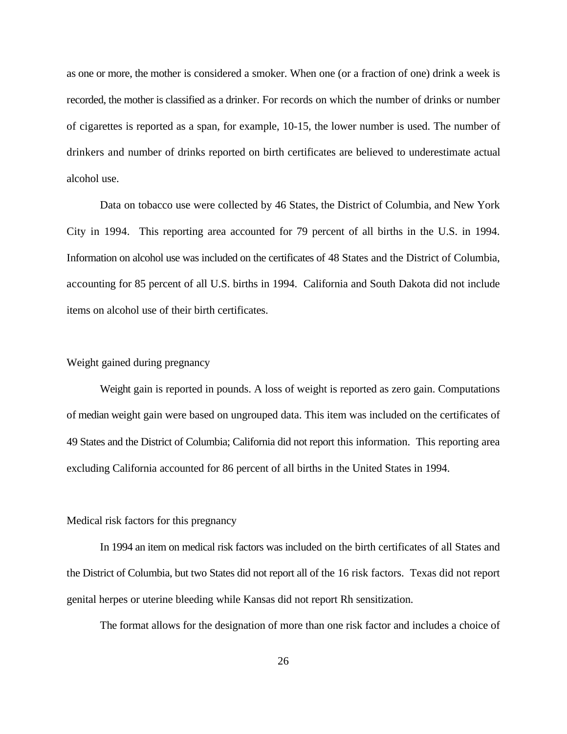as one or more, the mother is considered a smoker. When one (or a fraction of one) drink a week is recorded, the mother is classified as a drinker. For records on which the number of drinks or number of cigarettes is reported as a span, for example, 10-15, the lower number is used. The number of drinkers and number of drinks reported on birth certificates are believed to underestimate actual alcohol use.

Data on tobacco use were collected by 46 States, the District of Columbia, and New York City in 1994. This reporting area accounted for 79 percent of all births in the U.S. in 1994. Information on alcohol use was included on the certificates of 48 States and the District of Columbia, accounting for 85 percent of all U.S. births in 1994. California and South Dakota did not include items on alcohol use of their birth certificates.

### Weight gained during pregnancy

Weight gain is reported in pounds. A loss of weight is reported as zero gain. Computations of median weight gain were based on ungrouped data. This item was included on the certificates of 49 States and the District of Columbia; California did not report this information. This reporting area excluding California accounted for 86 percent of all births in the United States in 1994.

### Medical risk factors for this pregnancy

In 1994 an item on medical risk factors was included on the birth certificates of all States and the District of Columbia, but two States did not report all of the 16 risk factors. Texas did not report genital herpes or uterine bleeding while Kansas did not report Rh sensitization.

The format allows for the designation of more than one risk factor and includes a choice of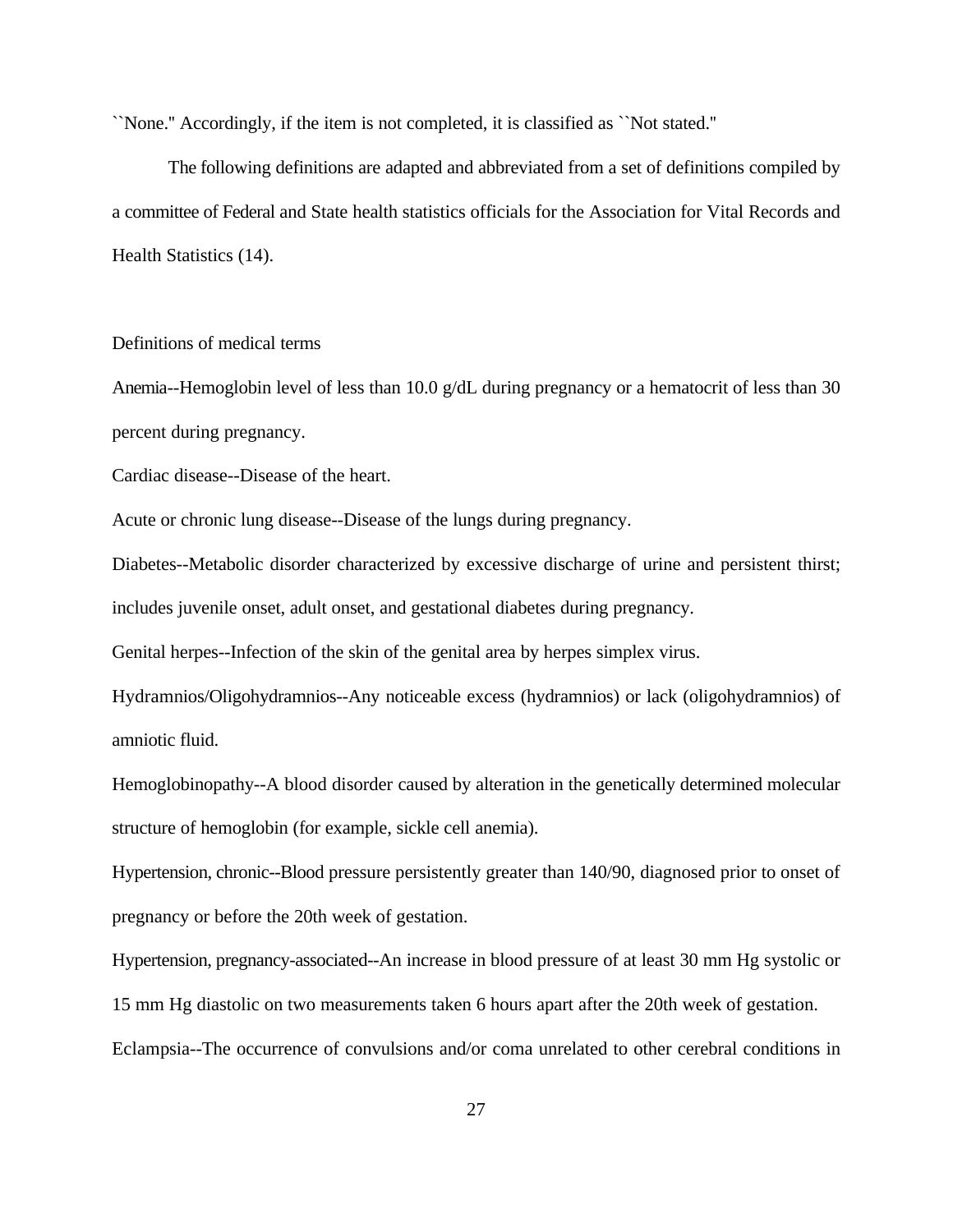``None.'' Accordingly, if the item is not completed, it is classified as ``Not stated.''

The following definitions are adapted and abbreviated from a set of definitions compiled by a committee of Federal and State health statistics officials for the Association for Vital Records and Health Statistics (14).

Definitions of medical terms

Anemia--Hemoglobin level of less than 10.0 g/dL during pregnancy or a hematocrit of less than 30 percent during pregnancy.

Cardiac disease--Disease of the heart.

Acute or chronic lung disease--Disease of the lungs during pregnancy.

Diabetes--Metabolic disorder characterized by excessive discharge of urine and persistent thirst; includes juvenile onset, adult onset, and gestational diabetes during pregnancy.

Genital herpes--Infection of the skin of the genital area by herpes simplex virus.

Hydramnios/Oligohydramnios--Any noticeable excess (hydramnios) or lack (oligohydramnios) of amniotic fluid.

Hemoglobinopathy--A blood disorder caused by alteration in the genetically determined molecular structure of hemoglobin (for example, sickle cell anemia).

Hypertension, chronic--Blood pressure persistently greater than 140/90, diagnosed prior to onset of pregnancy or before the 20th week of gestation.

Hypertension, pregnancy-associated--An increase in blood pressure of at least 30 mm Hg systolic or 15 mm Hg diastolic on two measurements taken 6 hours apart after the 20th week of gestation.

Eclampsia--The occurrence of convulsions and/or coma unrelated to other cerebral conditions in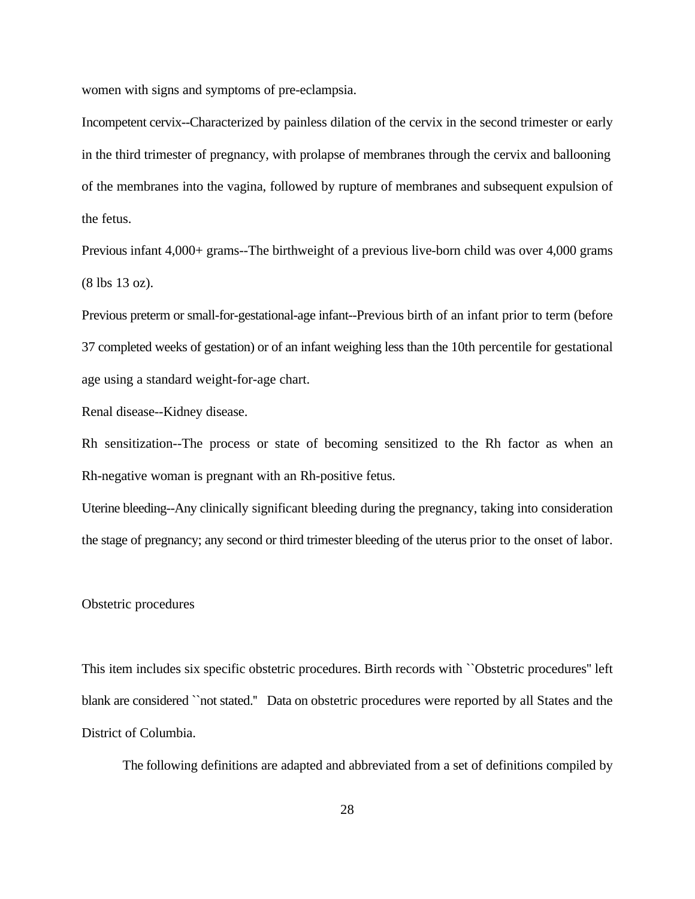women with signs and symptoms of pre-eclampsia.

Incompetent cervix--Characterized by painless dilation of the cervix in the second trimester or early in the third trimester of pregnancy, with prolapse of membranes through the cervix and ballooning of the membranes into the vagina, followed by rupture of membranes and subsequent expulsion of the fetus.

Previous infant 4,000+ grams--The birthweight of a previous live-born child was over 4,000 grams (8 lbs 13 oz).

Previous preterm or small-for-gestational-age infant--Previous birth of an infant prior to term (before 37 completed weeks of gestation) or of an infant weighing less than the 10th percentile for gestational age using a standard weight-for-age chart.

Renal disease--Kidney disease.

Rh sensitization--The process or state of becoming sensitized to the Rh factor as when an Rh-negative woman is pregnant with an Rh-positive fetus.

Uterine bleeding--Any clinically significant bleeding during the pregnancy, taking into consideration the stage of pregnancy; any second or third trimester bleeding of the uterus prior to the onset of labor.

## Obstetric procedures

This item includes six specific obstetric procedures. Birth records with ``Obstetric procedures'' left blank are considered ``not stated.'' Data on obstetric procedures were reported by all States and the District of Columbia.

The following definitions are adapted and abbreviated from a set of definitions compiled by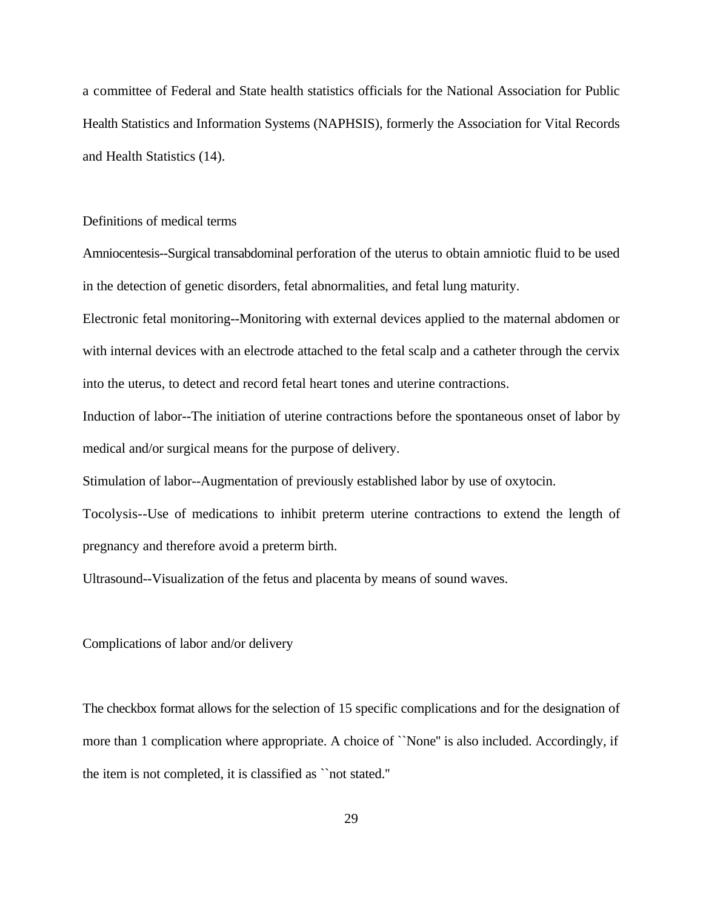a committee of Federal and State health statistics officials for the National Association for Public Health Statistics and Information Systems (NAPHSIS), formerly the Association for Vital Records and Health Statistics (14).

## Definitions of medical terms

Amniocentesis--Surgical transabdominal perforation of the uterus to obtain amniotic fluid to be used in the detection of genetic disorders, fetal abnormalities, and fetal lung maturity.

Electronic fetal monitoring--Monitoring with external devices applied to the maternal abdomen or with internal devices with an electrode attached to the fetal scalp and a catheter through the cervix into the uterus, to detect and record fetal heart tones and uterine contractions.

Induction of labor--The initiation of uterine contractions before the spontaneous onset of labor by medical and/or surgical means for the purpose of delivery.

Stimulation of labor--Augmentation of previously established labor by use of oxytocin.

Tocolysis--Use of medications to inhibit preterm uterine contractions to extend the length of pregnancy and therefore avoid a preterm birth.

Ultrasound--Visualization of the fetus and placenta by means of sound waves.

## Complications of labor and/or delivery

The checkbox format allows for the selection of 15 specific complications and for the designation of more than 1 complication where appropriate. A choice of ``None'' is also included. Accordingly, if the item is not completed, it is classified as ``not stated.''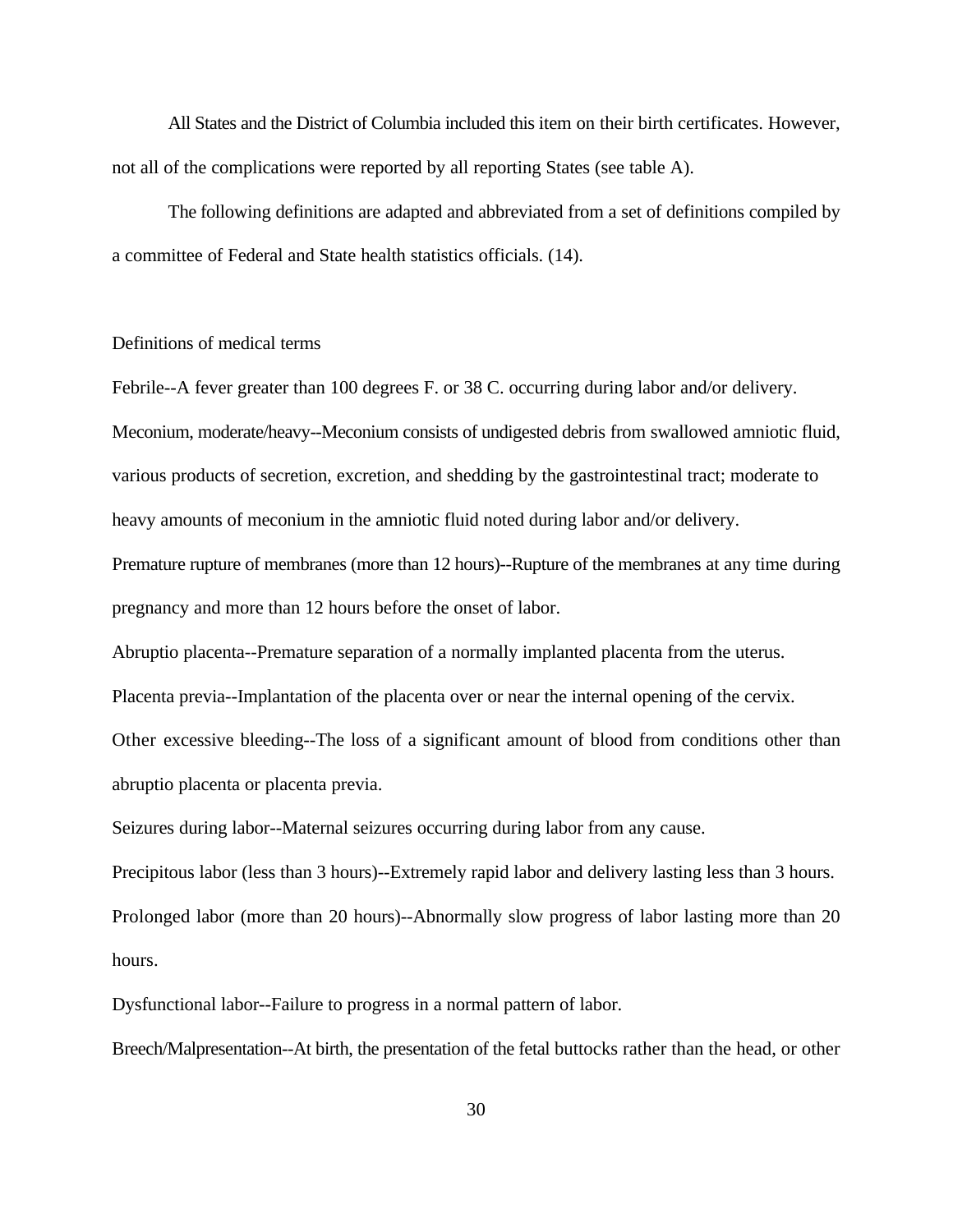All States and the District of Columbia included this item on their birth certificates. However, not all of the complications were reported by all reporting States (see table A).

The following definitions are adapted and abbreviated from a set of definitions compiled by a committee of Federal and State health statistics officials. (14).

Definitions of medical terms

Febrile--A fever greater than 100 degrees F. or 38 C. occurring during labor and/or delivery.

Meconium, moderate/heavy--Meconium consists of undigested debris from swallowed amniotic fluid, various products of secretion, excretion, and shedding by the gastrointestinal tract; moderate to heavy amounts of meconium in the amniotic fluid noted during labor and/or delivery.

Premature rupture of membranes (more than 12 hours)--Rupture of the membranes at any time during pregnancy and more than 12 hours before the onset of labor.

Abruptio placenta--Premature separation of a normally implanted placenta from the uterus.

Placenta previa--Implantation of the placenta over or near the internal opening of the cervix.

Other excessive bleeding--The loss of a significant amount of blood from conditions other than abruptio placenta or placenta previa.

Seizures during labor--Maternal seizures occurring during labor from any cause.

Precipitous labor (less than 3 hours)--Extremely rapid labor and delivery lasting less than 3 hours.

Prolonged labor (more than 20 hours)--Abnormally slow progress of labor lasting more than 20 hours.

Dysfunctional labor--Failure to progress in a normal pattern of labor.

Breech/Malpresentation--At birth, the presentation of the fetal buttocks rather than the head, or other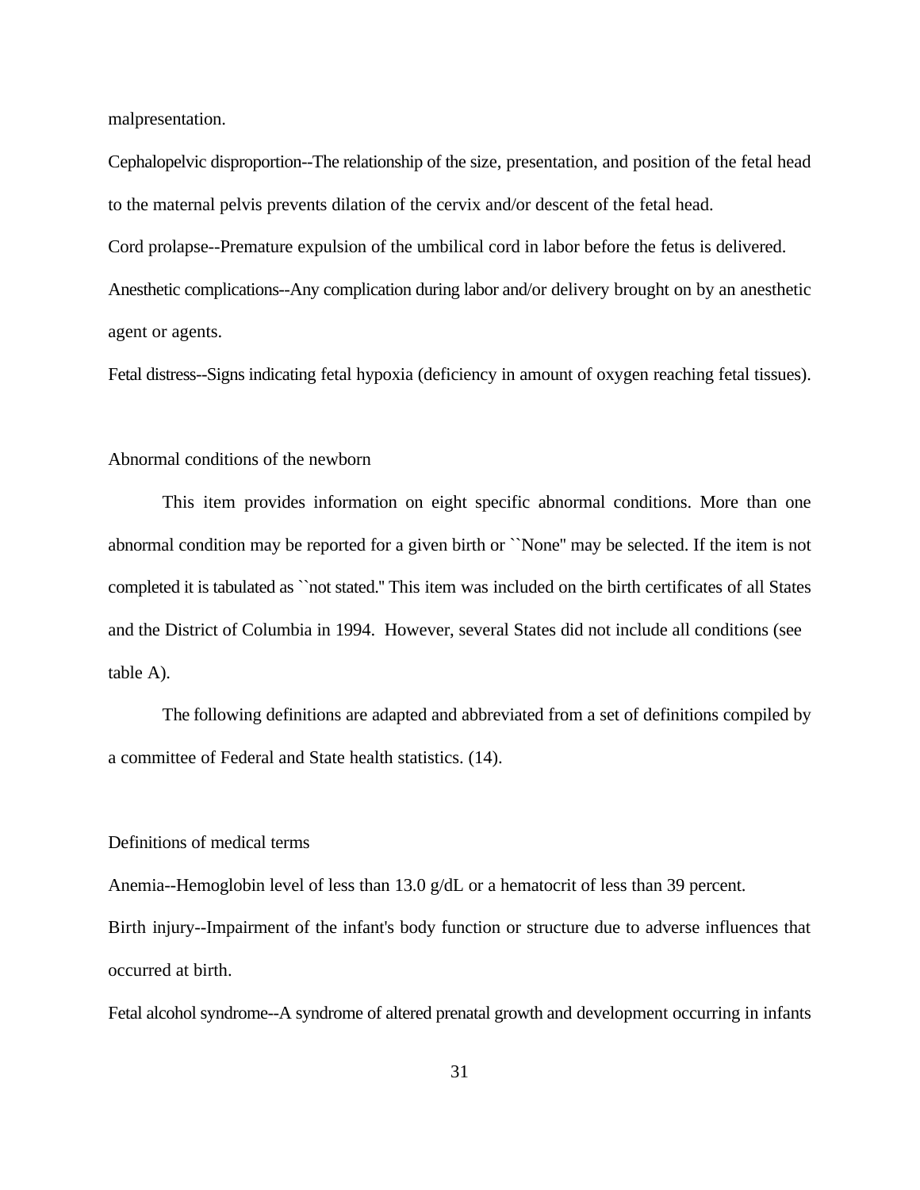malpresentation.

Cephalopelvic disproportion--The relationship of the size, presentation, and position of the fetal head to the maternal pelvis prevents dilation of the cervix and/or descent of the fetal head.

Cord prolapse--Premature expulsion of the umbilical cord in labor before the fetus is delivered.

Anesthetic complications--Any complication during labor and/or delivery brought on by an anesthetic agent or agents.

Fetal distress--Signs indicating fetal hypoxia (deficiency in amount of oxygen reaching fetal tissues).

## Abnormal conditions of the newborn

This item provides information on eight specific abnormal conditions. More than one abnormal condition may be reported for a given birth or ``None'' may be selected. If the item is not completed it is tabulated as ``not stated.'' This item was included on the birth certificates of all States and the District of Columbia in 1994. However, several States did not include all conditions (see table A).

The following definitions are adapted and abbreviated from a set of definitions compiled by a committee of Federal and State health statistics. (14).

## Definitions of medical terms

Anemia--Hemoglobin level of less than 13.0 g/dL or a hematocrit of less than 39 percent.

Birth injury--Impairment of the infant's body function or structure due to adverse influences that occurred at birth.

Fetal alcohol syndrome--A syndrome of altered prenatal growth and development occurring in infants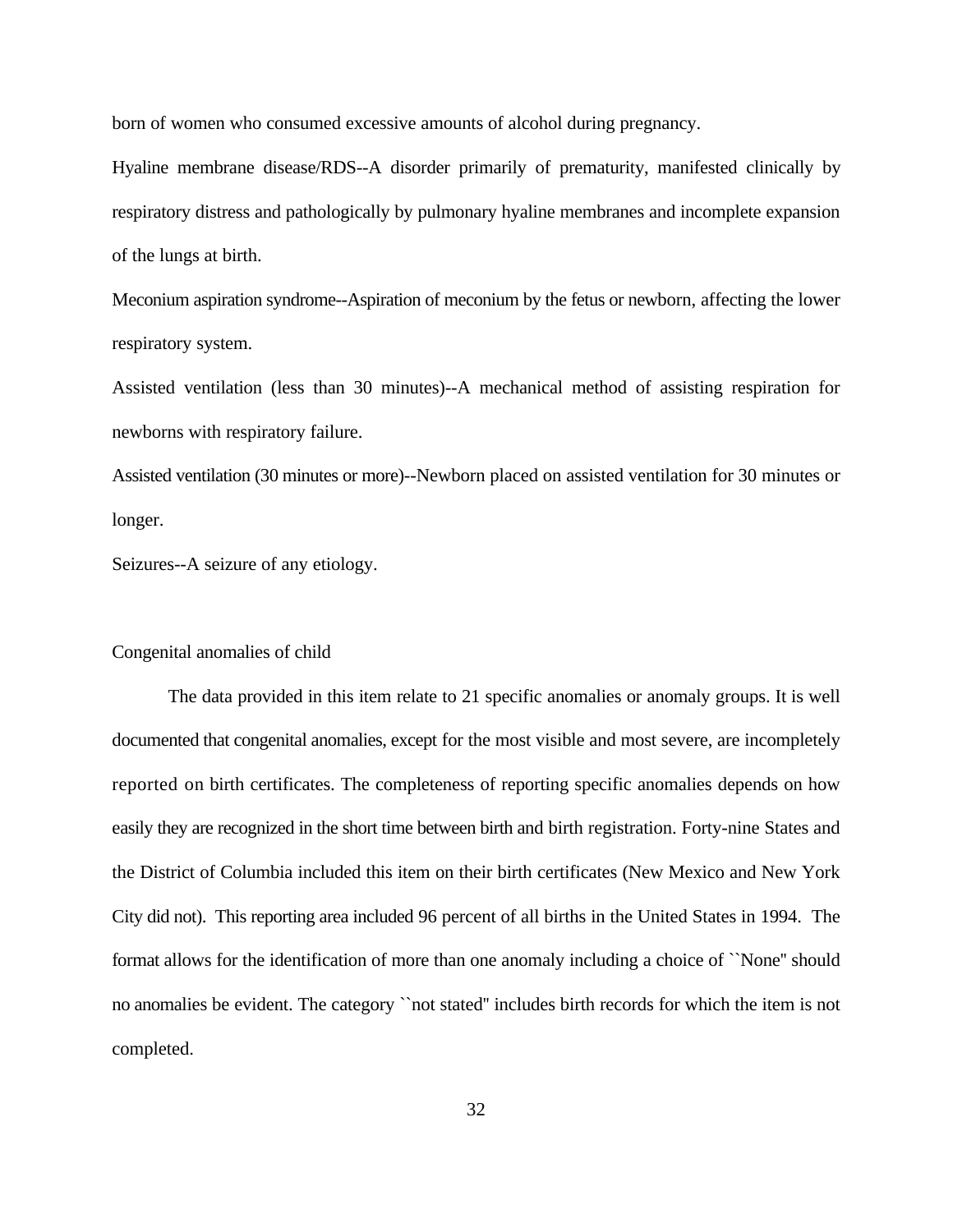born of women who consumed excessive amounts of alcohol during pregnancy.

Hyaline membrane disease/RDS--A disorder primarily of prematurity, manifested clinically by respiratory distress and pathologically by pulmonary hyaline membranes and incomplete expansion of the lungs at birth.

Meconium aspiration syndrome--Aspiration of meconium by the fetus or newborn, affecting the lower respiratory system.

Assisted ventilation (less than 30 minutes)--A mechanical method of assisting respiration for newborns with respiratory failure.

Assisted ventilation (30 minutes or more)--Newborn placed on assisted ventilation for 30 minutes or longer.

Seizures--A seizure of any etiology.

Congenital anomalies of child

The data provided in this item relate to 21 specific anomalies or anomaly groups. It is well documented that congenital anomalies, except for the most visible and most severe, are incompletely reported on birth certificates. The completeness of reporting specific anomalies depends on how easily they are recognized in the short time between birth and birth registration. Forty-nine States and the District of Columbia included this item on their birth certificates (New Mexico and New York City did not). This reporting area included 96 percent of all births in the United States in 1994. The format allows for the identification of more than one anomaly including a choice of ``None'' should no anomalies be evident. The category ``not stated'' includes birth records for which the item is not completed.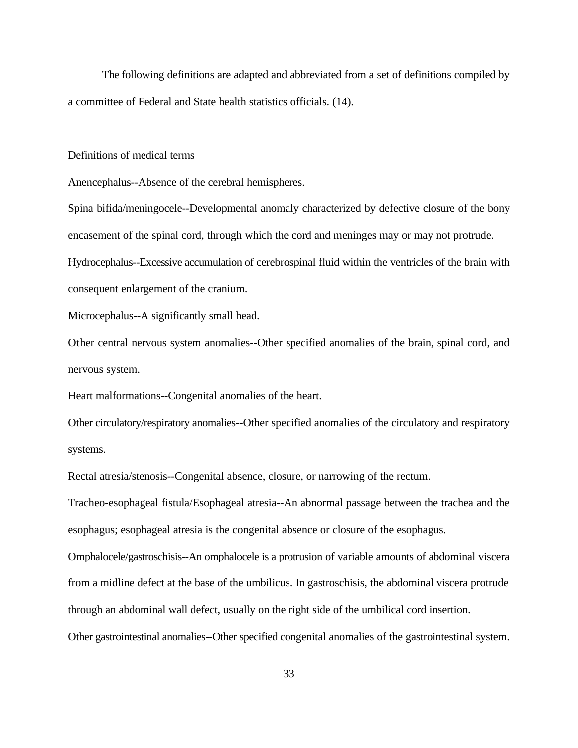The following definitions are adapted and abbreviated from a set of definitions compiled by a committee of Federal and State health statistics officials. (14).

## Definitions of medical terms

Anencephalus--Absence of the cerebral hemispheres.

Spina bifida/meningocele--Developmental anomaly characterized by defective closure of the bony encasement of the spinal cord, through which the cord and meninges may or may not protrude.

Hydrocephalus--Excessive accumulation of cerebrospinal fluid within the ventricles of the brain with consequent enlargement of the cranium.

Microcephalus--A significantly small head.

Other central nervous system anomalies--Other specified anomalies of the brain, spinal cord, and nervous system.

Heart malformations--Congenital anomalies of the heart.

Other circulatory/respiratory anomalies--Other specified anomalies of the circulatory and respiratory systems.

Rectal atresia/stenosis--Congenital absence, closure, or narrowing of the rectum.

Tracheo-esophageal fistula/Esophageal atresia--An abnormal passage between the trachea and the esophagus; esophageal atresia is the congenital absence or closure of the esophagus.

Omphalocele/gastroschisis--An omphalocele is a protrusion of variable amounts of abdominal viscera from a midline defect at the base of the umbilicus. In gastroschisis, the abdominal viscera protrude through an abdominal wall defect, usually on the right side of the umbilical cord insertion.

Other gastrointestinal anomalies--Other specified congenital anomalies of the gastrointestinal system.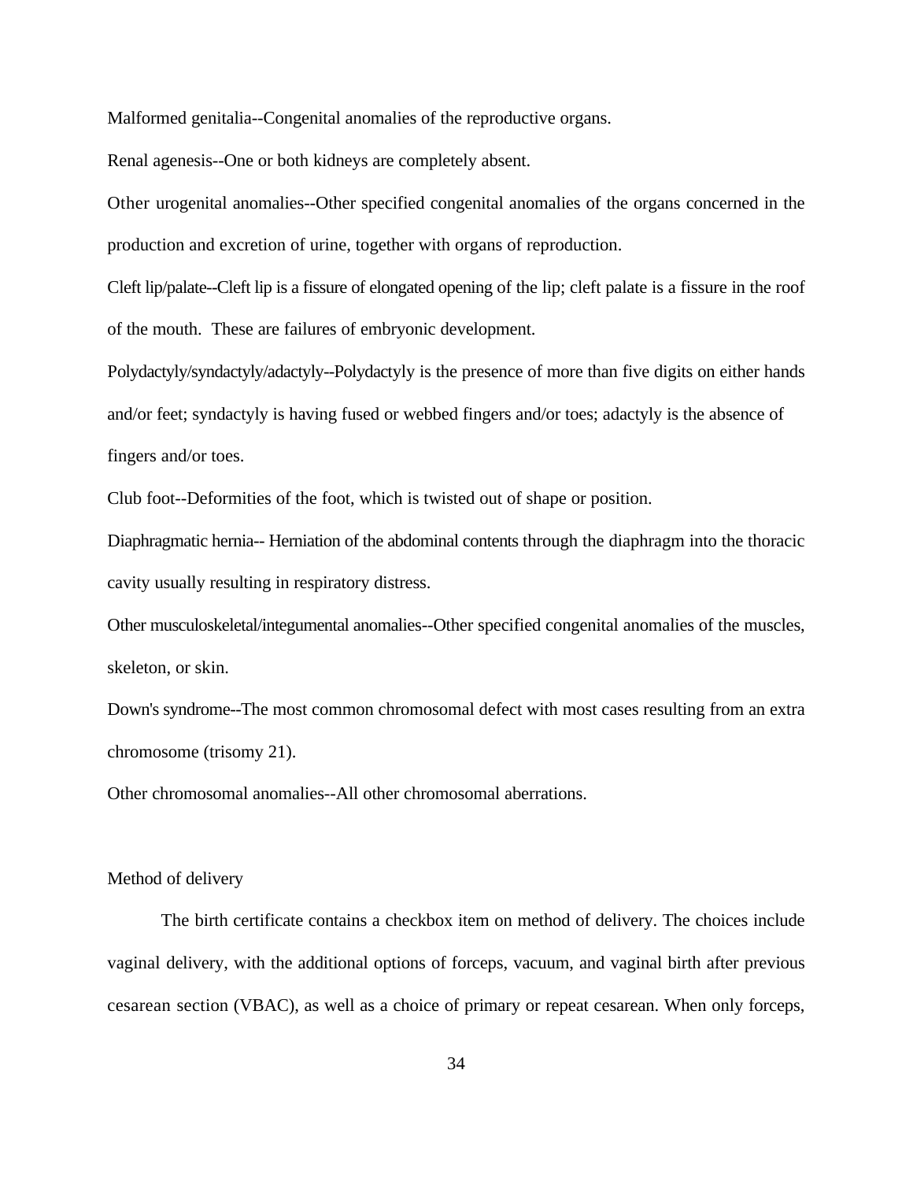Malformed genitalia--Congenital anomalies of the reproductive organs.

Renal agenesis--One or both kidneys are completely absent.

Other urogenital anomalies--Other specified congenital anomalies of the organs concerned in the production and excretion of urine, together with organs of reproduction.

Cleft lip/palate--Cleft lip is a fissure of elongated opening of the lip; cleft palate is a fissure in the roof of the mouth. These are failures of embryonic development.

Polydactyly/syndactyly/adactyly--Polydactyly is the presence of more than five digits on either hands and/or feet; syndactyly is having fused or webbed fingers and/or toes; adactyly is the absence of fingers and/or toes.

Club foot--Deformities of the foot, which is twisted out of shape or position.

Diaphragmatic hernia-- Herniation of the abdominal contents through the diaphragm into the thoracic cavity usually resulting in respiratory distress.

Other musculoskeletal/integumental anomalies--Other specified congenital anomalies of the muscles, skeleton, or skin.

Down's syndrome--The most common chromosomal defect with most cases resulting from an extra chromosome (trisomy 21).

Other chromosomal anomalies--All other chromosomal aberrations.

Method of delivery

The birth certificate contains a checkbox item on method of delivery. The choices include vaginal delivery, with the additional options of forceps, vacuum, and vaginal birth after previous cesarean section (VBAC), as well as a choice of primary or repeat cesarean. When only forceps,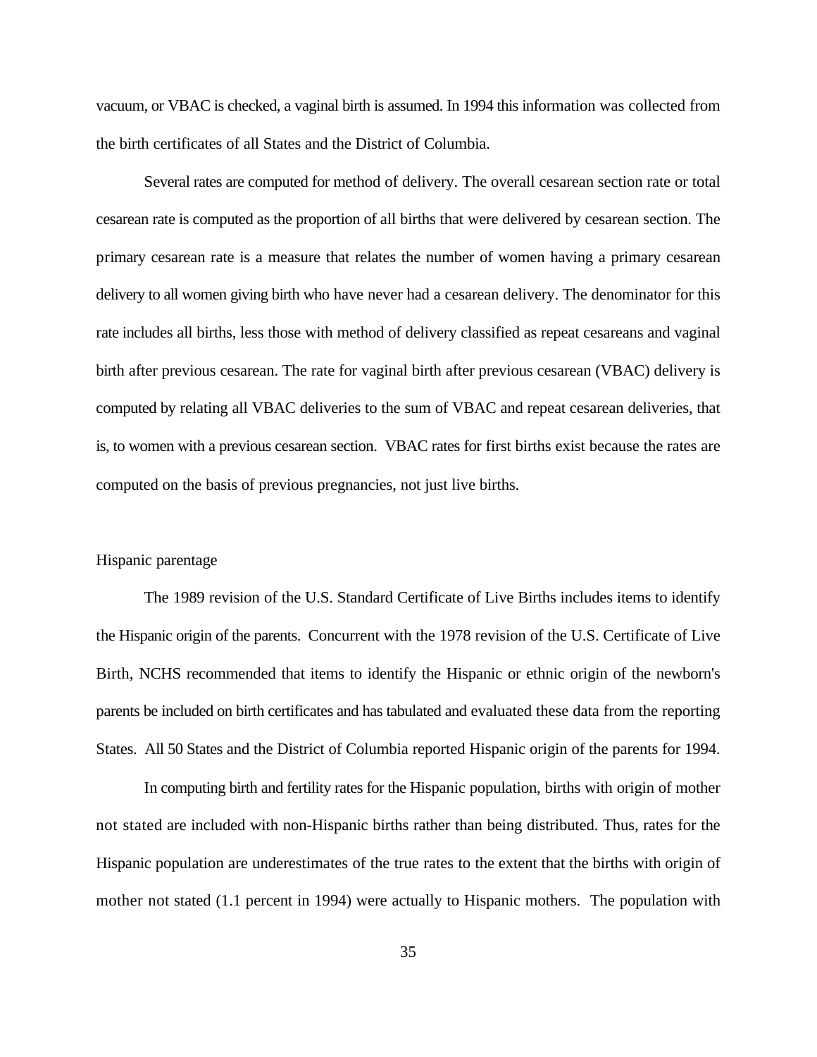vacuum, or VBAC is checked, a vaginal birth is assumed. In 1994 this information was collected from the birth certificates of all States and the District of Columbia.

Several rates are computed for method of delivery. The overall cesarean section rate or total cesarean rate is computed as the proportion of all births that were delivered by cesarean section. The primary cesarean rate is a measure that relates the number of women having a primary cesarean delivery to all women giving birth who have never had a cesarean delivery. The denominator for this rate includes all births, less those with method of delivery classified as repeat cesareans and vaginal birth after previous cesarean. The rate for vaginal birth after previous cesarean (VBAC) delivery is computed by relating all VBAC deliveries to the sum of VBAC and repeat cesarean deliveries, that is, to women with a previous cesarean section. VBAC rates for first births exist because the rates are computed on the basis of previous pregnancies, not just live births.

## Hispanic parentage

The 1989 revision of the U.S. Standard Certificate of Live Births includes items to identify the Hispanic origin of the parents. Concurrent with the 1978 revision of the U.S. Certificate of Live Birth, NCHS recommended that items to identify the Hispanic or ethnic origin of the newborn's parents be included on birth certificates and has tabulated and evaluated these data from the reporting States. All 50 States and the District of Columbia reported Hispanic origin of the parents for 1994.

In computing birth and fertility rates for the Hispanic population, births with origin of mother not stated are included with non-Hispanic births rather than being distributed. Thus, rates for the Hispanic population are underestimates of the true rates to the extent that the births with origin of mother not stated (1.1 percent in 1994) were actually to Hispanic mothers. The population with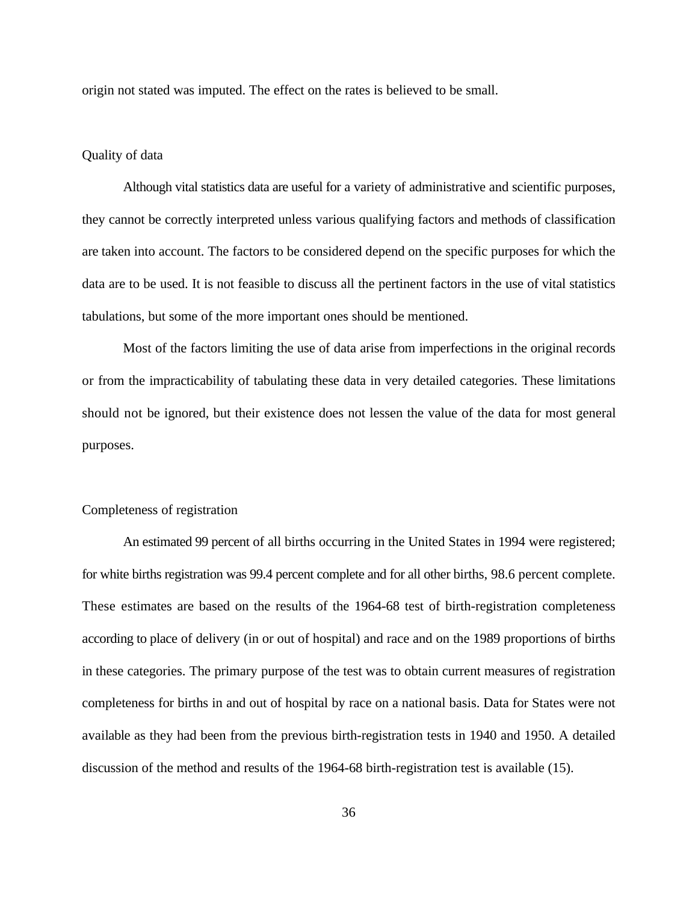origin not stated was imputed. The effect on the rates is believed to be small.

## Quality of data

Although vital statistics data are useful for a variety of administrative and scientific purposes, they cannot be correctly interpreted unless various qualifying factors and methods of classification are taken into account. The factors to be considered depend on the specific purposes for which the data are to be used. It is not feasible to discuss all the pertinent factors in the use of vital statistics tabulations, but some of the more important ones should be mentioned.

Most of the factors limiting the use of data arise from imperfections in the original records or from the impracticability of tabulating these data in very detailed categories. These limitations should not be ignored, but their existence does not lessen the value of the data for most general purposes.

## Completeness of registration

An estimated 99 percent of all births occurring in the United States in 1994 were registered; for white births registration was 99.4 percent complete and for all other births, 98.6 percent complete. These estimates are based on the results of the 1964-68 test of birth-registration completeness according to place of delivery (in or out of hospital) and race and on the 1989 proportions of births in these categories. The primary purpose of the test was to obtain current measures of registration completeness for births in and out of hospital by race on a national basis. Data for States were not available as they had been from the previous birth-registration tests in 1940 and 1950. A detailed discussion of the method and results of the 1964-68 birth-registration test is available (15).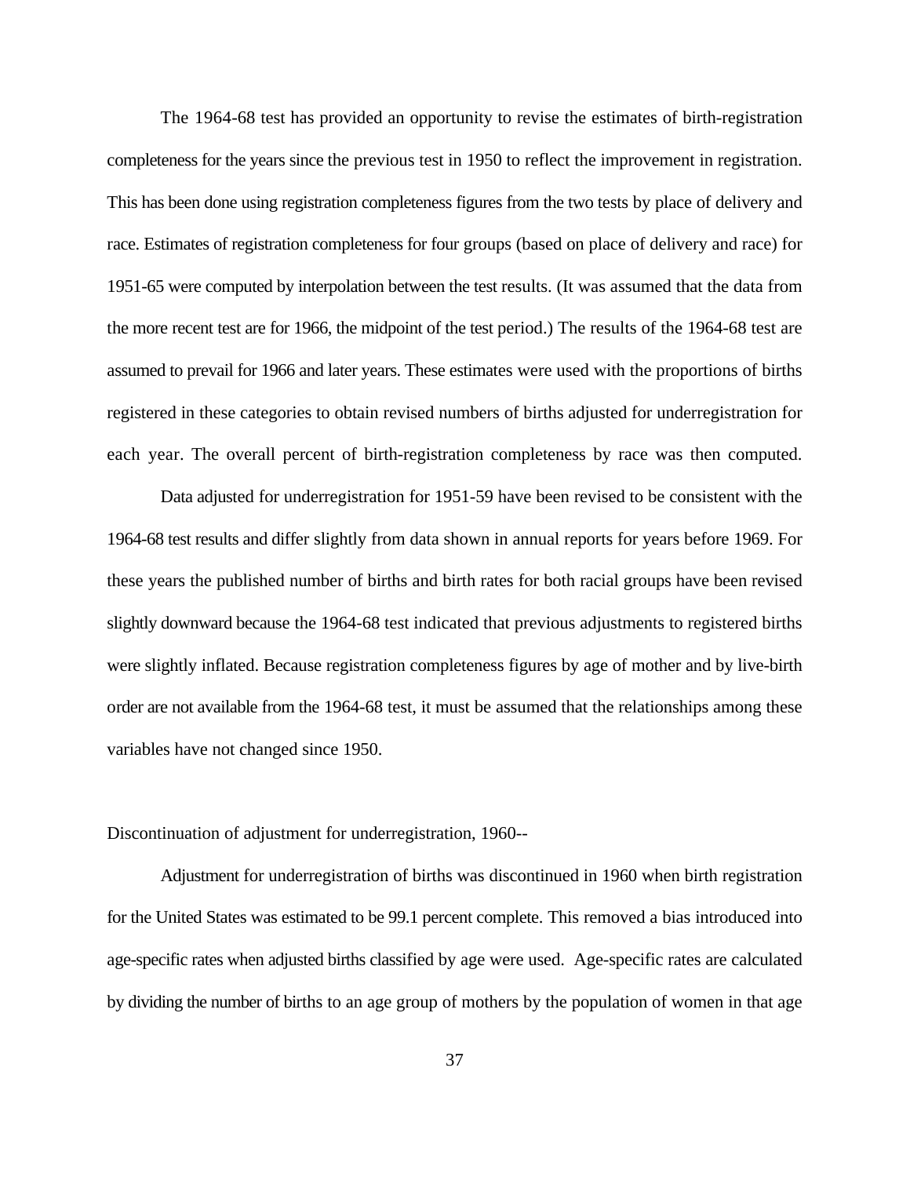The 1964-68 test has provided an opportunity to revise the estimates of birth-registration completeness for the years since the previous test in 1950 to reflect the improvement in registration. This has been done using registration completeness figures from the two tests by place of delivery and race. Estimates of registration completeness for four groups (based on place of delivery and race) for 1951-65 were computed by interpolation between the test results. (It was assumed that the data from the more recent test are for 1966, the midpoint of the test period.) The results of the 1964-68 test are assumed to prevail for 1966 and later years. These estimates were used with the proportions of births registered in these categories to obtain revised numbers of births adjusted for underregistration for each year. The overall percent of birth-registration completeness by race was then computed.

Data adjusted for underregistration for 1951-59 have been revised to be consistent with the 1964-68 test results and differ slightly from data shown in annual reports for years before 1969. For these years the published number of births and birth rates for both racial groups have been revised slightly downward because the 1964-68 test indicated that previous adjustments to registered births were slightly inflated. Because registration completeness figures by age of mother and by live-birth order are not available from the 1964-68 test, it must be assumed that the relationships among these variables have not changed since 1950.

Discontinuation of adjustment for underregistration, 1960--

Adjustment for underregistration of births was discontinued in 1960 when birth registration for the United States was estimated to be 99.1 percent complete. This removed a bias introduced into age-specific rates when adjusted births classified by age were used. Age-specific rates are calculated by dividing the number of births to an age group of mothers by the population of women in that age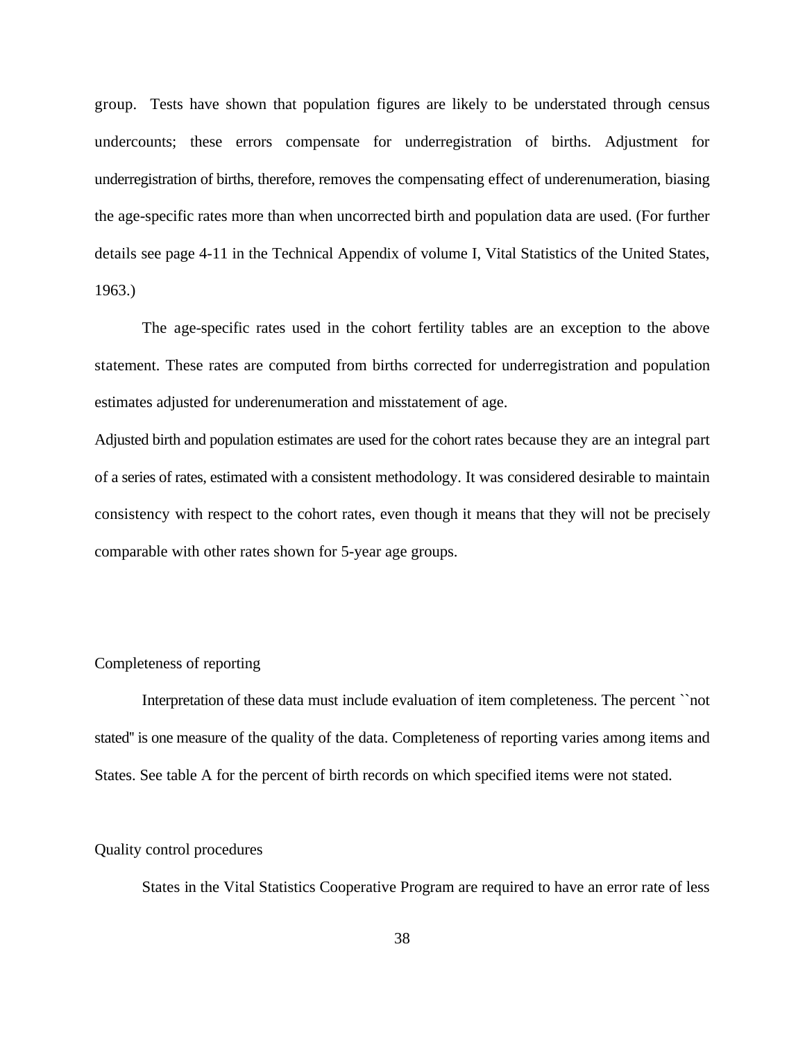group. Tests have shown that population figures are likely to be understated through census undercounts; these errors compensate for underregistration of births. Adjustment for underregistration of births, therefore, removes the compensating effect of underenumeration, biasing the age-specific rates more than when uncorrected birth and population data are used. (For further details see page 4-11 in the Technical Appendix of volume I, Vital Statistics of the United States, 1963.)

The age-specific rates used in the cohort fertility tables are an exception to the above statement. These rates are computed from births corrected for underregistration and population estimates adjusted for underenumeration and misstatement of age.

Adjusted birth and population estimates are used for the cohort rates because they are an integral part of a series of rates, estimated with a consistent methodology. It was considered desirable to maintain consistency with respect to the cohort rates, even though it means that they will not be precisely comparable with other rates shown for 5-year age groups.

## Completeness of reporting

Interpretation of these data must include evaluation of item completeness. The percent ``not stated'' is one measure of the quality of the data. Completeness of reporting varies among items and States. See table A for the percent of birth records on which specified items were not stated.

## Quality control procedures

States in the Vital Statistics Cooperative Program are required to have an error rate of less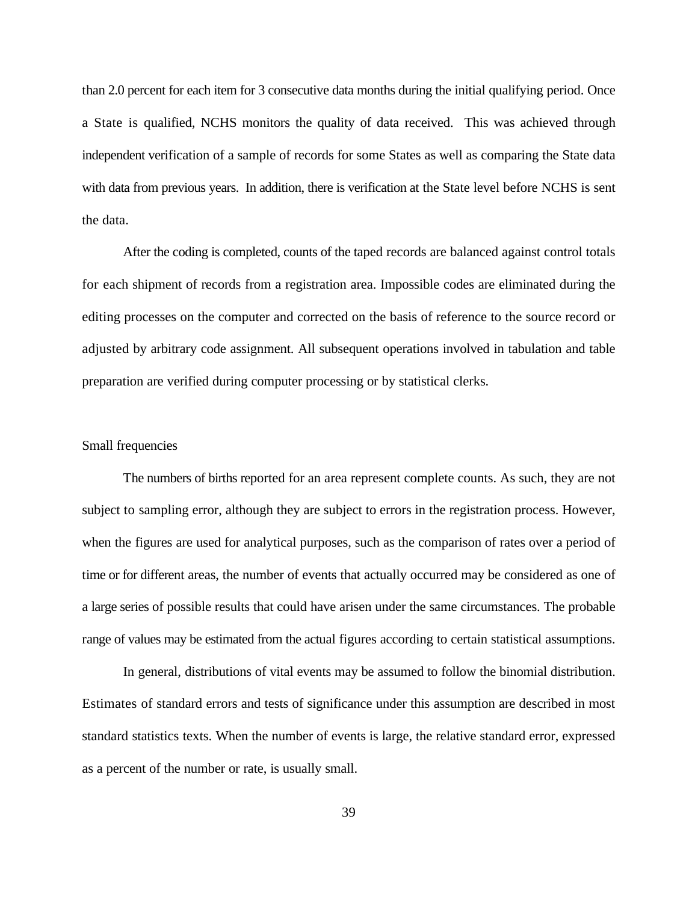than 2.0 percent for each item for 3 consecutive data months during the initial qualifying period. Once a State is qualified, NCHS monitors the quality of data received. This was achieved through independent verification of a sample of records for some States as well as comparing the State data with data from previous years. In addition, there is verification at the State level before NCHS is sent the data.

After the coding is completed, counts of the taped records are balanced against control totals for each shipment of records from a registration area. Impossible codes are eliminated during the editing processes on the computer and corrected on the basis of reference to the source record or adjusted by arbitrary code assignment. All subsequent operations involved in tabulation and table preparation are verified during computer processing or by statistical clerks.

## Small frequencies

The numbers of births reported for an area represent complete counts. As such, they are not subject to sampling error, although they are subject to errors in the registration process. However, when the figures are used for analytical purposes, such as the comparison of rates over a period of time or for different areas, the number of events that actually occurred may be considered as one of a large series of possible results that could have arisen under the same circumstances. The probable range of values may be estimated from the actual figures according to certain statistical assumptions.

In general, distributions of vital events may be assumed to follow the binomial distribution. Estimates of standard errors and tests of significance under this assumption are described in most standard statistics texts. When the number of events is large, the relative standard error, expressed as a percent of the number or rate, is usually small.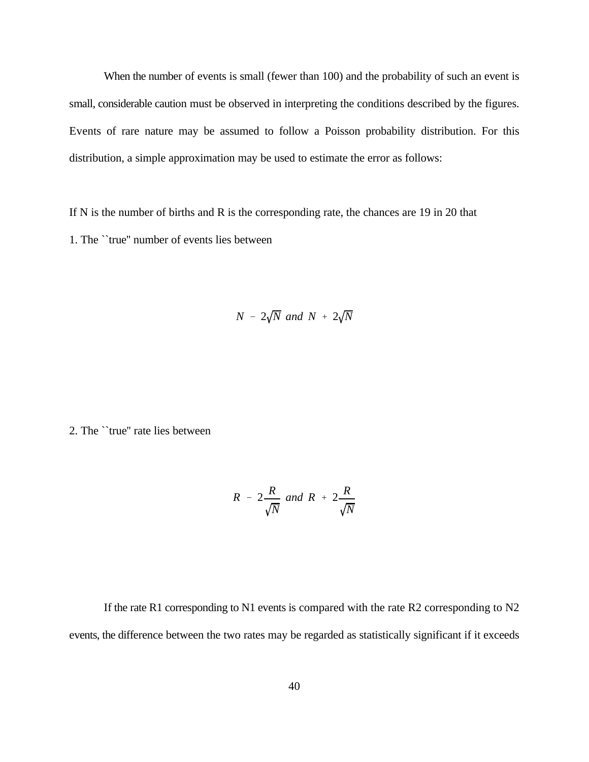When the number of events is small (fewer than 100) and the probability of such an event is small, considerable caution must be observed in interpreting the conditions described by the figures. Events of rare nature may be assumed to follow a Poisson probability distribution. For this distribution, a simple approximation may be used to estimate the error as follows:

If N is the number of births and R is the corresponding rate, the chances are 19 in 20 that

1. The ``true'' number of events lies between

$$N - 2\sqrt{N} \text{ and } N + 2\sqrt{N}$$

2. The ``true'' rate lies between

$$R - 2\frac{R}{\sqrt{N}} \text{ and } R + 2\frac{R}{\sqrt{N}}$$

If the rate R1 corresponding to N1 events is compared with the rate R2 corresponding to N2 events, the difference between the two rates may be regarded as statistically significant if it exceeds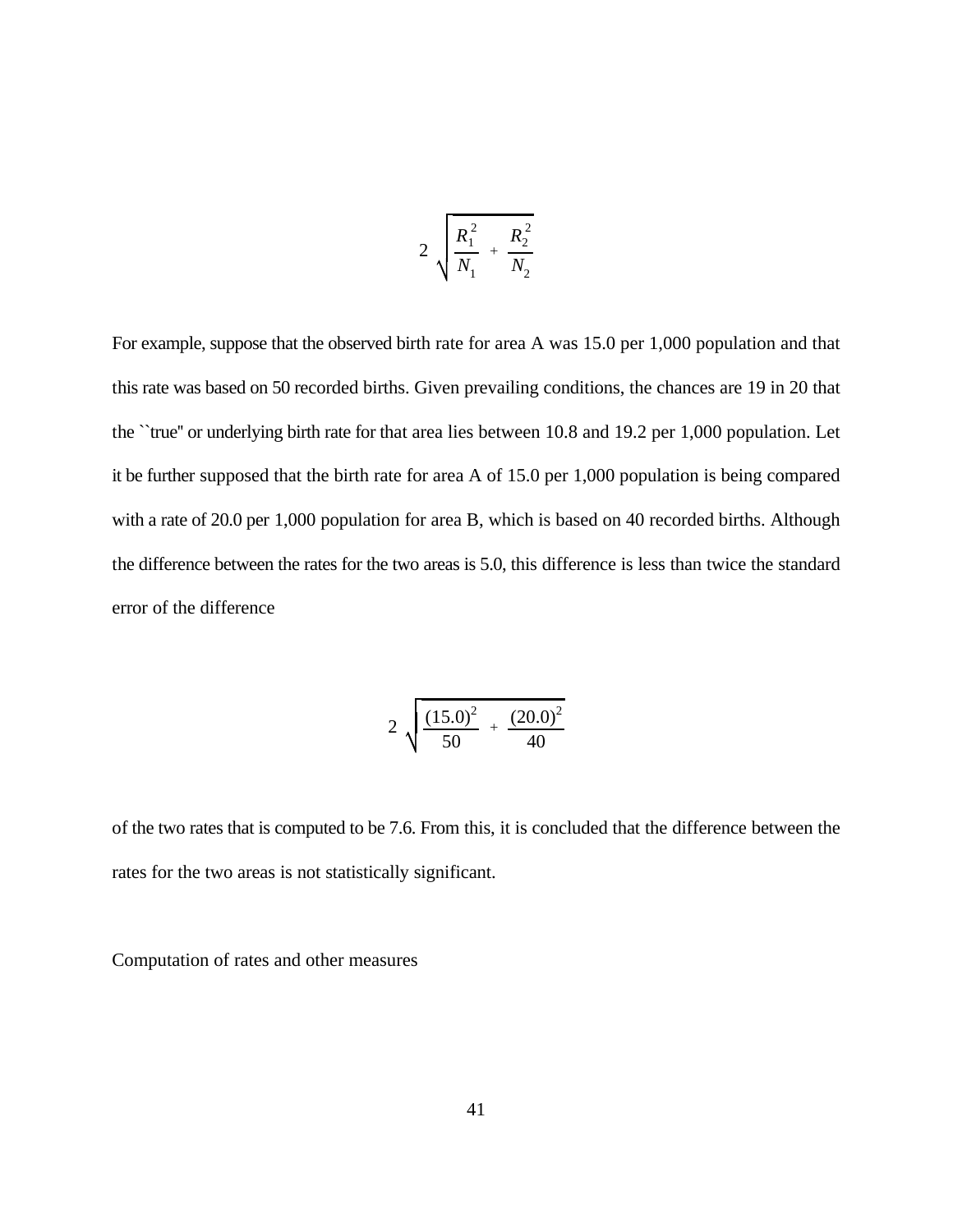$$2\sqrt{\frac{R_1^2}{N_1} + \frac{R_2^2}{N_2}}$$

For example, suppose that the observed birth rate for area A was 15.0 per 1,000 population and that this rate was based on 50 recorded births. Given prevailing conditions, the chances are 19 in 20 that the ``true'' or underlying birth rate for that area lies between 10.8 and 19.2 per 1,000 population. Let it be further supposed that the birth rate for area A of 15.0 per 1,000 population is being compared with a rate of 20.0 per 1,000 population for area B, which is based on 40 recorded births. Although the difference between the rates for the two areas is 5.0, this difference is less than twice the standard error of the difference

$$2\sqrt{\frac{(15.0)^2}{50} + \frac{(20.0)^2}{40}}$$

of the two rates that is computed to be 7.6. From this, it is concluded that the difference between the rates for the two areas is not statistically significant.

Computation of rates and other measures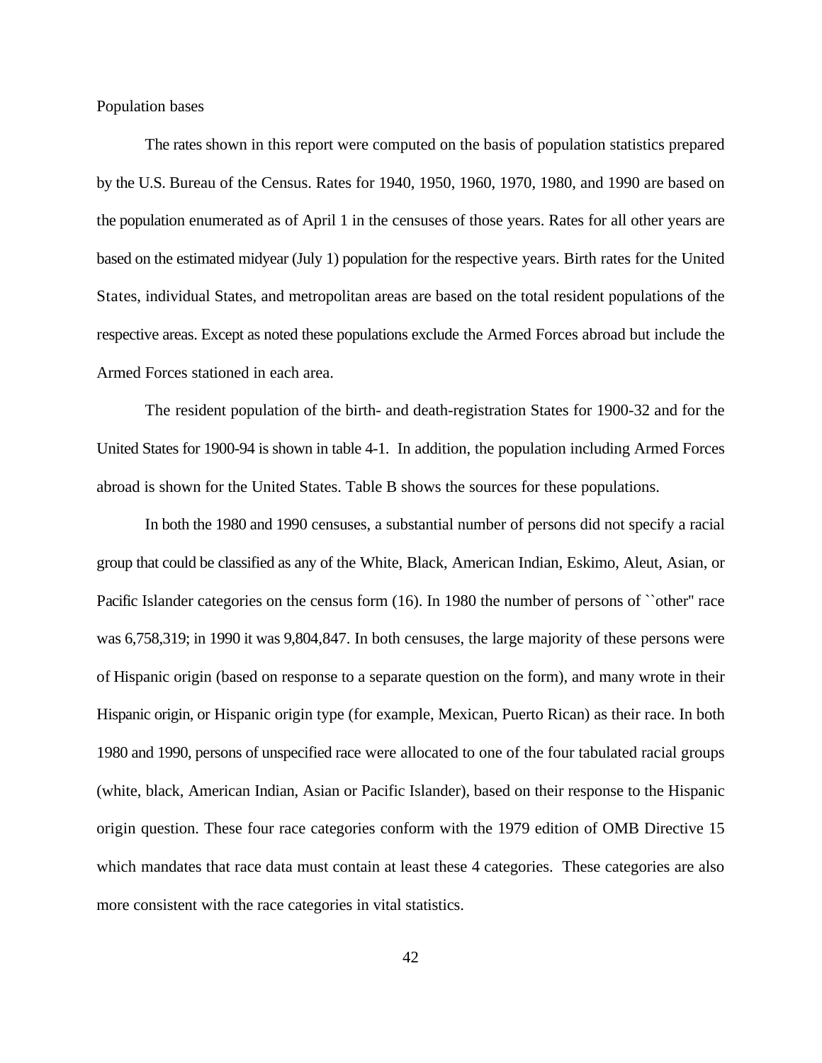## Population bases

The rates shown in this report were computed on the basis of population statistics prepared by the U.S. Bureau of the Census. Rates for 1940, 1950, 1960, 1970, 1980, and 1990 are based on the population enumerated as of April 1 in the censuses of those years. Rates for all other years are based on the estimated midyear (July 1) population for the respective years. Birth rates for the United States, individual States, and metropolitan areas are based on the total resident populations of the respective areas. Except as noted these populations exclude the Armed Forces abroad but include the Armed Forces stationed in each area.

The resident population of the birth- and death-registration States for 1900-32 and for the United States for 1900-94 is shown in table 4-1. In addition, the population including Armed Forces abroad is shown for the United States. Table B shows the sources for these populations.

In both the 1980 and 1990 censuses, a substantial number of persons did not specify a racial group that could be classified as any of the White, Black, American Indian, Eskimo, Aleut, Asian, or Pacific Islander categories on the census form (16). In 1980 the number of persons of ``other'' race was 6,758,319; in 1990 it was 9,804,847. In both censuses, the large majority of these persons were of Hispanic origin (based on response to a separate question on the form), and many wrote in their Hispanic origin, or Hispanic origin type (for example, Mexican, Puerto Rican) as their race. In both 1980 and 1990, persons of unspecified race were allocated to one of the four tabulated racial groups (white, black, American Indian, Asian or Pacific Islander), based on their response to the Hispanic origin question. These four race categories conform with the 1979 edition of OMB Directive 15 which mandates that race data must contain at least these 4 categories. These categories are also more consistent with the race categories in vital statistics.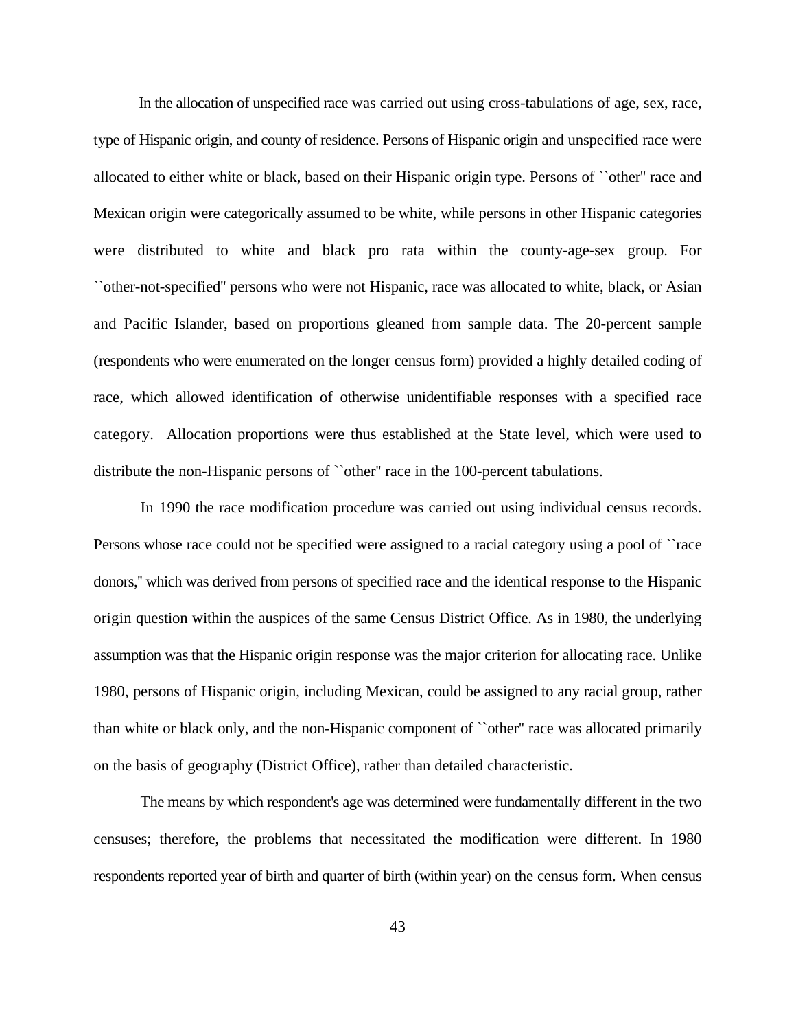In the allocation of unspecified race was carried out using cross-tabulations of age, sex, race, type of Hispanic origin, and county of residence. Persons of Hispanic origin and unspecified race were allocated to either white or black, based on their Hispanic origin type. Persons of ``other'' race and Mexican origin were categorically assumed to be white, while persons in other Hispanic categories were distributed to white and black pro rata within the county-age-sex group. For ``other-not-specified'' persons who were not Hispanic, race was allocated to white, black, or Asian and Pacific Islander, based on proportions gleaned from sample data. The 20-percent sample (respondents who were enumerated on the longer census form) provided a highly detailed coding of race, which allowed identification of otherwise unidentifiable responses with a specified race category. Allocation proportions were thus established at the State level, which were used to distribute the non-Hispanic persons of ``other'' race in the 100-percent tabulations.

In 1990 the race modification procedure was carried out using individual census records. Persons whose race could not be specified were assigned to a racial category using a pool of ``race donors,'' which was derived from persons of specified race and the identical response to the Hispanic origin question within the auspices of the same Census District Office. As in 1980, the underlying assumption was that the Hispanic origin response was the major criterion for allocating race. Unlike 1980, persons of Hispanic origin, including Mexican, could be assigned to any racial group, rather than white or black only, and the non-Hispanic component of ``other'' race was allocated primarily on the basis of geography (District Office), rather than detailed characteristic.

The means by which respondent's age was determined were fundamentally different in the two censuses; therefore, the problems that necessitated the modification were different. In 1980 respondents reported year of birth and quarter of birth (within year) on the census form. When census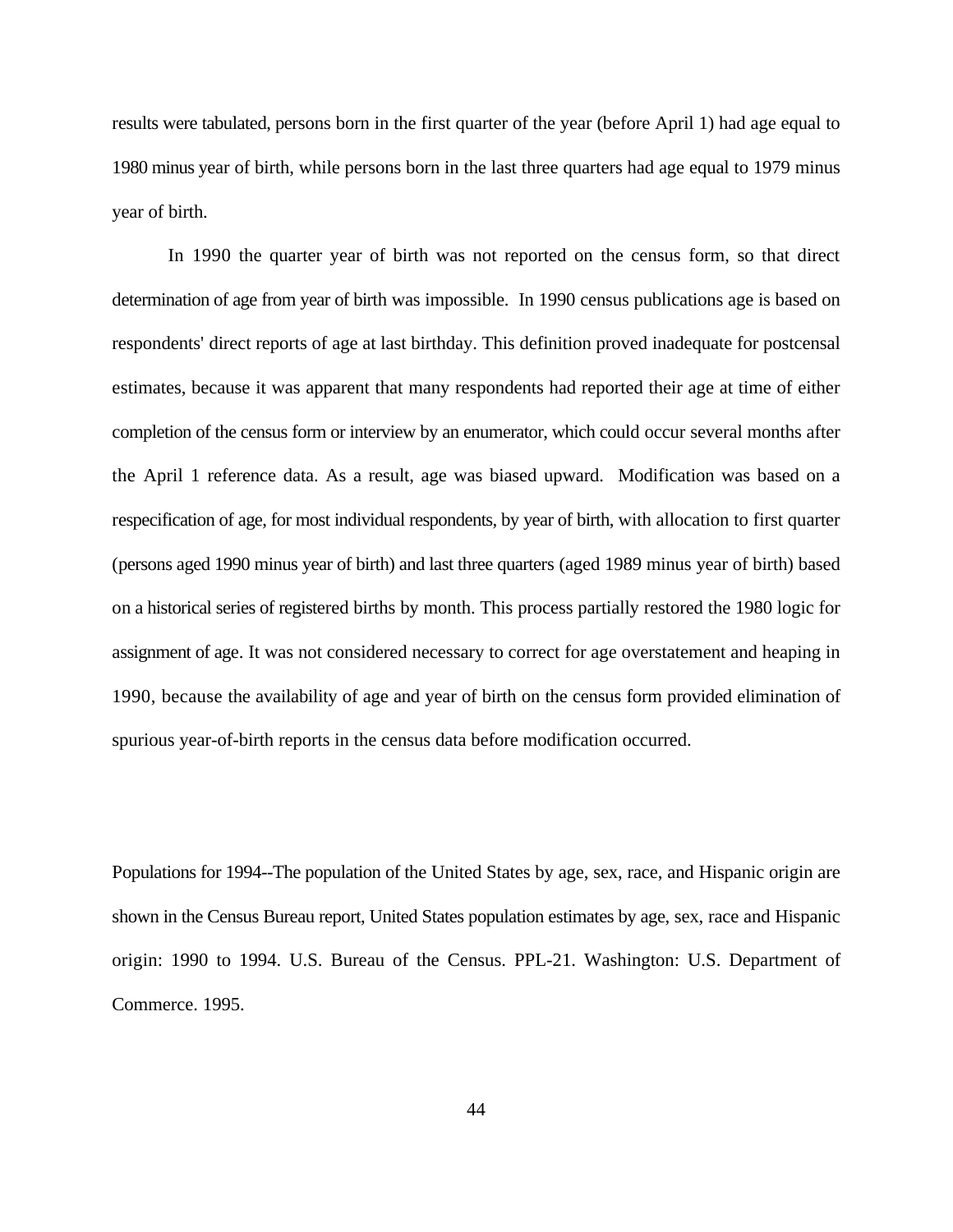results were tabulated, persons born in the first quarter of the year (before April 1) had age equal to 1980 minus year of birth, while persons born in the last three quarters had age equal to 1979 minus year of birth.

In 1990 the quarter year of birth was not reported on the census form, so that direct determination of age from year of birth was impossible. In 1990 census publications age is based on respondents' direct reports of age at last birthday. This definition proved inadequate for postcensal estimates, because it was apparent that many respondents had reported their age at time of either completion of the census form or interview by an enumerator, which could occur several months after the April 1 reference data. As a result, age was biased upward. Modification was based on a respecification of age, for most individual respondents, by year of birth, with allocation to first quarter (persons aged 1990 minus year of birth) and last three quarters (aged 1989 minus year of birth) based on a historical series of registered births by month. This process partially restored the 1980 logic for assignment of age. It was not considered necessary to correct for age overstatement and heaping in 1990, because the availability of age and year of birth on the census form provided elimination of spurious year-of-birth reports in the census data before modification occurred.

Populations for 1994--The population of the United States by age, sex, race, and Hispanic origin are shown in the Census Bureau report, United States population estimates by age, sex, race and Hispanic origin: 1990 to 1994. U.S. Bureau of the Census. PPL-21. Washington: U.S. Department of Commerce. 1995.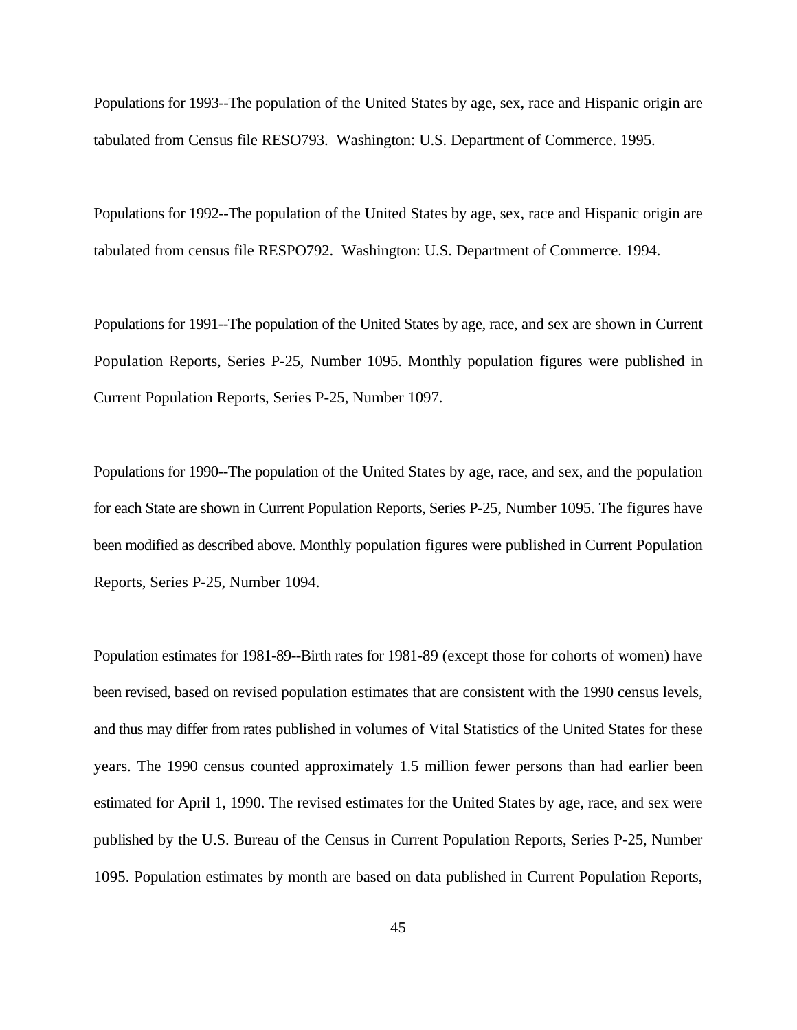Populations for 1993--The population of the United States by age, sex, race and Hispanic origin are tabulated from Census file RESO793. Washington: U.S. Department of Commerce. 1995.

Populations for 1992--The population of the United States by age, sex, race and Hispanic origin are tabulated from census file RESPO792. Washington: U.S. Department of Commerce. 1994.

Populations for 1991--The population of the United States by age, race, and sex are shown in Current Population Reports, Series P-25, Number 1095. Monthly population figures were published in Current Population Reports, Series P-25, Number 1097.

Populations for 1990--The population of the United States by age, race, and sex, and the population for each State are shown in Current Population Reports, Series P-25, Number 1095. The figures have been modified as described above. Monthly population figures were published in Current Population Reports, Series P-25, Number 1094.

Population estimates for 1981-89--Birth rates for 1981-89 (except those for cohorts of women) have been revised, based on revised population estimates that are consistent with the 1990 census levels, and thus may differ from rates published in volumes of Vital Statistics of the United States for these years. The 1990 census counted approximately 1.5 million fewer persons than had earlier been estimated for April 1, 1990. The revised estimates for the United States by age, race, and sex were published by the U.S. Bureau of the Census in Current Population Reports, Series P-25, Number 1095. Population estimates by month are based on data published in Current Population Reports,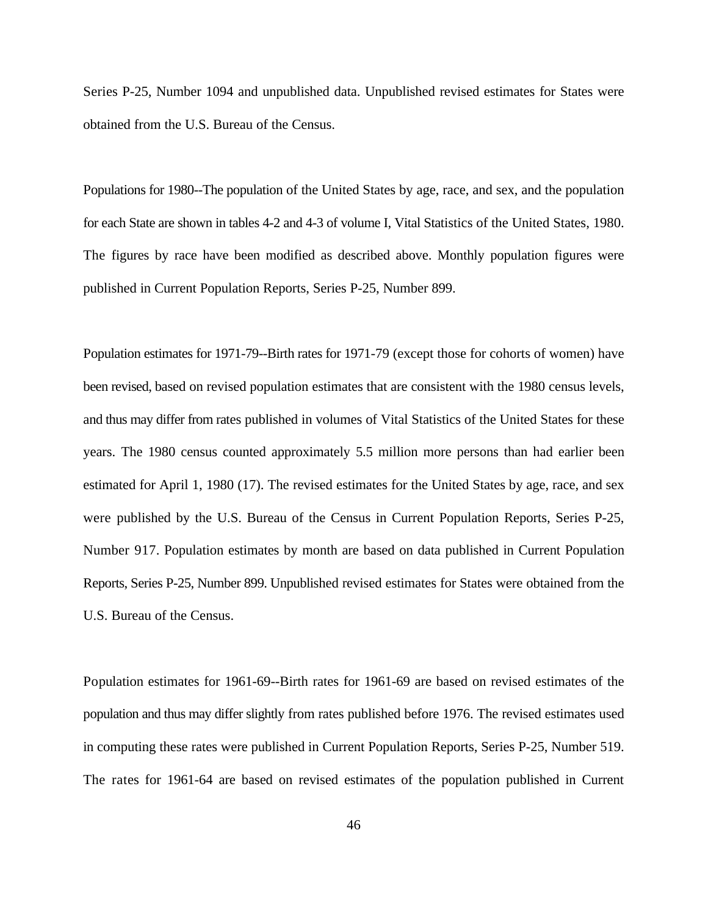Series P-25, Number 1094 and unpublished data. Unpublished revised estimates for States were obtained from the U.S. Bureau of the Census.

Populations for 1980--The population of the United States by age, race, and sex, and the population for each State are shown in tables 4-2 and 4-3 of volume I, Vital Statistics of the United States, 1980. The figures by race have been modified as described above. Monthly population figures were published in Current Population Reports, Series P-25, Number 899.

Population estimates for 1971-79--Birth rates for 1971-79 (except those for cohorts of women) have been revised, based on revised population estimates that are consistent with the 1980 census levels, and thus may differ from rates published in volumes of Vital Statistics of the United States for these years. The 1980 census counted approximately 5.5 million more persons than had earlier been estimated for April 1, 1980 (17). The revised estimates for the United States by age, race, and sex were published by the U.S. Bureau of the Census in Current Population Reports, Series P-25, Number 917. Population estimates by month are based on data published in Current Population Reports, Series P-25, Number 899. Unpublished revised estimates for States were obtained from the U.S. Bureau of the Census.

Population estimates for 1961-69--Birth rates for 1961-69 are based on revised estimates of the population and thus may differ slightly from rates published before 1976. The revised estimates used in computing these rates were published in Current Population Reports, Series P-25, Number 519. The rates for 1961-64 are based on revised estimates of the population published in Current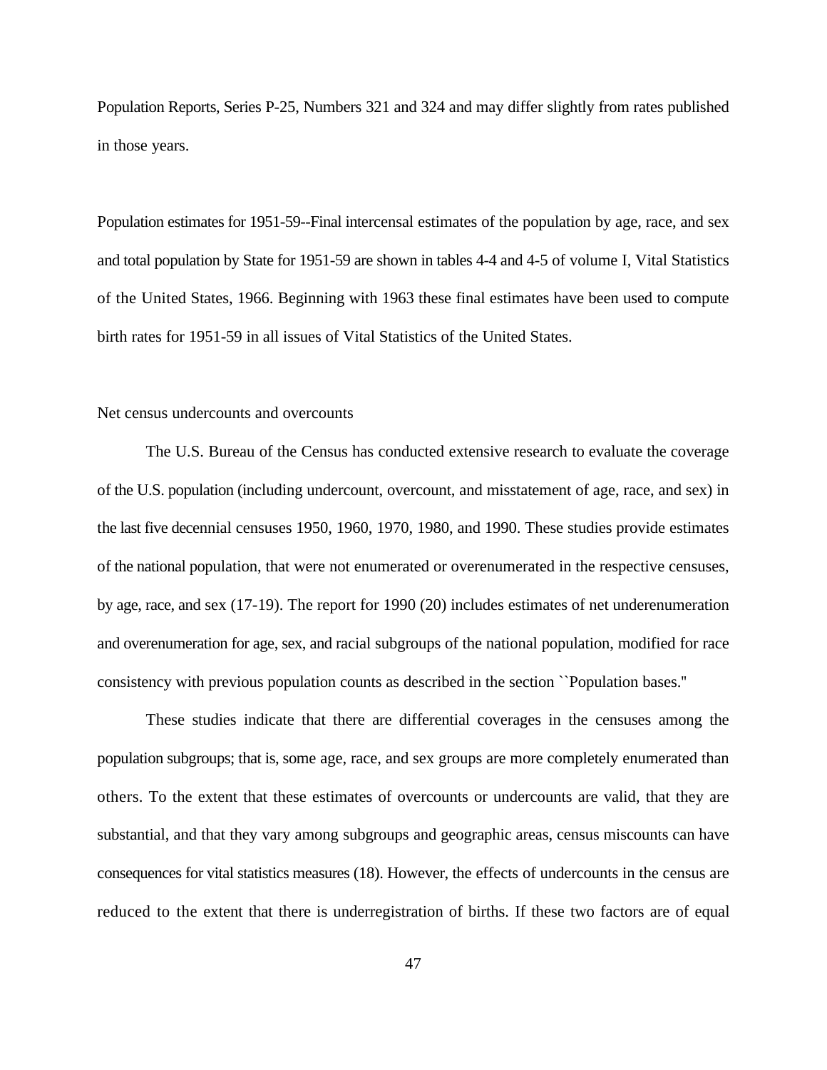Population Reports, Series P-25, Numbers 321 and 324 and may differ slightly from rates published in those years.

Population estimates for 1951-59--Final intercensal estimates of the population by age, race, and sex and total population by State for 1951-59 are shown in tables 4-4 and 4-5 of volume I, Vital Statistics of the United States, 1966. Beginning with 1963 these final estimates have been used to compute birth rates for 1951-59 in all issues of Vital Statistics of the United States.

Net census undercounts and overcounts

The U.S. Bureau of the Census has conducted extensive research to evaluate the coverage of the U.S. population (including undercount, overcount, and misstatement of age, race, and sex) in the last five decennial censuses 1950, 1960, 1970, 1980, and 1990. These studies provide estimates of the national population, that were not enumerated or overenumerated in the respective censuses, by age, race, and sex (17-19). The report for 1990 (20) includes estimates of net underenumeration and overenumeration for age, sex, and racial subgroups of the national population, modified for race consistency with previous population counts as described in the section ``Population bases.''

These studies indicate that there are differential coverages in the censuses among the population subgroups; that is, some age, race, and sex groups are more completely enumerated than others. To the extent that these estimates of overcounts or undercounts are valid, that they are substantial, and that they vary among subgroups and geographic areas, census miscounts can have consequences for vital statistics measures (18). However, the effects of undercounts in the census are reduced to the extent that there is underregistration of births. If these two factors are of equal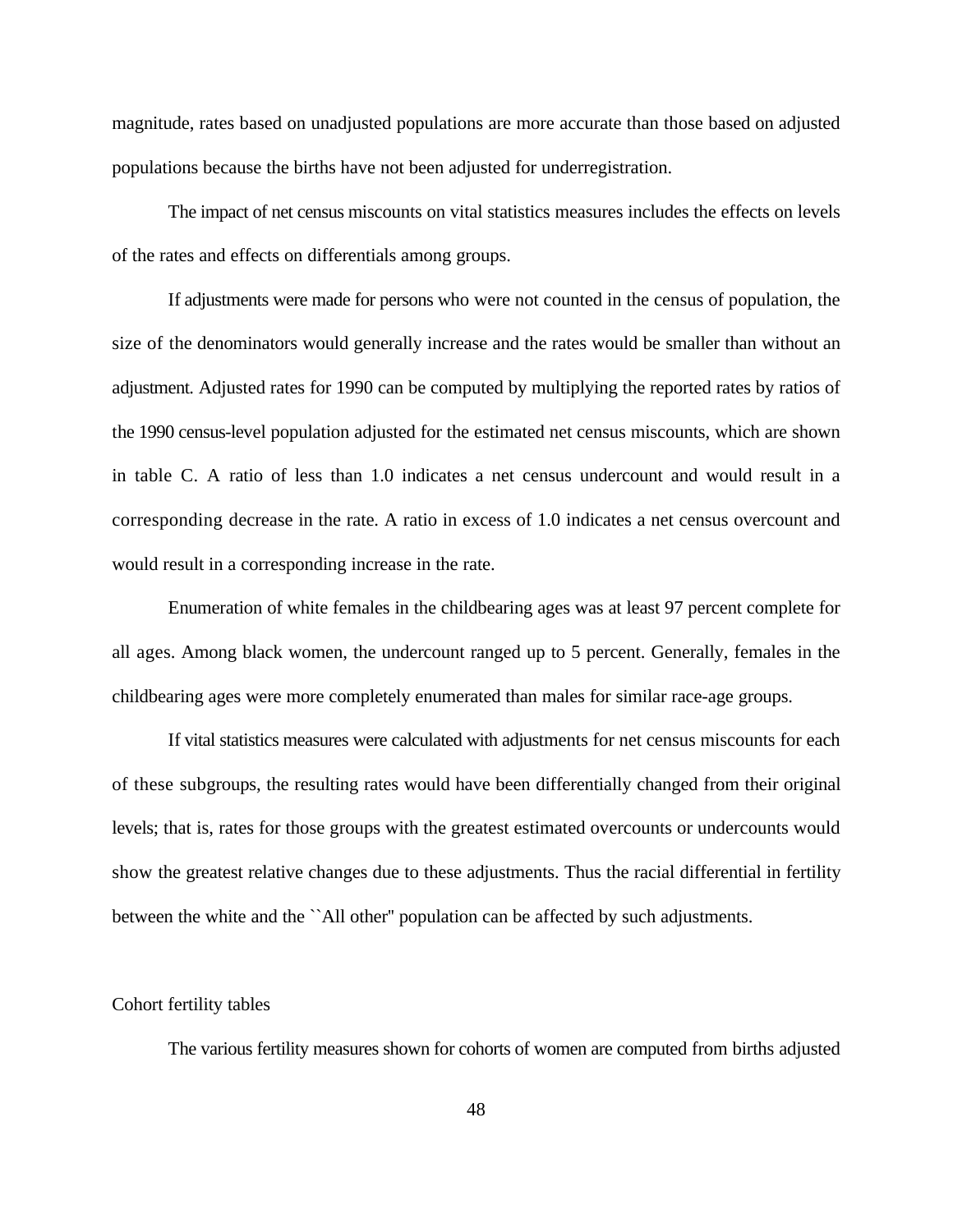magnitude, rates based on unadjusted populations are more accurate than those based on adjusted populations because the births have not been adjusted for underregistration.

The impact of net census miscounts on vital statistics measures includes the effects on levels of the rates and effects on differentials among groups.

If adjustments were made for persons who were not counted in the census of population, the size of the denominators would generally increase and the rates would be smaller than without an adjustment. Adjusted rates for 1990 can be computed by multiplying the reported rates by ratios of the 1990 census-level population adjusted for the estimated net census miscounts, which are shown in table C. A ratio of less than 1.0 indicates a net census undercount and would result in a corresponding decrease in the rate. A ratio in excess of 1.0 indicates a net census overcount and would result in a corresponding increase in the rate.

Enumeration of white females in the childbearing ages was at least 97 percent complete for all ages. Among black women, the undercount ranged up to 5 percent. Generally, females in the childbearing ages were more completely enumerated than males for similar race-age groups.

If vital statistics measures were calculated with adjustments for net census miscounts for each of these subgroups, the resulting rates would have been differentially changed from their original levels; that is, rates for those groups with the greatest estimated overcounts or undercounts would show the greatest relative changes due to these adjustments. Thus the racial differential in fertility between the white and the ``All other'' population can be affected by such adjustments.

## Cohort fertility tables

The various fertility measures shown for cohorts of women are computed from births adjusted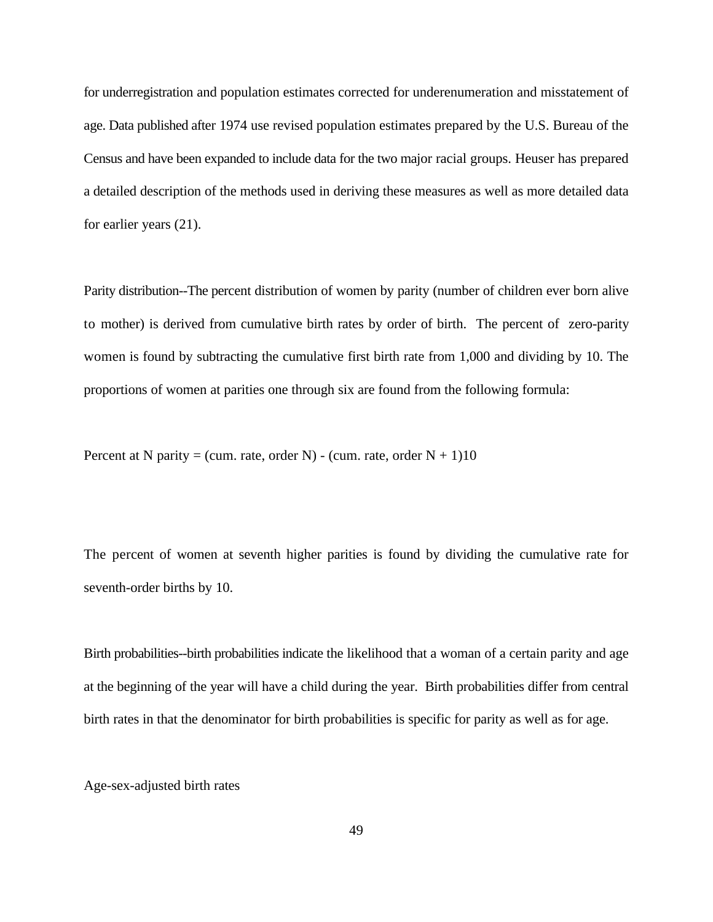for underregistration and population estimates corrected for underenumeration and misstatement of age. Data published after 1974 use revised population estimates prepared by the U.S. Bureau of the Census and have been expanded to include data for the two major racial groups. Heuser has prepared a detailed description of the methods used in deriving these measures as well as more detailed data for earlier years (21).

Parity distribution--The percent distribution of women by parity (number of children ever born alive to mother) is derived from cumulative birth rates by order of birth. The percent of zero-parity women is found by subtracting the cumulative first birth rate from 1,000 and dividing by 10. The proportions of women at parities one through six are found from the following formula:

Percent at N parity = (cum. rate, order N) - (cum. rate, order N + 1)10

The percent of women at seventh higher parities is found by dividing the cumulative rate for seventh-order births by 10.

Birth probabilities--birth probabilities indicate the likelihood that a woman of a certain parity and age at the beginning of the year will have a child during the year. Birth probabilities differ from central birth rates in that the denominator for birth probabilities is specific for parity as well as for age.

Age-sex-adjusted birth rates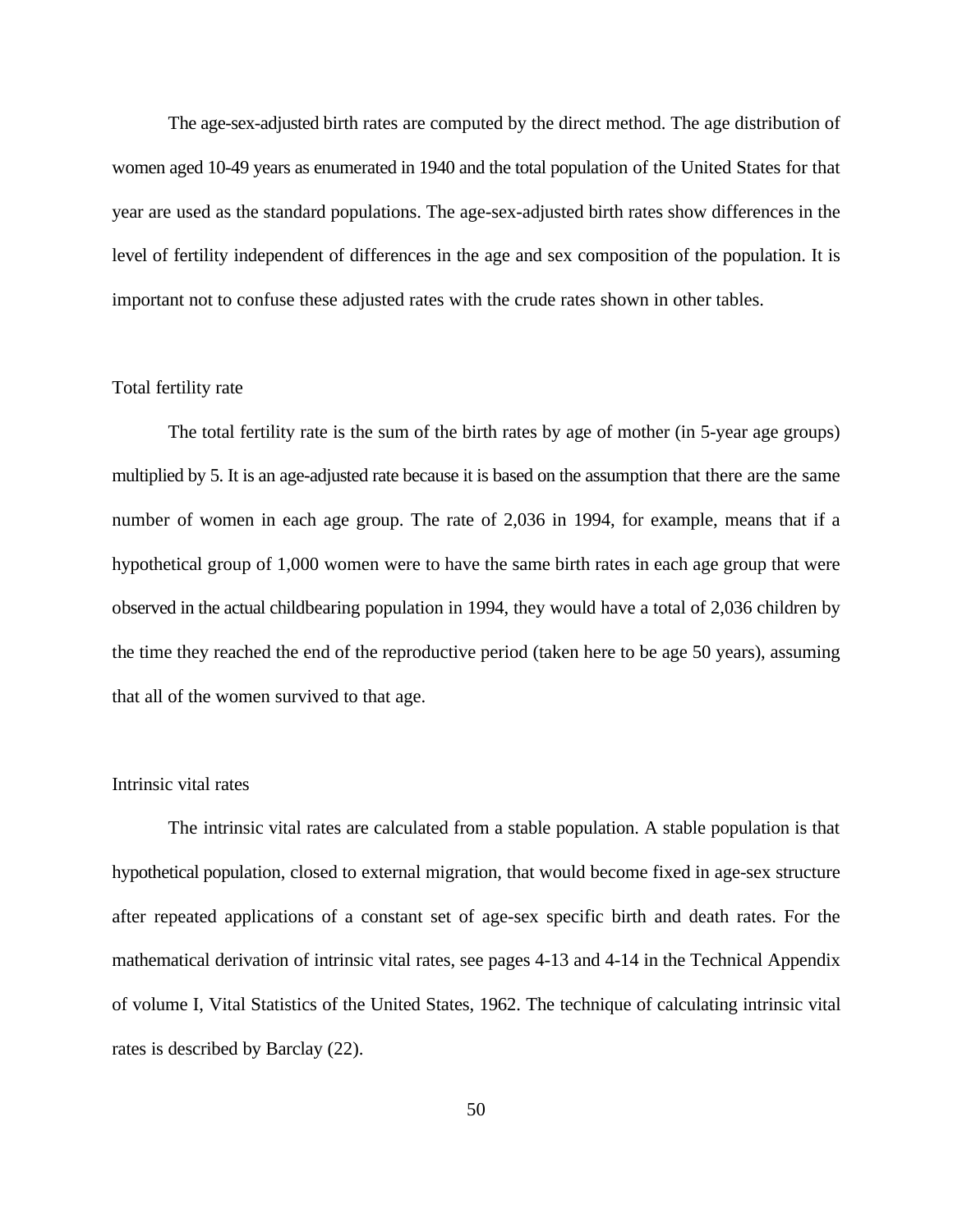The age-sex-adjusted birth rates are computed by the direct method. The age distribution of women aged 10-49 years as enumerated in 1940 and the total population of the United States for that year are used as the standard populations. The age-sex-adjusted birth rates show differences in the level of fertility independent of differences in the age and sex composition of the population. It is important not to confuse these adjusted rates with the crude rates shown in other tables.

## Total fertility rate

The total fertility rate is the sum of the birth rates by age of mother (in 5-year age groups) multiplied by 5. It is an age-adjusted rate because it is based on the assumption that there are the same number of women in each age group. The rate of 2,036 in 1994, for example, means that if a hypothetical group of 1,000 women were to have the same birth rates in each age group that were observed in the actual childbearing population in 1994, they would have a total of 2,036 children by the time they reached the end of the reproductive period (taken here to be age 50 years), assuming that all of the women survived to that age.

## Intrinsic vital rates

The intrinsic vital rates are calculated from a stable population. A stable population is that hypothetical population, closed to external migration, that would become fixed in age-sex structure after repeated applications of a constant set of age-sex specific birth and death rates. For the mathematical derivation of intrinsic vital rates, see pages 4-13 and 4-14 in the Technical Appendix of volume I, Vital Statistics of the United States, 1962. The technique of calculating intrinsic vital rates is described by Barclay (22).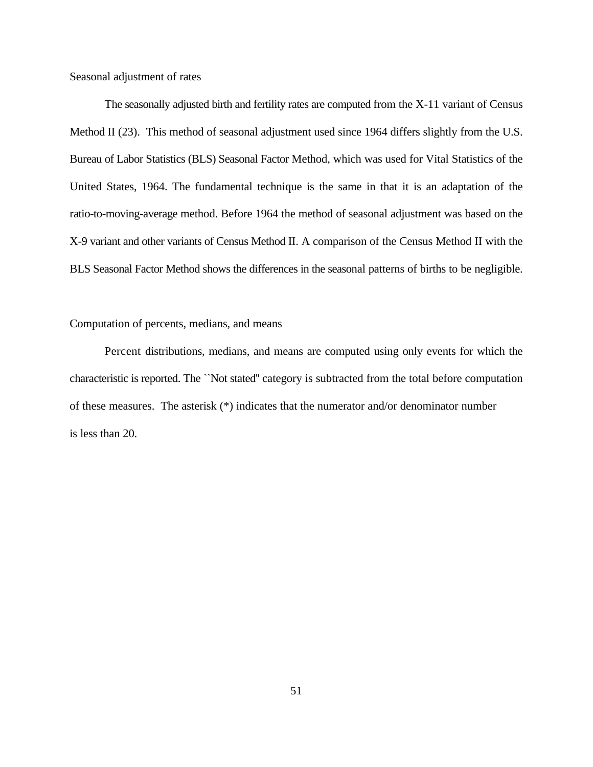## Seasonal adjustment of rates

The seasonally adjusted birth and fertility rates are computed from the X-11 variant of Census Method II (23). This method of seasonal adjustment used since 1964 differs slightly from the U.S. Bureau of Labor Statistics (BLS) Seasonal Factor Method, which was used for Vital Statistics of the United States, 1964. The fundamental technique is the same in that it is an adaptation of the ratio-to-moving-average method. Before 1964 the method of seasonal adjustment was based on the X-9 variant and other variants of Census Method II. A comparison of the Census Method II with the BLS Seasonal Factor Method shows the differences in the seasonal patterns of births to be negligible.

## Computation of percents, medians, and means

Percent distributions, medians, and means are computed using only events for which the characteristic is reported. The ``Not stated'' category is subtracted from the total before computation of these measures. The asterisk (*) indicates that the numerator and/or denominator number is less than 20.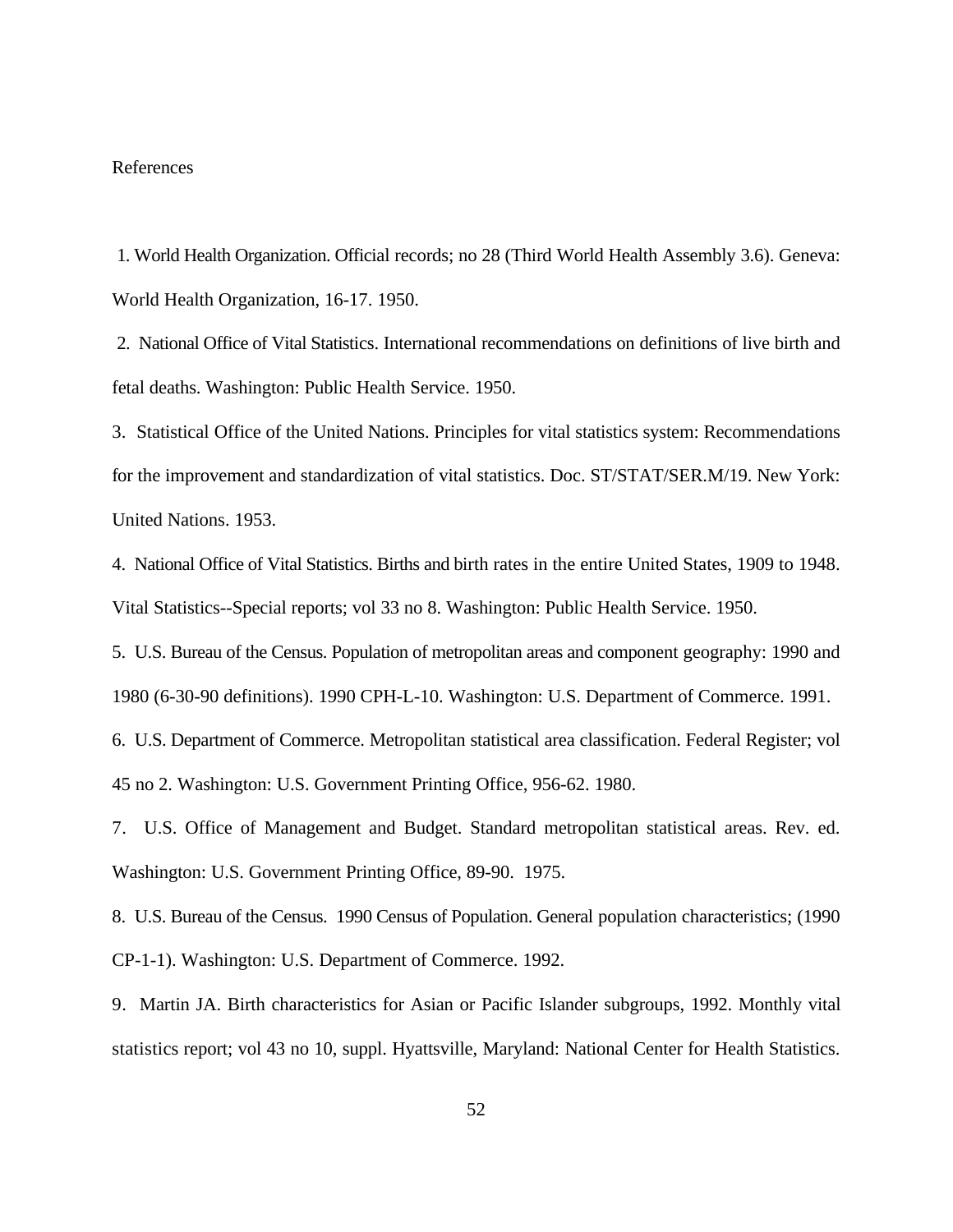References

1. World Health Organization. Official records; no 28 (Third World Health Assembly 3.6). Geneva: World Health Organization, 16-17. 1950.

2. National Office of Vital Statistics. International recommendations on definitions of live birth and fetal deaths. Washington: Public Health Service. 1950.

3. Statistical Office of the United Nations. Principles for vital statistics system: Recommendations for the improvement and standardization of vital statistics. Doc. ST/STAT/SER.M/19. New York: United Nations. 1953.

4. National Office of Vital Statistics. Births and birth rates in the entire United States, 1909 to 1948. Vital Statistics--Special reports; vol 33 no 8. Washington: Public Health Service. 1950.

5. U.S. Bureau of the Census. Population of metropolitan areas and component geography: 1990 and 1980 (6-30-90 definitions). 1990 CPH-L-10. Washington: U.S. Department of Commerce. 1991.

6. U.S. Department of Commerce. Metropolitan statistical area classification. Federal Register; vol 45 no 2. Washington: U.S. Government Printing Office, 956-62. 1980.

7. U.S. Office of Management and Budget. Standard metropolitan statistical areas. Rev. ed. Washington: U.S. Government Printing Office, 89-90. 1975.

8. U.S. Bureau of the Census. 1990 Census of Population. General population characteristics; (1990 CP-1-1). Washington: U.S. Department of Commerce. 1992.

9. Martin JA. Birth characteristics for Asian or Pacific Islander subgroups, 1992. Monthly vital statistics report; vol 43 no 10, suppl. Hyattsville, Maryland: National Center for Health Statistics.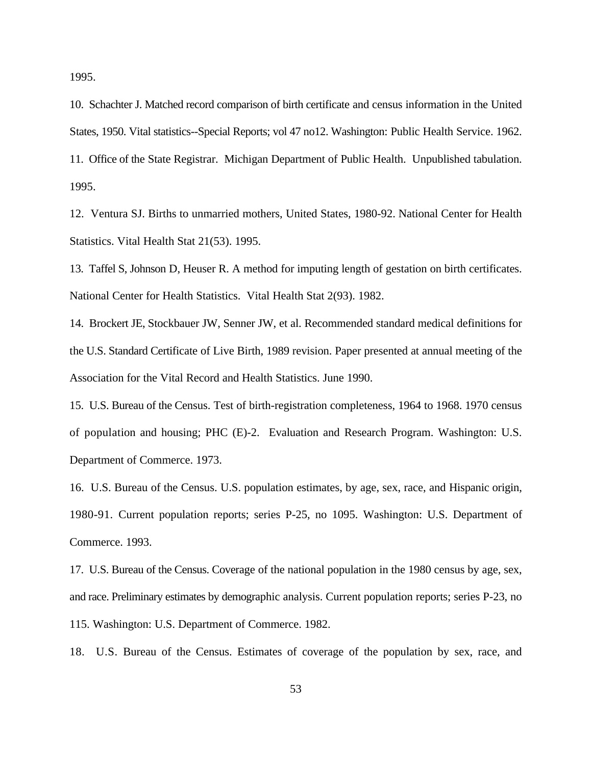1995.

10. Schachter J. Matched record comparison of birth certificate and census information in the United States, 1950. Vital statistics--Special Reports; vol 47 no12. Washington: Public Health Service. 1962.

11. Office of the State Registrar. Michigan Department of Public Health. Unpublished tabulation. 1995.

12. Ventura SJ. Births to unmarried mothers, United States, 1980-92. National Center for Health Statistics. Vital Health Stat 21(53). 1995.

13. Taffel S, Johnson D, Heuser R. A method for imputing length of gestation on birth certificates. National Center for Health Statistics. Vital Health Stat 2(93). 1982.

14. Brockert JE, Stockbauer JW, Senner JW, et al. Recommended standard medical definitions for the U.S. Standard Certificate of Live Birth, 1989 revision. Paper presented at annual meeting of the Association for the Vital Record and Health Statistics. June 1990.

15. U.S. Bureau of the Census. Test of birth-registration completeness, 1964 to 1968. 1970 census of population and housing; PHC (E)-2. Evaluation and Research Program. Washington: U.S. Department of Commerce. 1973.

16. U.S. Bureau of the Census. U.S. population estimates, by age, sex, race, and Hispanic origin, 1980-91. Current population reports; series P-25, no 1095. Washington: U.S. Department of Commerce. 1993.

17. U.S. Bureau of the Census. Coverage of the national population in the 1980 census by age, sex, and race. Preliminary estimates by demographic analysis. Current population reports; series P-23, no 115. Washington: U.S. Department of Commerce. 1982.

18. U.S. Bureau of the Census. Estimates of coverage of the population by sex, race, and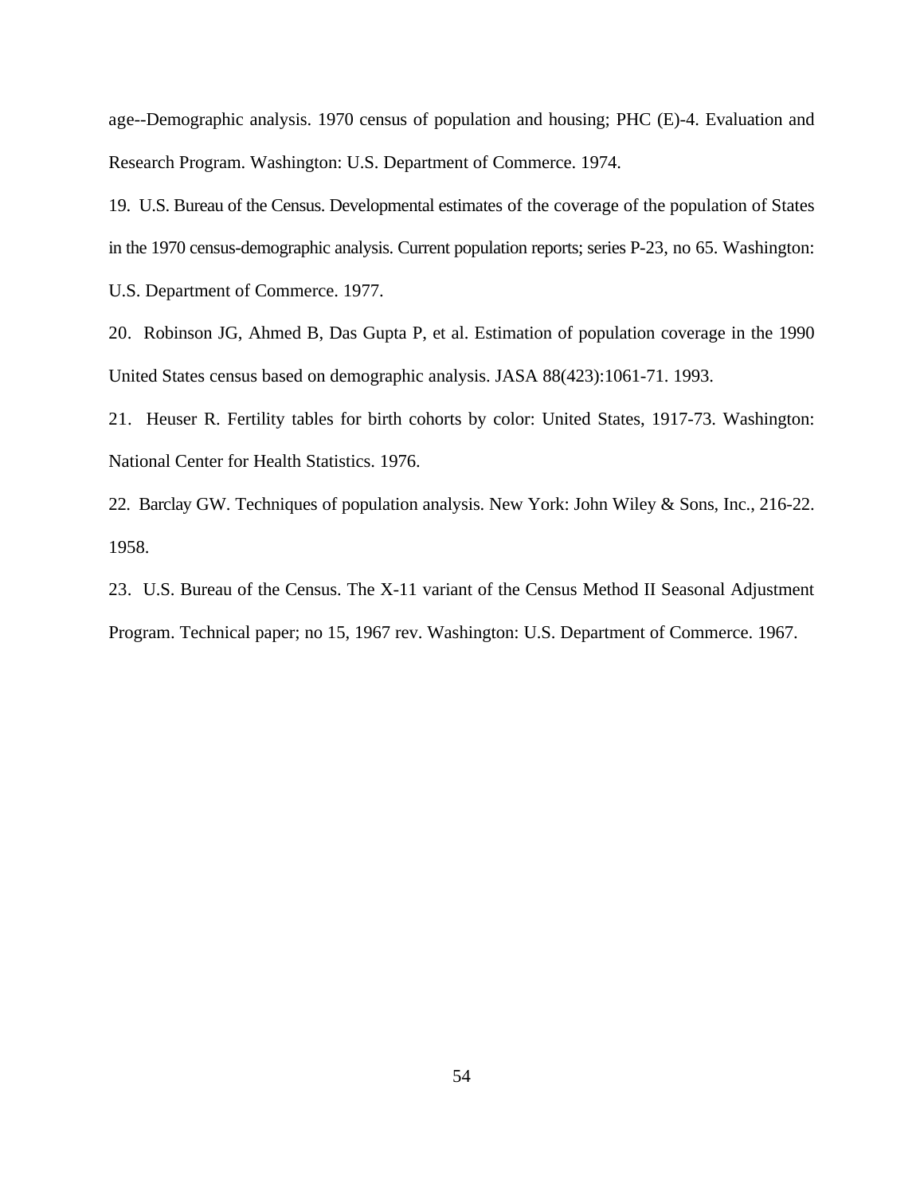age--Demographic analysis. 1970 census of population and housing; PHC (E)-4. Evaluation and Research Program. Washington: U.S. Department of Commerce. 1974.

19. U.S. Bureau of the Census. Developmental estimates of the coverage of the population of States in the 1970 census-demographic analysis. Current population reports; series P-23, no 65. Washington: U.S. Department of Commerce. 1977.

20. Robinson JG, Ahmed B, Das Gupta P, et al. Estimation of population coverage in the 1990 United States census based on demographic analysis. JASA 88(423):1061-71. 1993.

21. Heuser R. Fertility tables for birth cohorts by color: United States, 1917-73. Washington: National Center for Health Statistics. 1976.

22. Barclay GW. Techniques of population analysis. New York: John Wiley & Sons, Inc., 216-22. 1958.

23. U.S. Bureau of the Census. The X-11 variant of the Census Method II Seasonal Adjustment Program. Technical paper; no 15, 1967 rev. Washington: U.S. Department of Commerce. 1967.